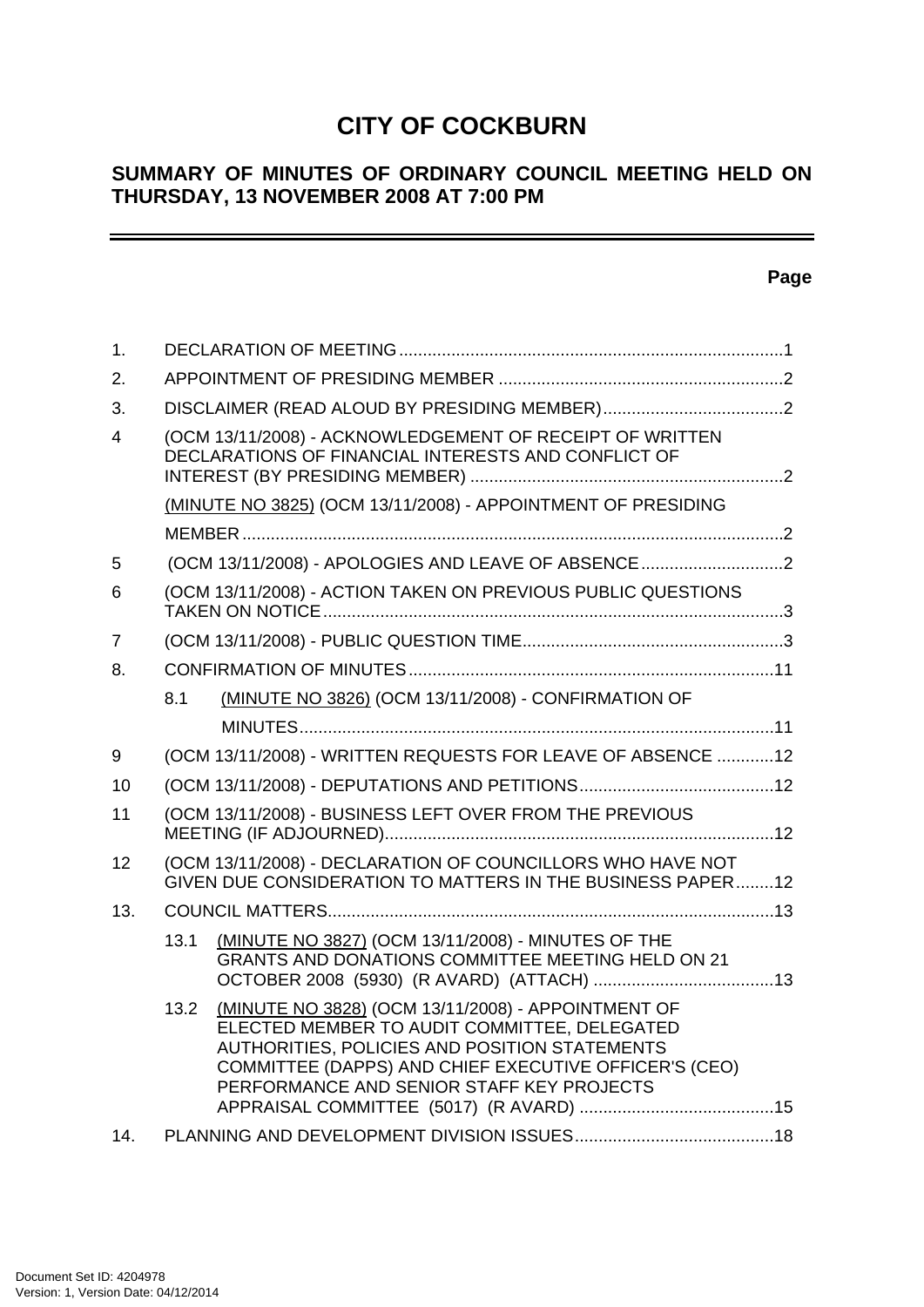# CITY OF COCKBURN

## SUMMARY OF MINUTES OF ORDINARY COUNCIL MEETING HELD ON THURSDAY, 13 NOVEMBER 2008 AT 7:00 PM

**Page**

1. DECLARATION OF MEETING ....................................................................................1
2. APPOINTMENT OF PRESIDING MEMBER ...............................................................2
3. DISCLAIMER (READ ALOUD BY PRESIDING MEMBER)........................................2
4 (OCM 13/11/2008) - ACKNOWLEDGEMENT OF RECEIPT OF WRITTEN DECLARATIONS OF FINANCIAL INTERESTS AND CONFLICT OF INTEREST (BY PRESIDING MEMBER) ..................................................................2

   (MINUTE NO 3825) (OCM 13/11/2008) - APPOINTMENT OF PRESIDING MEMBER ..................................................................................................................2

5 (OCM 13/11/2008) - APOLOGIES AND LEAVE OF ABSENCE..............................2
6 (OCM 13/11/2008) - ACTION TAKEN ON PREVIOUS PUBLIC QUESTIONS TAKEN ON NOTICE.................................................................................................3
7 (OCM 13/11/2008) - PUBLIC QUESTION TIME.......................................................3
8. CONFIRMATION OF MINUTES.............................................................................11

   8.1 (MINUTE NO 3826) (OCM 13/11/2008) - CONFIRMATION OF MINUTES....................................................................................................11

9 (OCM 13/11/2008) - WRITTEN REQUESTS FOR LEAVE OF ABSENCE ............12
10 (OCM 13/11/2008) - DEPUTATIONS AND PETITIONS.........................................12
11 (OCM 13/11/2008) - BUSINESS LEFT OVER FROM THE PREVIOUS MEETING (IF ADJOURNED)..................................................................................12
12 (OCM 13/11/2008) - DECLARATION OF COUNCILLORS WHO HAVE NOT GIVEN DUE CONSIDERATION TO MATTERS IN THE BUSINESS PAPER........12
13. COUNCIL MATTERS..............................................................................................13

   13.1 (MINUTE NO 3827) (OCM 13/11/2008) - MINUTES OF THE GRANTS AND DONATIONS COMMITTEE MEETING HELD ON 21 OCTOBER 2008 (5930) (R AVARD) (ATTACH) ......................................13

   13.2 (MINUTE NO 3828) (OCM 13/11/2008) - APPOINTMENT OF ELECTED MEMBER TO AUDIT COMMITTEE, DELEGATED AUTHORITIES, POLICIES AND POSITION STATEMENTS COMMITTEE (DAPPS) AND CHIEF EXECUTIVE OFFICER'S (CEO) PERFORMANCE AND SENIOR STAFF KEY PROJECTS APPRAISAL COMMITTEE (5017) (R AVARD) .........................................15

14. PLANNING AND DEVELOPMENT DIVISION ISSUES..........................................18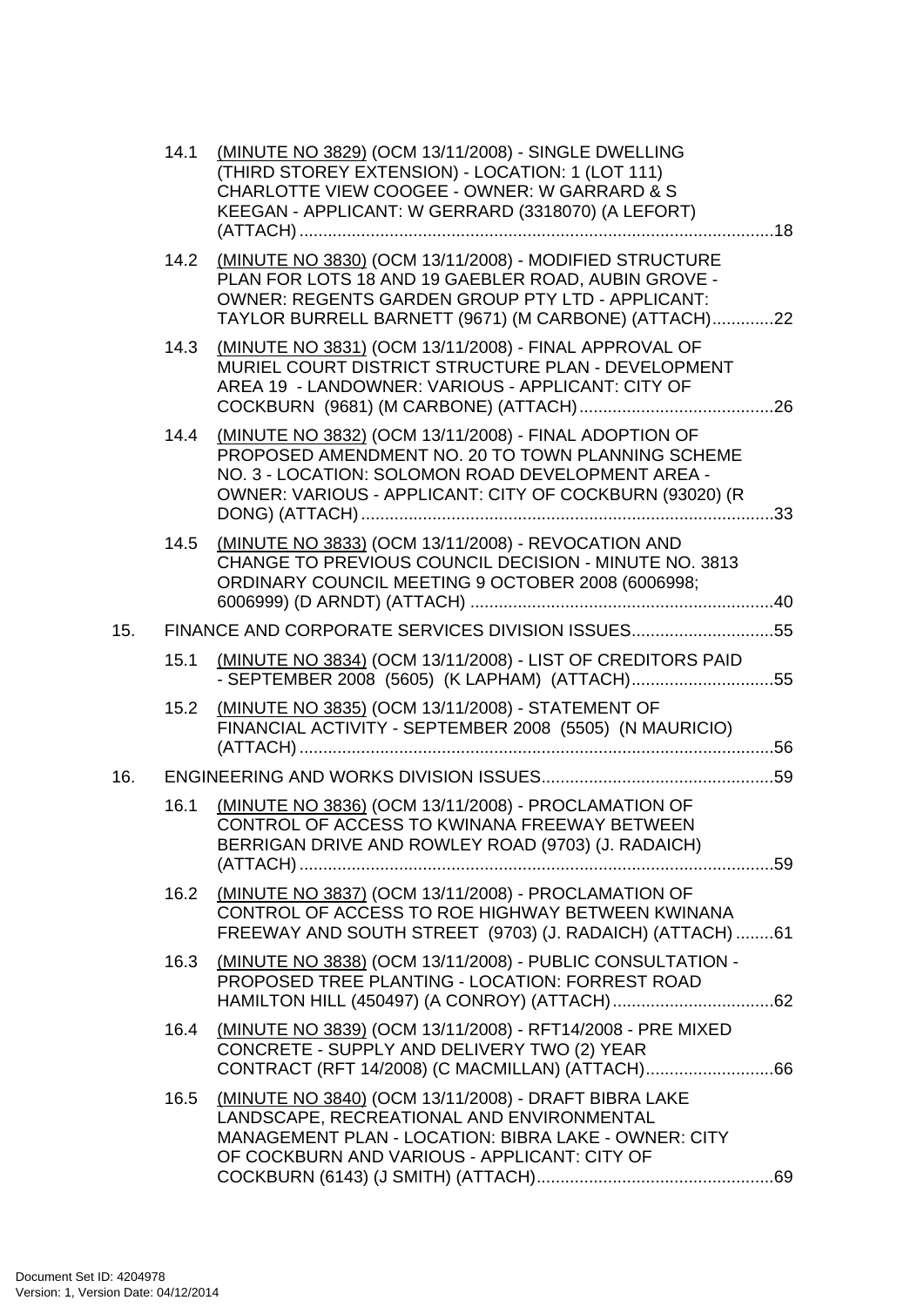14.1 (MINUTE NO 3829) (OCM 13/11/2008) - SINGLE DWELLING (THIRD STOREY EXTENSION) - LOCATION: 1 (LOT 111) CHARLOTTE VIEW COOGEE - OWNER: W GARRARD & S KEEGAN - APPLICANT: W GERRARD (3318070) (A LEFORT) (ATTACH)....................................................................................................18

14.2 (MINUTE NO 3830) (OCM 13/11/2008) - MODIFIED STRUCTURE PLAN FOR LOTS 18 AND 19 GAEBLER ROAD, AUBIN GROVE - OWNER: REGENTS GARDEN GROUP PTY LTD - APPLICANT: TAYLOR BURRELL BARNETT (9671) (M CARBONE) (ATTACH).............22

14.3 (MINUTE NO 3831) (OCM 13/11/2008) - FINAL APPROVAL OF MURIEL COURT DISTRICT STRUCTURE PLAN - DEVELOPMENT AREA 19 - LANDOWNER: VARIOUS - APPLICANT: CITY OF COCKBURN (9681) (M CARBONE) (ATTACH).........................................26

14.4 (MINUTE NO 3832) (OCM 13/11/2008) - FINAL ADOPTION OF PROPOSED AMENDMENT NO. 20 TO TOWN PLANNING SCHEME NO. 3 - LOCATION: SOLOMON ROAD DEVELOPMENT AREA - OWNER: VARIOUS - APPLICANT: CITY OF COCKBURN (93020) (R DONG) (ATTACH).......................................................................................33

14.5 (MINUTE NO 3833) (OCM 13/11/2008) - REVOCATION AND CHANGE TO PREVIOUS COUNCIL DECISION - MINUTE NO. 3813 ORDINARY COUNCIL MEETING 9 OCTOBER 2008 (6006998; 6006999) (D ARNDT) (ATTACH) ................................................................40

15. FINANCE AND CORPORATE SERVICES DIVISION ISSUES..............................55

15.1 (MINUTE NO 3834) (OCM 13/11/2008) - LIST OF CREDITORS PAID - SEPTEMBER 2008 (5605) (K LAPHAM) (ATTACH)..............................55

15.2 (MINUTE NO 3835) (OCM 13/11/2008) - STATEMENT OF FINANCIAL ACTIVITY - SEPTEMBER 2008 (5505) (N MAURICIO) (ATTACH)....................................................................................................56

16. ENGINEERING AND WORKS DIVISION ISSUES.................................................59

16.1 (MINUTE NO 3836) (OCM 13/11/2008) - PROCLAMATION OF CONTROL OF ACCESS TO KWINANA FREEWAY BETWEEN BERRIGAN DRIVE AND ROWLEY ROAD (9703) (J. RADAICH) (ATTACH)....................................................................................................59

16.2 (MINUTE NO 3837) (OCM 13/11/2008) - PROCLAMATION OF CONTROL OF ACCESS TO ROE HIGHWAY BETWEEN KWINANA FREEWAY AND SOUTH STREET (9703) (J. RADAICH) (ATTACH) ........61

16.3 (MINUTE NO 3838) (OCM 13/11/2008) - PUBLIC CONSULTATION - PROPOSED TREE PLANTING - LOCATION: FORREST ROAD HAMILTON HILL (450497) (A CONROY) (ATTACH)..................................62

16.4 (MINUTE NO 3839) (OCM 13/11/2008) - RFT14/2008 - PRE MIXED CONCRETE - SUPPLY AND DELIVERY TWO (2) YEAR CONTRACT (RFT 14/2008) (C MACMILLAN) (ATTACH)...........................66

16.5 (MINUTE NO 3840) (OCM 13/11/2008) - DRAFT BIBRA LAKE LANDSCAPE, RECREATIONAL AND ENVIRONMENTAL MANAGEMENT PLAN - LOCATION: BIBRA LAKE - OWNER: CITY OF COCKBURN AND VARIOUS - APPLICANT: CITY OF COCKBURN (6143) (J SMITH) (ATTACH)..................................................69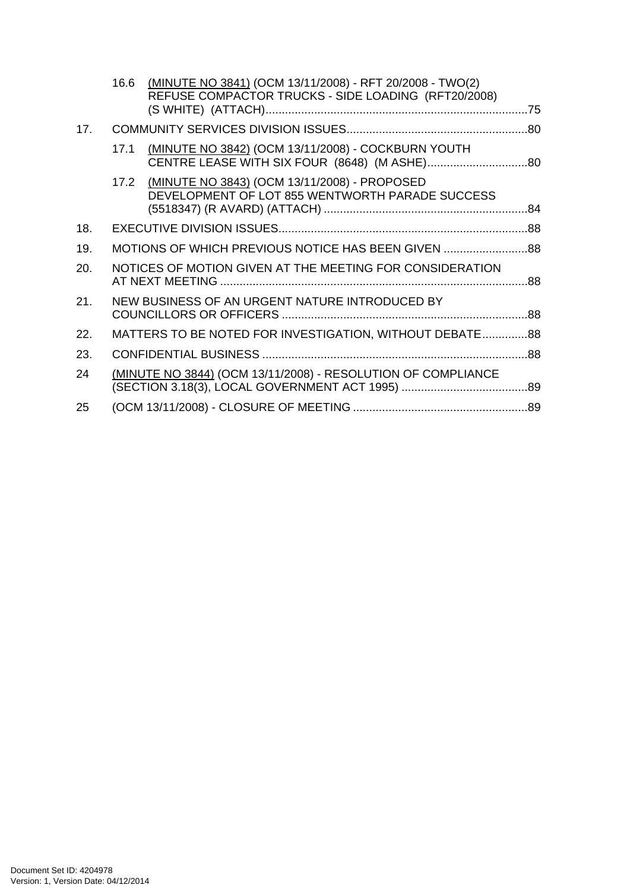16.6 (MINUTE NO 3841) (OCM 13/11/2008) - RFT 20/2008 - TWO(2) REFUSE COMPACTOR TRUCKS - SIDE LOADING (RFT20/2008) (S WHITE) (ATTACH).................................................................................75

17. COMMUNITY SERVICES DIVISION ISSUES........................................................80

17.1 (MINUTE NO 3842) (OCM 13/11/2008) - COCKBURN YOUTH CENTRE LEASE WITH SIX FOUR (8648) (M ASHE)...............................80

17.2 (MINUTE NO 3843) (OCM 13/11/2008) - PROPOSED DEVELOPMENT OF LOT 855 WENTWORTH PARADE SUCCESS (5518347) (R AVARD) (ATTACH) ...............................................................84

18. EXECUTIVE DIVISION ISSUES............................................................................88

19. MOTIONS OF WHICH PREVIOUS NOTICE HAS BEEN GIVEN ..........................88

20. NOTICES OF MOTION GIVEN AT THE MEETING FOR CONSIDERATION AT NEXT MEETING ..............................................................................................88

21. NEW BUSINESS OF AN URGENT NATURE INTRODUCED BY COUNCILLORS OR OFFICERS ...........................................................................88

22. MATTERS TO BE NOTED FOR INVESTIGATION, WITHOUT DEBATE..............88

23. CONFIDENTIAL BUSINESS ..................................................................................88

24 (MINUTE NO 3844) (OCM 13/11/2008) - RESOLUTION OF COMPLIANCE (SECTION 3.18(3), LOCAL GOVERNMENT ACT 1995) .......................................89

25 (OCM 13/11/2008) - CLOSURE OF MEETING ......................................................89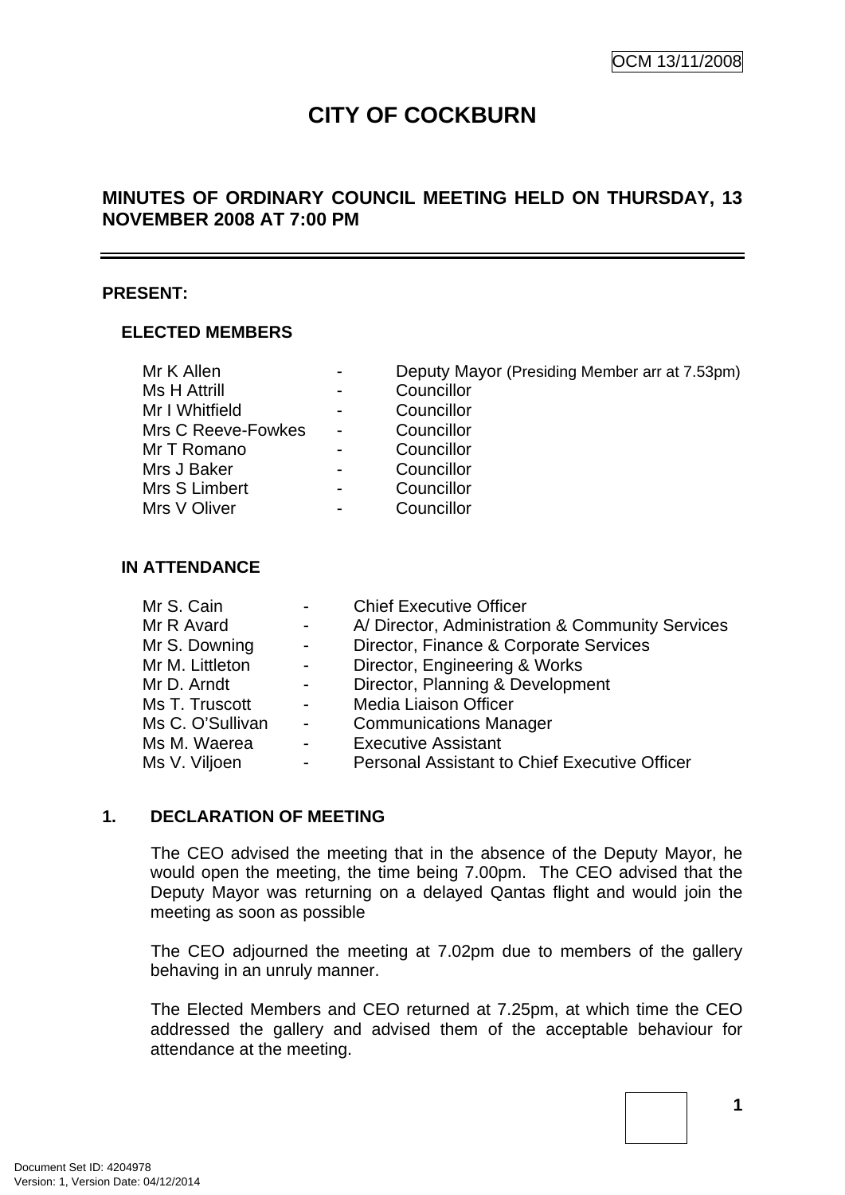# CITY OF COCKBURN

## MINUTES OF ORDINARY COUNCIL MEETING HELD ON THURSDAY, 13 NOVEMBER 2008 AT 7:00 PM

---

**PRESENT:**

**ELECTED MEMBERS**

| | | |
|---|---|---|
| Mr K Allen | - | Deputy Mayor (Presiding Member arr at 7.53pm) |
| Ms H Attrill | - | Councillor |
| Mr I Whitfield | - | Councillor |
| Mrs C Reeve-Fowkes | - | Councillor |
| Mr T Romano | - | Councillor |
| Mrs J Baker | - | Councillor |
| Mrs S Limbert | - | Councillor |
| Mrs V Oliver | - | Councillor |

**IN ATTENDANCE**

| | | |
|---|---|---|
| Mr S. Cain | - | Chief Executive Officer |
| Mr R Avard | - | A/ Director, Administration & Community Services |
| Mr S. Downing | - | Director, Finance & Corporate Services |
| Mr M. Littleton | - | Director, Engineering & Works |
| Mr D. Arndt | - | Director, Planning & Development |
| Ms T. Truscott | - | Media Liaison Officer |
| Ms C. O'Sullivan | - | Communications Manager |
| Ms M. Waerea | - | Executive Assistant |
| Ms V. Viljoen | - | Personal Assistant to Chief Executive Officer |

## 1. DECLARATION OF MEETING

The CEO advised the meeting that in the absence of the Deputy Mayor, he would open the meeting, the time being 7.00pm. The CEO advised that the Deputy Mayor was returning on a delayed Qantas flight and would join the meeting as soon as possible

The CEO adjourned the meeting at 7.02pm due to members of the gallery behaving in an unruly manner.

The Elected Members and CEO returned at 7.25pm, at which time the CEO addressed the gallery and advised them of the acceptable behaviour for attendance at the meeting.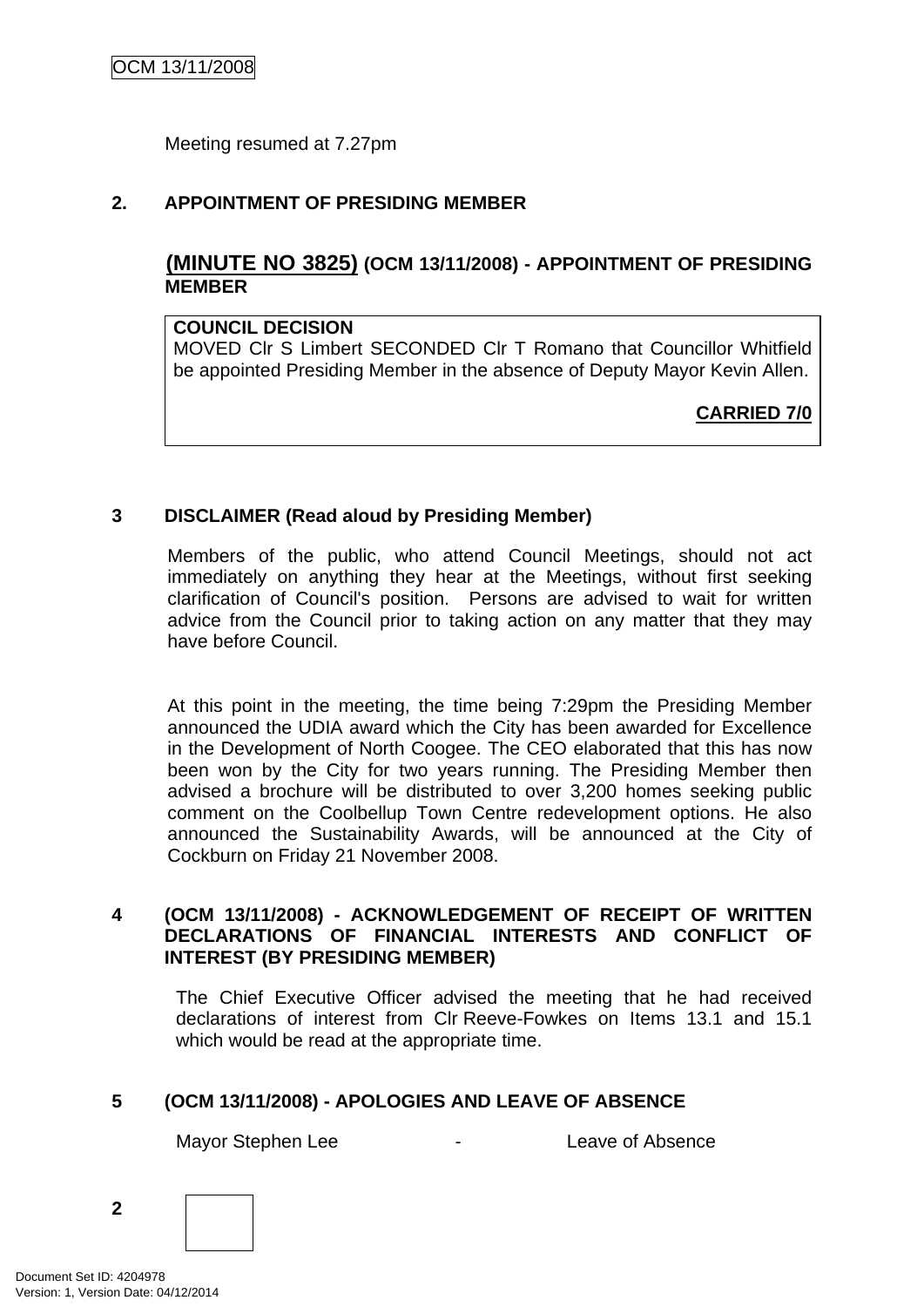Meeting resumed at 7.27pm

## 2. APPOINTMENT OF PRESIDING MEMBER

### (MINUTE NO 3825) (OCM 13/11/2008) - APPOINTMENT OF PRESIDING MEMBER

**COUNCIL DECISION**
MOVED Clr S Limbert SECONDED Clr T Romano that Councillor Whitfield be appointed Presiding Member in the absence of Deputy Mayor Kevin Allen.

**CARRIED 7/0**

## 3 DISCLAIMER (Read aloud by Presiding Member)

Members of the public, who attend Council Meetings, should not act immediately on anything they hear at the Meetings, without first seeking clarification of Council's position. Persons are advised to wait for written advice from the Council prior to taking action on any matter that they may have before Council.

At this point in the meeting, the time being 7:29pm the Presiding Member announced the UDIA award which the City has been awarded for Excellence in the Development of North Coogee. The CEO elaborated that this has now been won by the City for two years running. The Presiding Member then advised a brochure will be distributed to over 3,200 homes seeking public comment on the Coolbellup Town Centre redevelopment options. He also announced the Sustainability Awards, will be announced at the City of Cockburn on Friday 21 November 2008.

## 4 (OCM 13/11/2008) - ACKNOWLEDGEMENT OF RECEIPT OF WRITTEN DECLARATIONS OF FINANCIAL INTERESTS AND CONFLICT OF INTEREST (BY PRESIDING MEMBER)

The Chief Executive Officer advised the meeting that he had received declarations of interest from Clr Reeve-Fowkes on Items 13.1 and 15.1 which would be read at the appropriate time.

## 5 (OCM 13/11/2008) - APOLOGIES AND LEAVE OF ABSENCE

Mayor Stephen Lee - Leave of Absence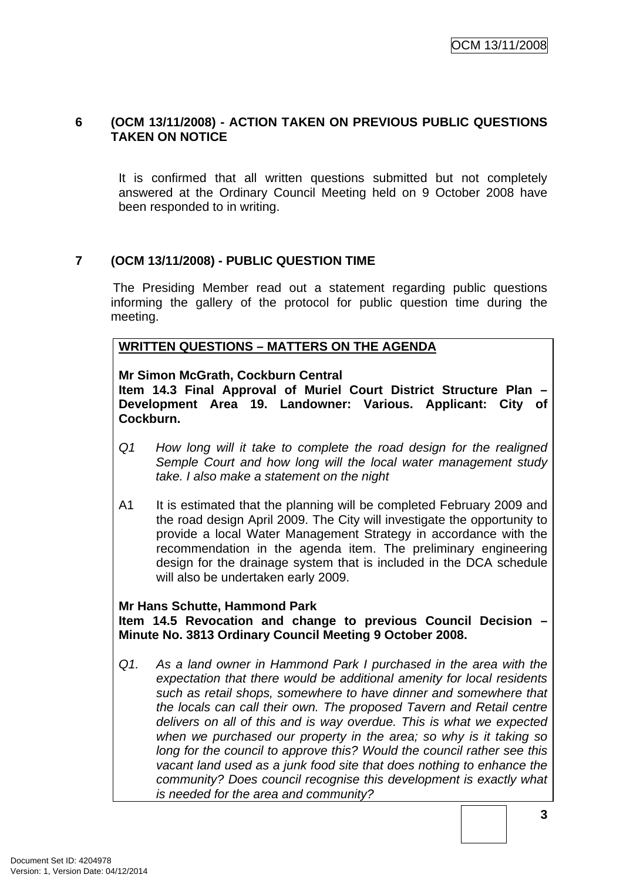## 6 (OCM 13/11/2008) - ACTION TAKEN ON PREVIOUS PUBLIC QUESTIONS TAKEN ON NOTICE

It is confirmed that all written questions submitted but not completely answered at the Ordinary Council Meeting held on 9 October 2008 have been responded to in writing.

## 7 (OCM 13/11/2008) - PUBLIC QUESTION TIME

The Presiding Member read out a statement regarding public questions informing the gallery of the protocol for public question time during the meeting.

**WRITTEN QUESTIONS – MATTERS ON THE AGENDA**

**Mr Simon McGrath, Cockburn Central**
**Item 14.3 Final Approval of Muriel Court District Structure Plan – Development Area 19. Landowner: Various. Applicant: City of Cockburn.**

Q1 *How long will it take to complete the road design for the realigned Semple Court and how long will the local water management study take. I also make a statement on the night*

A1 It is estimated that the planning will be completed February 2009 and the road design April 2009. The City will investigate the opportunity to provide a local Water Management Strategy in accordance with the recommendation in the agenda item. The preliminary engineering design for the drainage system that is included in the DCA schedule will also be undertaken early 2009.

**Mr Hans Schutte, Hammond Park**
**Item 14.5 Revocation and change to previous Council Decision – Minute No. 3813 Ordinary Council Meeting 9 October 2008.**

Q1. *As a land owner in Hammond Park I purchased in the area with the expectation that there would be additional amenity for local residents such as retail shops, somewhere to have dinner and somewhere that the locals can call their own. The proposed Tavern and Retail centre delivers on all of this and is way overdue. This is what we expected when we purchased our property in the area; so why is it taking so long for the council to approve this? Would the council rather see this vacant land used as a junk food site that does nothing to enhance the community? Does council recognise this development is exactly what is needed for the area and community?*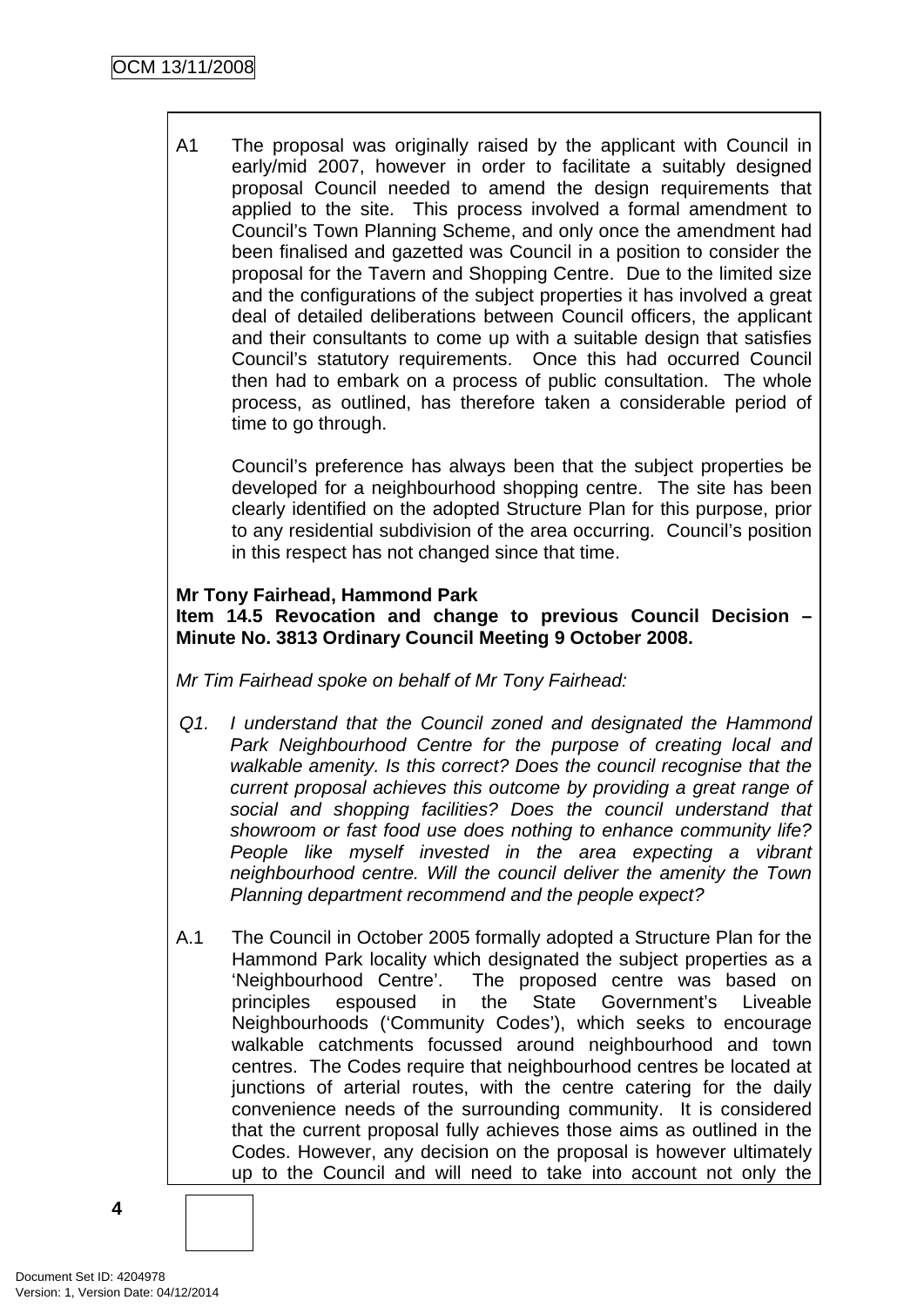A1 The proposal was originally raised by the applicant with Council in early/mid 2007, however in order to facilitate a suitably designed proposal Council needed to amend the design requirements that applied to the site. This process involved a formal amendment to Council's Town Planning Scheme, and only once the amendment had been finalised and gazetted was Council in a position to consider the proposal for the Tavern and Shopping Centre. Due to the limited size and the configurations of the subject properties it has involved a great deal of detailed deliberations between Council officers, the applicant and their consultants to come up with a suitable design that satisfies Council's statutory requirements. Once this had occurred Council then had to embark on a process of public consultation. The whole process, as outlined, has therefore taken a considerable period of time to go through.

Council's preference has always been that the subject properties be developed for a neighbourhood shopping centre. The site has been clearly identified on the adopted Structure Plan for this purpose, prior to any residential subdivision of the area occurring. Council's position in this respect has not changed since that time.

**Mr Tony Fairhead, Hammond Park**
**Item 14.5 Revocation and change to previous Council Decision – Minute No. 3813 Ordinary Council Meeting 9 October 2008.**

*Mr Tim Fairhead spoke on behalf of Mr Tony Fairhead:*

*Q1. I understand that the Council zoned and designated the Hammond Park Neighbourhood Centre for the purpose of creating local and walkable amenity. Is this correct? Does the council recognise that the current proposal achieves this outcome by providing a great range of social and shopping facilities? Does the council understand that showroom or fast food use does nothing to enhance community life? People like myself invested in the area expecting a vibrant neighbourhood centre. Will the council deliver the amenity the Town Planning department recommend and the people expect?*

A.1 The Council in October 2005 formally adopted a Structure Plan for the Hammond Park locality which designated the subject properties as a 'Neighbourhood Centre'. The proposed centre was based on principles espoused in the State Government's Liveable Neighbourhoods ('Community Codes'), which seeks to encourage walkable catchments focussed around neighbourhood and town centres. The Codes require that neighbourhood centres be located at junctions of arterial routes, with the centre catering for the daily convenience needs of the surrounding community. It is considered that the current proposal fully achieves those aims as outlined in the Codes. However, any decision on the proposal is however ultimately up to the Council and will need to take into account not only the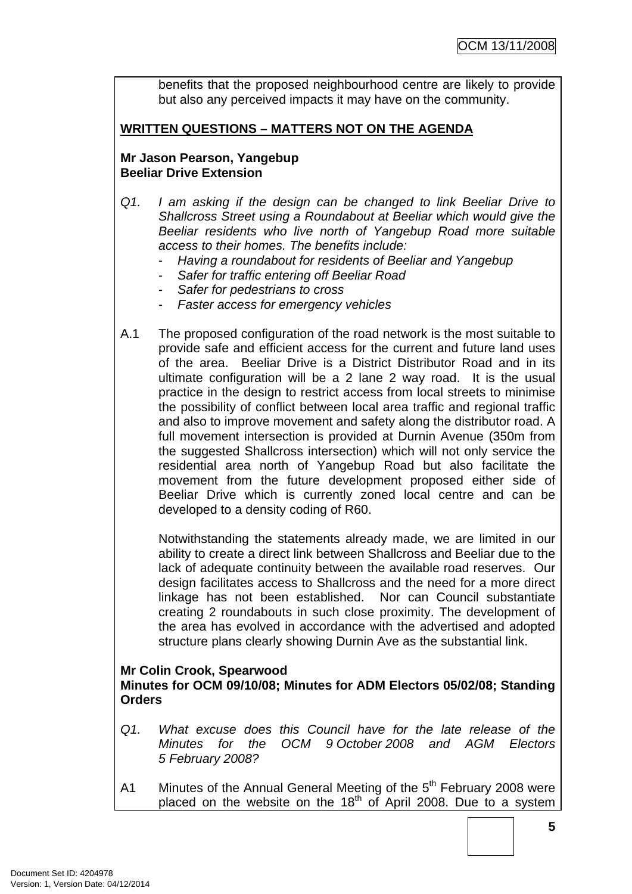benefits that the proposed neighbourhood centre are likely to provide but also any perceived impacts it may have on the community.

**WRITTEN QUESTIONS – MATTERS NOT ON THE AGENDA**

**Mr Jason Pearson, Yangebup**
**Beeliar Drive Extension**

*Q1. I am asking if the design can be changed to link Beeliar Drive to Shallcross Street using a Roundabout at Beeliar which would give the Beeliar residents who live north of Yangebup Road more suitable access to their homes. The benefits include:*

- *Having a roundabout for residents of Beeliar and Yangebup*
- *Safer for traffic entering off Beeliar Road*
- *Safer for pedestrians to cross*
- *Faster access for emergency vehicles*

A.1 The proposed configuration of the road network is the most suitable to provide safe and efficient access for the current and future land uses of the area. Beeliar Drive is a District Distributor Road and in its ultimate configuration will be a 2 lane 2 way road. It is the usual practice in the design to restrict access from local streets to minimise the possibility of conflict between local area traffic and regional traffic and also to improve movement and safety along the distributor road. A full movement intersection is provided at Durnin Avenue (350m from the suggested Shallcross intersection) which will not only service the residential area north of Yangebup Road but also facilitate the movement from the future development proposed either side of Beeliar Drive which is currently zoned local centre and can be developed to a density coding of R60.

Notwithstanding the statements already made, we are limited in our ability to create a direct link between Shallcross and Beeliar due to the lack of adequate continuity between the available road reserves. Our design facilitates access to Shallcross and the need for a more direct linkage has not been established. Nor can Council substantiate creating 2 roundabouts in such close proximity. The development of the area has evolved in accordance with the advertised and adopted structure plans clearly showing Durnin Ave as the substantial link.

**Mr Colin Crook, Spearwood**
**Minutes for OCM 09/10/08; Minutes for ADM Electors 05/02/08; Standing Orders**

*Q1. What excuse does this Council have for the late release of the Minutes for the OCM 9 October 2008 and AGM Electors 5 February 2008?*

A1 Minutes of the Annual General Meeting of the 5th February 2008 were placed on the website on the 18th of April 2008. Due to a system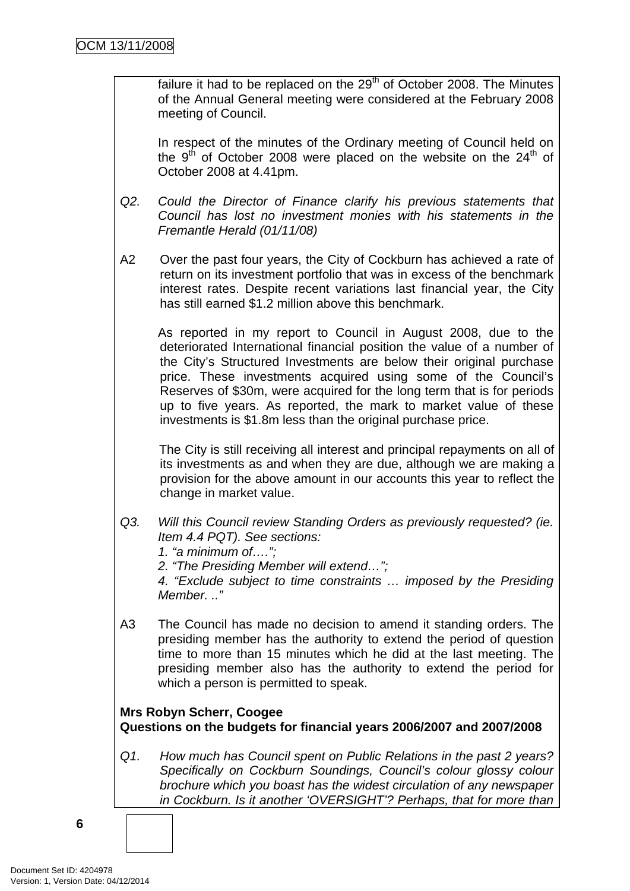failure it had to be replaced on the 29th of October 2008. The Minutes of the Annual General meeting were considered at the February 2008 meeting of Council.

In respect of the minutes of the Ordinary meeting of Council held on the 9th of October 2008 were placed on the website on the 24th of October 2008 at 4.41pm.

*Q2. Could the Director of Finance clarify his previous statements that Council has lost no investment monies with his statements in the Fremantle Herald (01/11/08)*

A2 Over the past four years, the City of Cockburn has achieved a rate of return on its investment portfolio that was in excess of the benchmark interest rates. Despite recent variations last financial year, the City has still earned $1.2 million above this benchmark.

As reported in my report to Council in August 2008, due to the deteriorated International financial position the value of a number of the City's Structured Investments are below their original purchase price. These investments acquired using some of the Council's Reserves of $30m, were acquired for the long term that is for periods up to five years. As reported, the mark to market value of these investments is $1.8m less than the original purchase price.

The City is still receiving all interest and principal repayments on all of its investments as and when they are due, although we are making a provision for the above amount in our accounts this year to reflect the change in market value.

*Q3. Will this Council review Standing Orders as previously requested? (ie. Item 4.4 PQT). See sections:*
*1. "a minimum of….";*
*2. "The Presiding Member will extend…";*
*4. "Exclude subject to time constraints … imposed by the Presiding Member. .."*

A3 The Council has made no decision to amend it standing orders. The presiding member has the authority to extend the period of question time to more than 15 minutes which he did at the last meeting. The presiding member also has the authority to extend the period for which a person is permitted to speak.

**Mrs Robyn Scherr, Coogee**
**Questions on the budgets for financial years 2006/2007 and 2007/2008**

*Q1. How much has Council spent on Public Relations in the past 2 years? Specifically on Cockburn Soundings, Council's colour glossy colour brochure which you boast has the widest circulation of any newspaper in Cockburn. Is it another 'OVERSIGHT'? Perhaps, that for more than*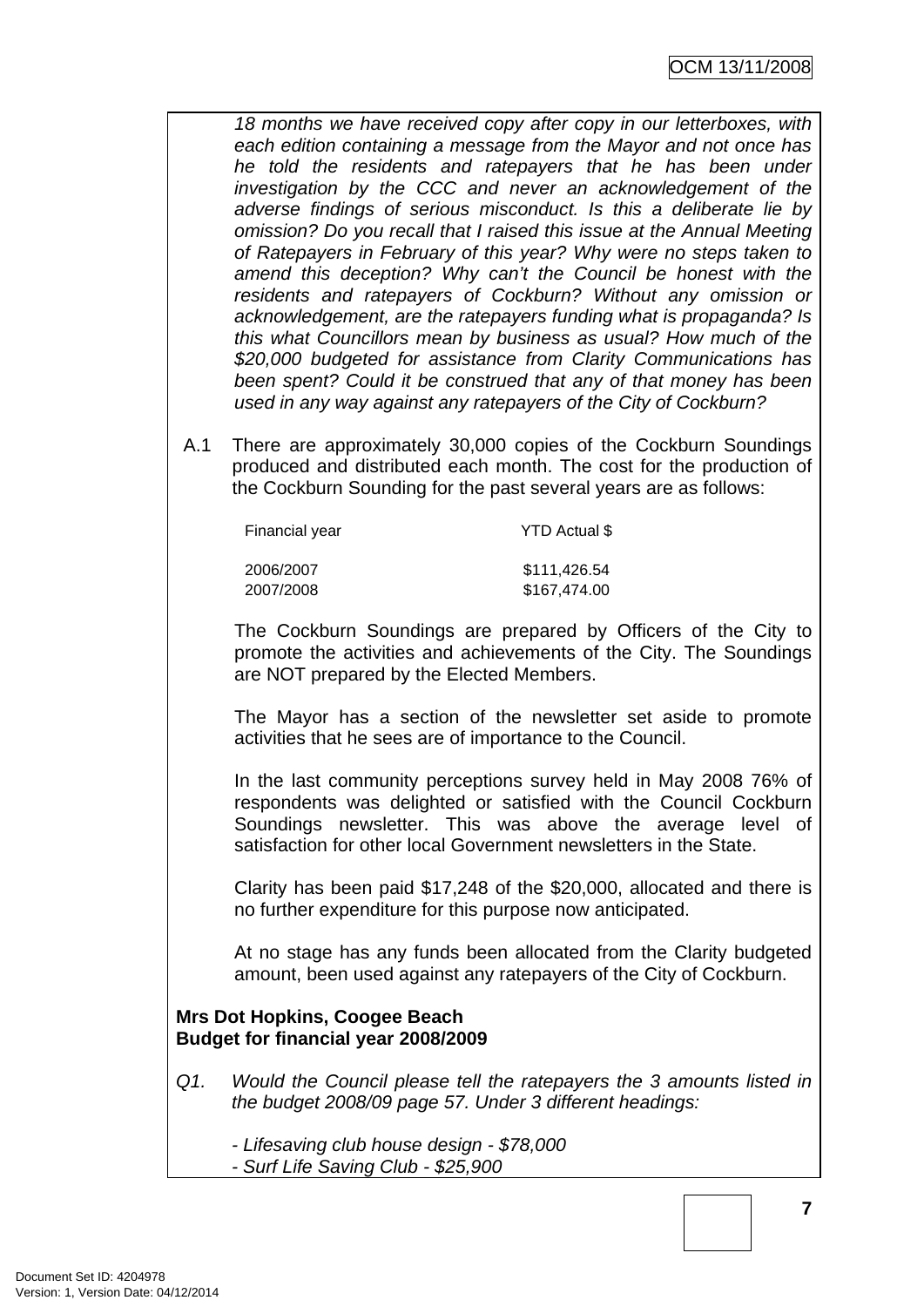*18 months we have received copy after copy in our letterboxes, with each edition containing a message from the Mayor and not once has he told the residents and ratepayers that he has been under investigation by the CCC and never an acknowledgement of the adverse findings of serious misconduct. Is this a deliberate lie by omission? Do you recall that I raised this issue at the Annual Meeting of Ratepayers in February of this year? Why were no steps taken to amend this deception? Why can't the Council be honest with the residents and ratepayers of Cockburn? Without any omission or acknowledgement, are the ratepayers funding what is propaganda? Is this what Councillors mean by business as usual? How much of the $20,000 budgeted for assistance from Clarity Communications has been spent? Could it be construed that any of that money has been used in any way against any ratepayers of the City of Cockburn?*

A.1 There are approximately 30,000 copies of the Cockburn Soundings produced and distributed each month. The cost for the production of the Cockburn Sounding for the past several years are as follows:

| Financial year | YTD Actual $ |
|---|---|
| 2006/2007 | $111,426.54 |
| 2007/2008 | $167,474.00 |

The Cockburn Soundings are prepared by Officers of the City to promote the activities and achievements of the City. The Soundings are NOT prepared by the Elected Members.

The Mayor has a section of the newsletter set aside to promote activities that he sees are of importance to the Council.

In the last community perceptions survey held in May 2008 76% of respondents was delighted or satisfied with the Council Cockburn Soundings newsletter. This was above the average level of satisfaction for other local Government newsletters in the State.

Clarity has been paid $17,248 of the $20,000, allocated and there is no further expenditure for this purpose now anticipated.

At no stage has any funds been allocated from the Clarity budgeted amount, been used against any ratepayers of the City of Cockburn.

**Mrs Dot Hopkins, Coogee Beach**
**Budget for financial year 2008/2009**

*Q1. Would the Council please tell the ratepayers the 3 amounts listed in the budget 2008/09 page 57. Under 3 different headings:*

*- Lifesaving club house design - $78,000*
*- Surf Life Saving Club - $25,900*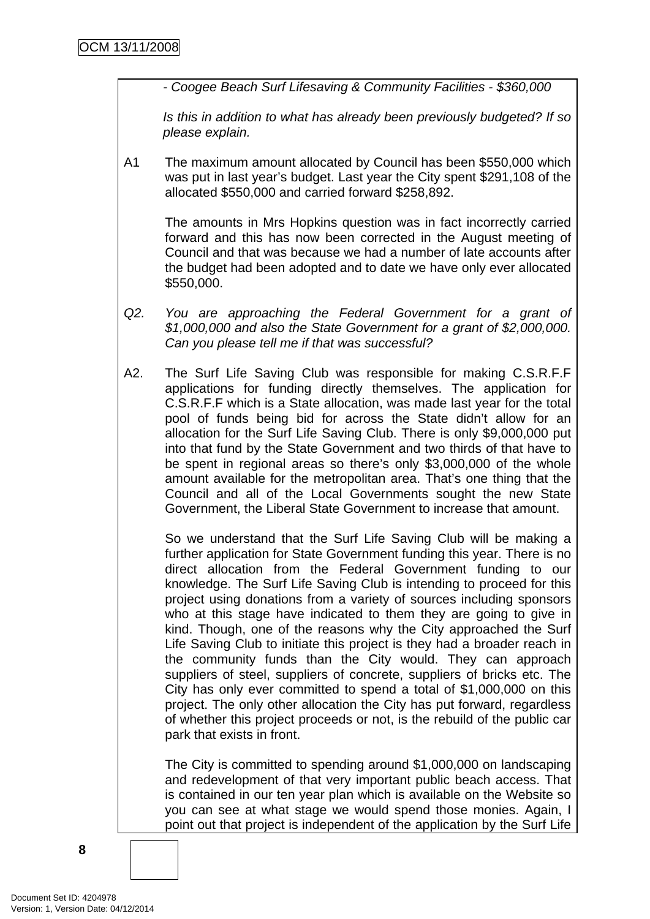*- Coogee Beach Surf Lifesaving & Community Facilities - $360,000*

*Is this in addition to what has already been previously budgeted? If so please explain.*

A1 The maximum amount allocated by Council has been $550,000 which was put in last year's budget. Last year the City spent $291,108 of the allocated $550,000 and carried forward $258,892.

The amounts in Mrs Hopkins question was in fact incorrectly carried forward and this has now been corrected in the August meeting of Council and that was because we had a number of late accounts after the budget had been adopted and to date we have only ever allocated $550,000.

*Q2. You are approaching the Federal Government for a grant of $1,000,000 and also the State Government for a grant of $2,000,000. Can you please tell me if that was successful?*

A2. The Surf Life Saving Club was responsible for making C.S.R.F.F applications for funding directly themselves. The application for C.S.R.F.F which is a State allocation, was made last year for the total pool of funds being bid for across the State didn't allow for an allocation for the Surf Life Saving Club. There is only $9,000,000 put into that fund by the State Government and two thirds of that have to be spent in regional areas so there's only $3,000,000 of the whole amount available for the metropolitan area. That's one thing that the Council and all of the Local Governments sought the new State Government, the Liberal State Government to increase that amount.

So we understand that the Surf Life Saving Club will be making a further application for State Government funding this year. There is no direct allocation from the Federal Government funding to our knowledge. The Surf Life Saving Club is intending to proceed for this project using donations from a variety of sources including sponsors who at this stage have indicated to them they are going to give in kind. Though, one of the reasons why the City approached the Surf Life Saving Club to initiate this project is they had a broader reach in the community funds than the City would. They can approach suppliers of steel, suppliers of concrete, suppliers of bricks etc. The City has only ever committed to spend a total of $1,000,000 on this project. The only other allocation the City has put forward, regardless of whether this project proceeds or not, is the rebuild of the public car park that exists in front.

The City is committed to spending around $1,000,000 on landscaping and redevelopment of that very important public beach access. That is contained in our ten year plan which is available on the Website so you can see at what stage we would spend those monies. Again, I point out that project is independent of the application by the Surf Life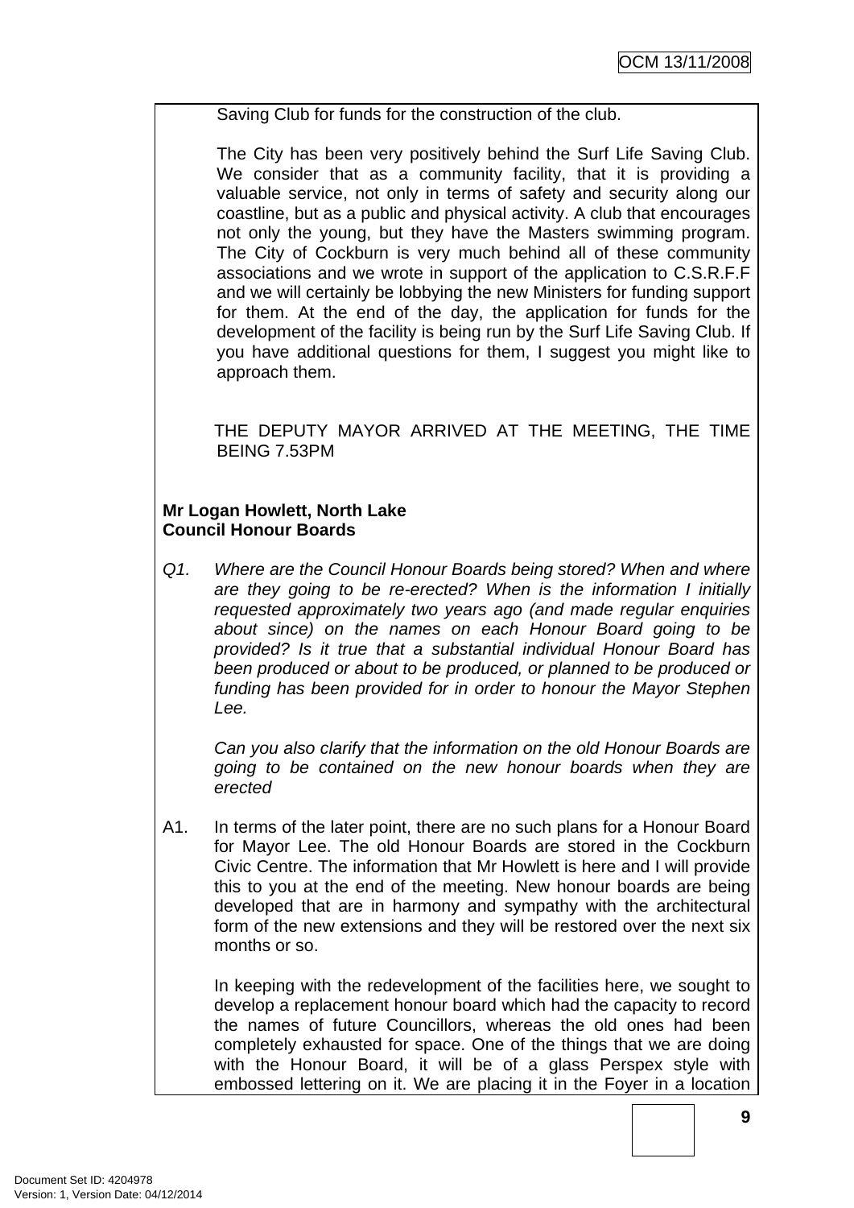Saving Club for funds for the construction of the club.

The City has been very positively behind the Surf Life Saving Club. We consider that as a community facility, that it is providing a valuable service, not only in terms of safety and security along our coastline, but as a public and physical activity. A club that encourages not only the young, but they have the Masters swimming program. The City of Cockburn is very much behind all of these community associations and we wrote in support of the application to C.S.R.F.F and we will certainly be lobbying the new Ministers for funding support for them. At the end of the day, the application for funds for the development of the facility is being run by the Surf Life Saving Club. If you have additional questions for them, I suggest you might like to approach them.

THE DEPUTY MAYOR ARRIVED AT THE MEETING, THE TIME BEING 7.53PM

**Mr Logan Howlett, North Lake**
**Council Honour Boards**

Q1. *Where are the Council Honour Boards being stored? When and where are they going to be re-erected? When is the information I initially requested approximately two years ago (and made regular enquiries about since) on the names on each Honour Board going to be provided? Is it true that a substantial individual Honour Board has been produced or about to be produced, or planned to be produced or funding has been provided for in order to honour the Mayor Stephen Lee.*

*Can you also clarify that the information on the old Honour Boards are going to be contained on the new honour boards when they are erected*

A1. In terms of the later point, there are no such plans for a Honour Board for Mayor Lee. The old Honour Boards are stored in the Cockburn Civic Centre. The information that Mr Howlett is here and I will provide this to you at the end of the meeting. New honour boards are being developed that are in harmony and sympathy with the architectural form of the new extensions and they will be restored over the next six months or so.

In keeping with the redevelopment of the facilities here, we sought to develop a replacement honour board which had the capacity to record the names of future Councillors, whereas the old ones had been completely exhausted for space. One of the things that we are doing with the Honour Board, it will be of a glass Perspex style with embossed lettering on it. We are placing it in the Foyer in a location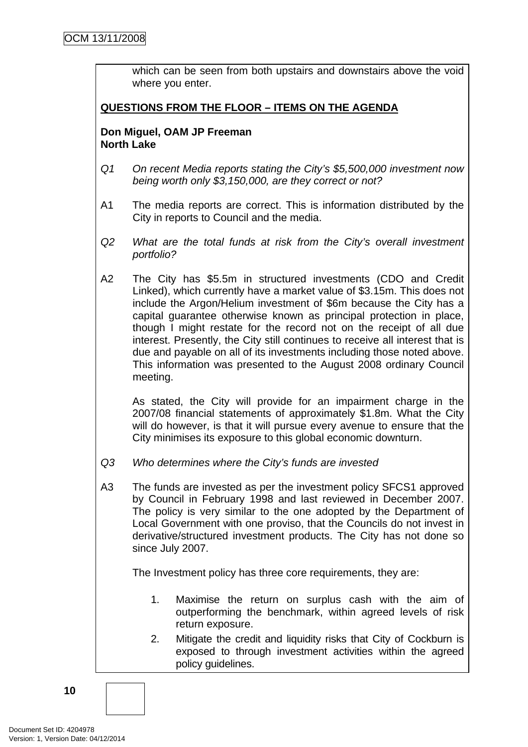which can be seen from both upstairs and downstairs above the void where you enter.

**QUESTIONS FROM THE FLOOR – ITEMS ON THE AGENDA**

**Don Miguel, OAM JP Freeman**
**North Lake**

*Q1 On recent Media reports stating the City's $5,500,000 investment now being worth only $3,150,000, are they correct or not?*

A1 The media reports are correct. This is information distributed by the City in reports to Council and the media.

*Q2 What are the total funds at risk from the City's overall investment portfolio?*

A2 The City has $5.5m in structured investments (CDO and Credit Linked), which currently have a market value of $3.15m. This does not include the Argon/Helium investment of $6m because the City has a capital guarantee otherwise known as principal protection in place, though I might restate for the record not on the receipt of all due interest. Presently, the City still continues to receive all interest that is due and payable on all of its investments including those noted above. This information was presented to the August 2008 ordinary Council meeting.

As stated, the City will provide for an impairment charge in the 2007/08 financial statements of approximately $1.8m. What the City will do however, is that it will pursue every avenue to ensure that the City minimises its exposure to this global economic downturn.

*Q3 Who determines where the City's funds are invested*

A3 The funds are invested as per the investment policy SFCS1 approved by Council in February 1998 and last reviewed in December 2007. The policy is very similar to the one adopted by the Department of Local Government with one proviso, that the Councils do not invest in derivative/structured investment products. The City has not done so since July 2007.

The Investment policy has three core requirements, they are:

1. Maximise the return on surplus cash with the aim of outperforming the benchmark, within agreed levels of risk return exposure.
2. Mitigate the credit and liquidity risks that City of Cockburn is exposed to through investment activities within the agreed policy guidelines.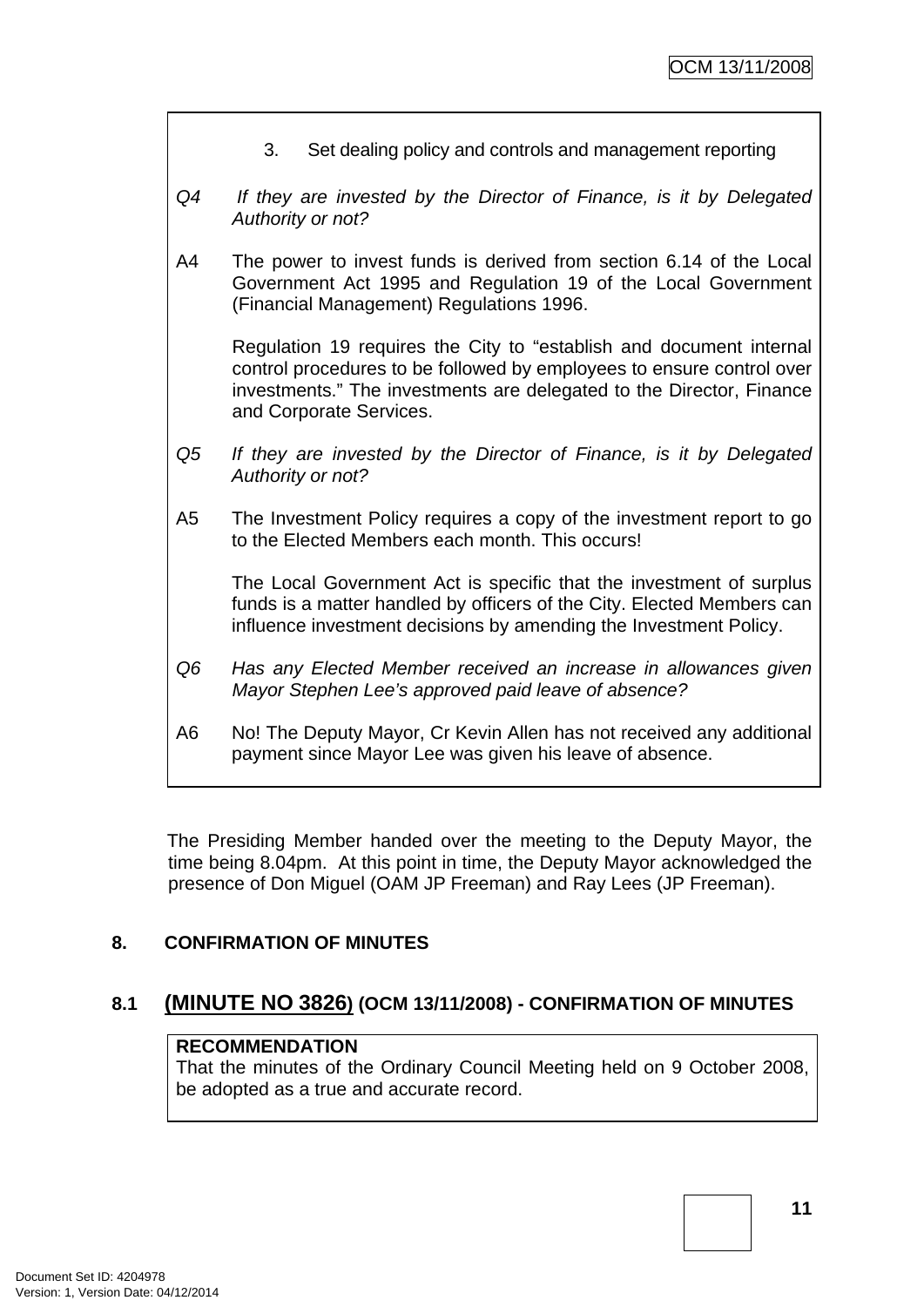3. Set dealing policy and controls and management reporting

*Q4 If they are invested by the Director of Finance, is it by Delegated Authority or not?*

A4 The power to invest funds is derived from section 6.14 of the Local Government Act 1995 and Regulation 19 of the Local Government (Financial Management) Regulations 1996.

Regulation 19 requires the City to "establish and document internal control procedures to be followed by employees to ensure control over investments." The investments are delegated to the Director, Finance and Corporate Services.

*Q5 If they are invested by the Director of Finance, is it by Delegated Authority or not?*

A5 The Investment Policy requires a copy of the investment report to go to the Elected Members each month. This occurs!

The Local Government Act is specific that the investment of surplus funds is a matter handled by officers of the City. Elected Members can influence investment decisions by amending the Investment Policy.

*Q6 Has any Elected Member received an increase in allowances given Mayor Stephen Lee's approved paid leave of absence?*

A6 No! The Deputy Mayor, Cr Kevin Allen has not received any additional payment since Mayor Lee was given his leave of absence.

The Presiding Member handed over the meeting to the Deputy Mayor, the time being 8.04pm. At this point in time, the Deputy Mayor acknowledged the presence of Don Miguel (OAM JP Freeman) and Ray Lees (JP Freeman).

## 8. CONFIRMATION OF MINUTES

### 8.1 (MINUTE NO 3826) (OCM 13/11/2008) - CONFIRMATION OF MINUTES

**RECOMMENDATION**
That the minutes of the Ordinary Council Meeting held on 9 October 2008, be adopted as a true and accurate record.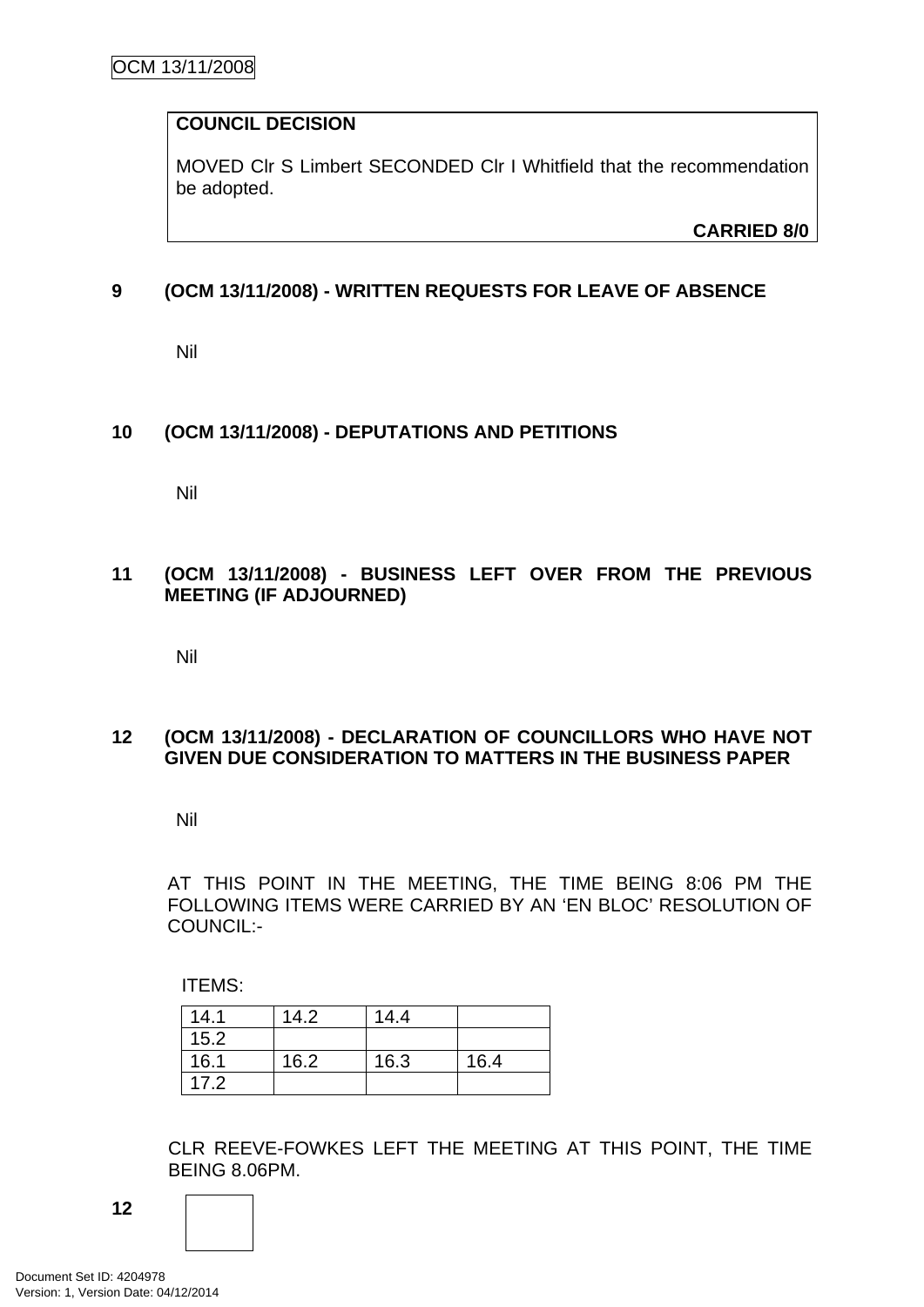**COUNCIL DECISION**

MOVED Clr S Limbert SECONDED Clr I Whitfield that the recommendation be adopted.

**CARRIED 8/0**

## 9 (OCM 13/11/2008) - WRITTEN REQUESTS FOR LEAVE OF ABSENCE

Nil

## 10 (OCM 13/11/2008) - DEPUTATIONS AND PETITIONS

Nil

## 11 (OCM 13/11/2008) - BUSINESS LEFT OVER FROM THE PREVIOUS MEETING (IF ADJOURNED)

Nil

## 12 (OCM 13/11/2008) - DECLARATION OF COUNCILLORS WHO HAVE NOT GIVEN DUE CONSIDERATION TO MATTERS IN THE BUSINESS PAPER

Nil

AT THIS POINT IN THE MEETING, THE TIME BEING 8:06 PM THE FOLLOWING ITEMS WERE CARRIED BY AN 'EN BLOC' RESOLUTION OF COUNCIL:-

ITEMS:

| | | | |
|---|---|---|---|
| 14.1 | 14.2 | 14.4 | |
| 15.2 | | | |
| 16.1 | 16.2 | 16.3 | 16.4 |
| 17.2 | | | |

CLR REEVE-FOWKES LEFT THE MEETING AT THIS POINT, THE TIME BEING 8.06PM.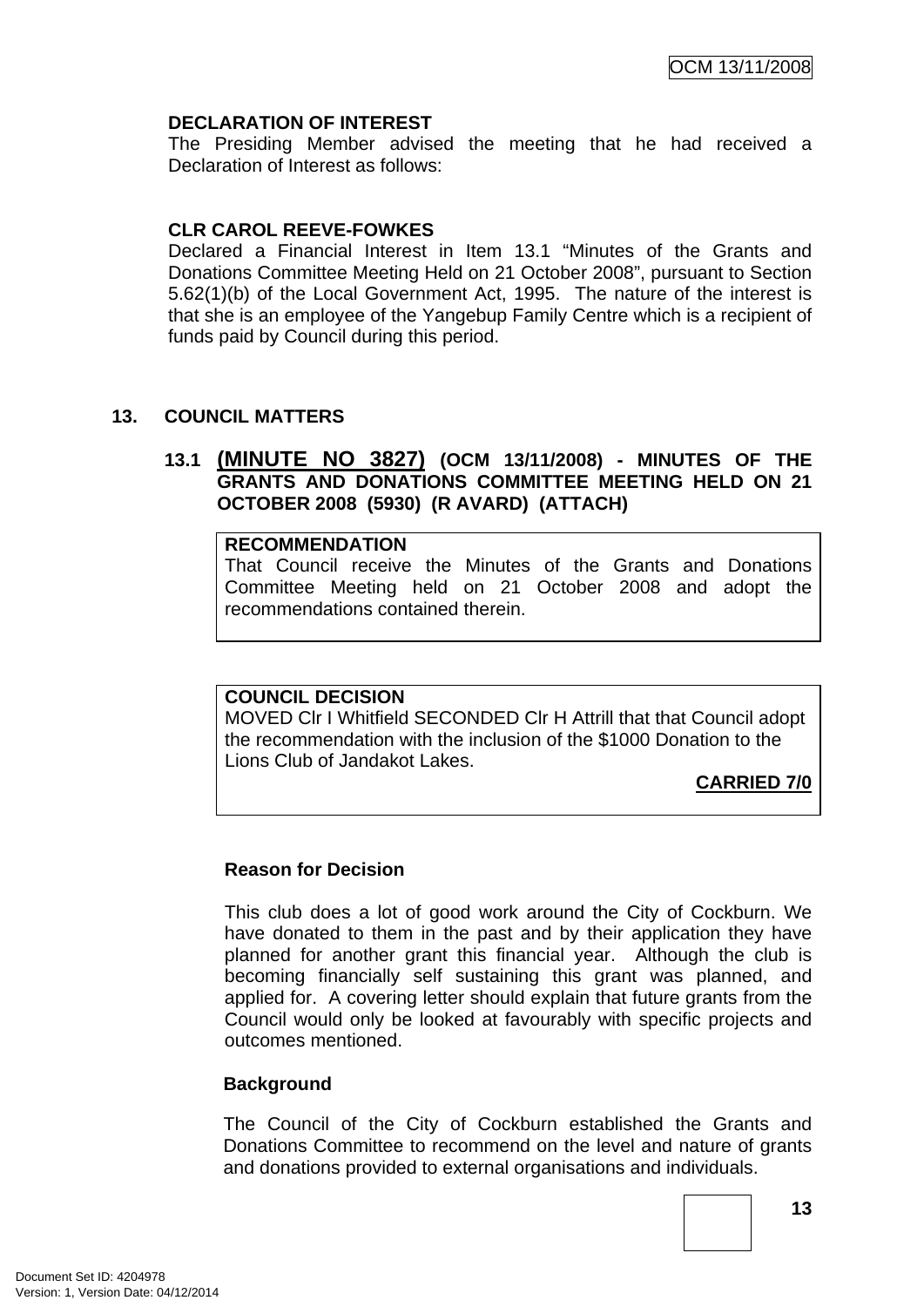**DECLARATION OF INTEREST**

The Presiding Member advised the meeting that he had received a Declaration of Interest as follows:

**CLR CAROL REEVE-FOWKES**

Declared a Financial Interest in Item 13.1 "Minutes of the Grants and Donations Committee Meeting Held on 21 October 2008", pursuant to Section 5.62(1)(b) of the Local Government Act, 1995. The nature of the interest is that she is an employee of the Yangebup Family Centre which is a recipient of funds paid by Council during this period.

## 13. COUNCIL MATTERS

### 13.1 (MINUTE NO 3827) (OCM 13/11/2008) - MINUTES OF THE GRANTS AND DONATIONS COMMITTEE MEETING HELD ON 21 OCTOBER 2008 (5930) (R AVARD) (ATTACH)

**RECOMMENDATION**

That Council receive the Minutes of the Grants and Donations Committee Meeting held on 21 October 2008 and adopt the recommendations contained therein.

**COUNCIL DECISION**

MOVED Clr I Whitfield SECONDED Clr H Attrill that that Council adopt the recommendation with the inclusion of the $1000 Donation to the Lions Club of Jandakot Lakes.

**CARRIED 7/0**

**Reason for Decision**

This club does a lot of good work around the City of Cockburn. We have donated to them in the past and by their application they have planned for another grant this financial year. Although the club is becoming financially self sustaining this grant was planned, and applied for. A covering letter should explain that future grants from the Council would only be looked at favourably with specific projects and outcomes mentioned.

**Background**

The Council of the City of Cockburn established the Grants and Donations Committee to recommend on the level and nature of grants and donations provided to external organisations and individuals.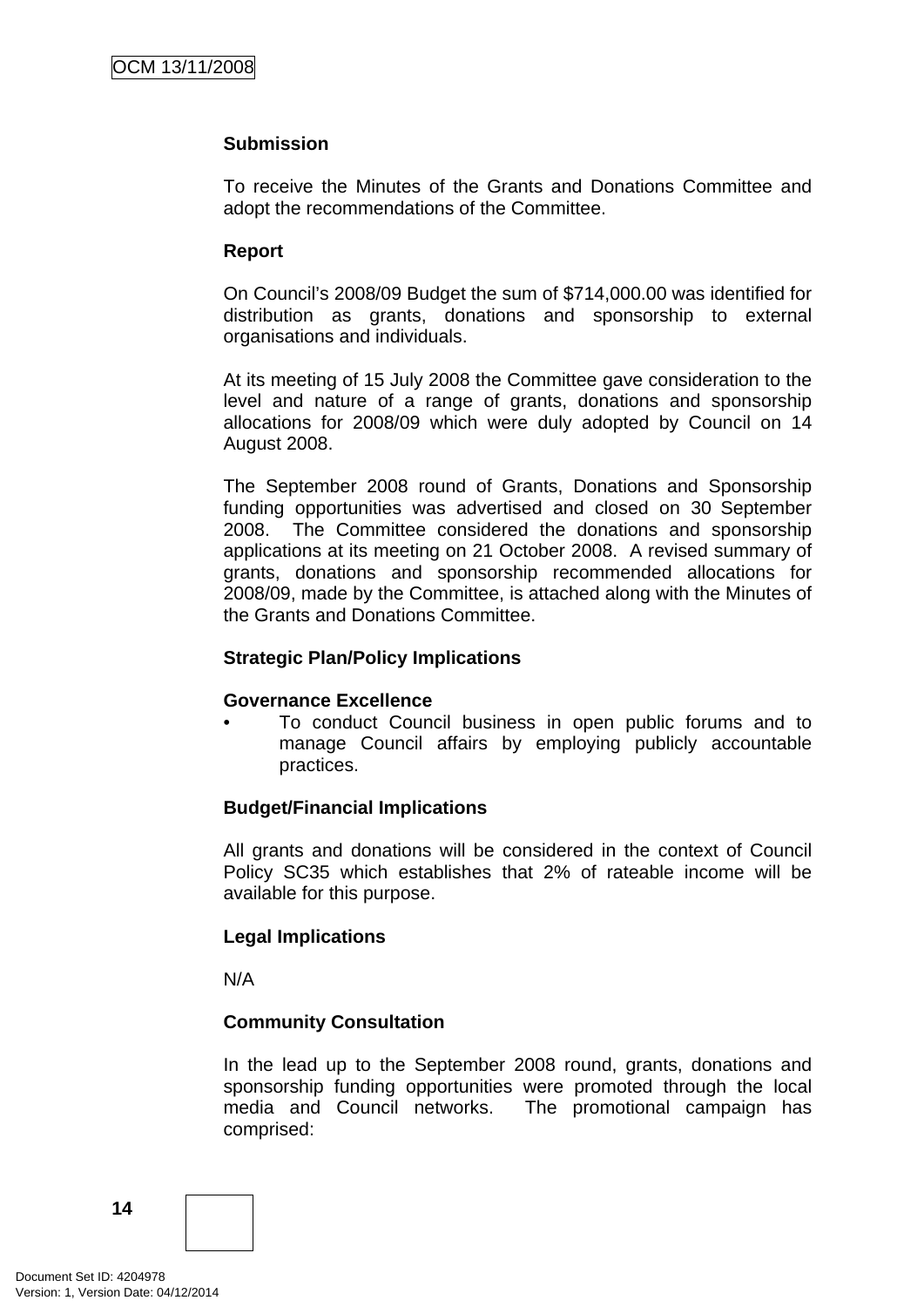**Submission**

To receive the Minutes of the Grants and Donations Committee and adopt the recommendations of the Committee.

**Report**

On Council's 2008/09 Budget the sum of $714,000.00 was identified for distribution as grants, donations and sponsorship to external organisations and individuals.

At its meeting of 15 July 2008 the Committee gave consideration to the level and nature of a range of grants, donations and sponsorship allocations for 2008/09 which were duly adopted by Council on 14 August 2008.

The September 2008 round of Grants, Donations and Sponsorship funding opportunities was advertised and closed on 30 September 2008. The Committee considered the donations and sponsorship applications at its meeting on 21 October 2008. A revised summary of grants, donations and sponsorship recommended allocations for 2008/09, made by the Committee, is attached along with the Minutes of the Grants and Donations Committee.

**Strategic Plan/Policy Implications**

**Governance Excellence**

- To conduct Council business in open public forums and to manage Council affairs by employing publicly accountable practices.

**Budget/Financial Implications**

All grants and donations will be considered in the context of Council Policy SC35 which establishes that 2% of rateable income will be available for this purpose.

**Legal Implications**

N/A

**Community Consultation**

In the lead up to the September 2008 round, grants, donations and sponsorship funding opportunities were promoted through the local media and Council networks. The promotional campaign has comprised: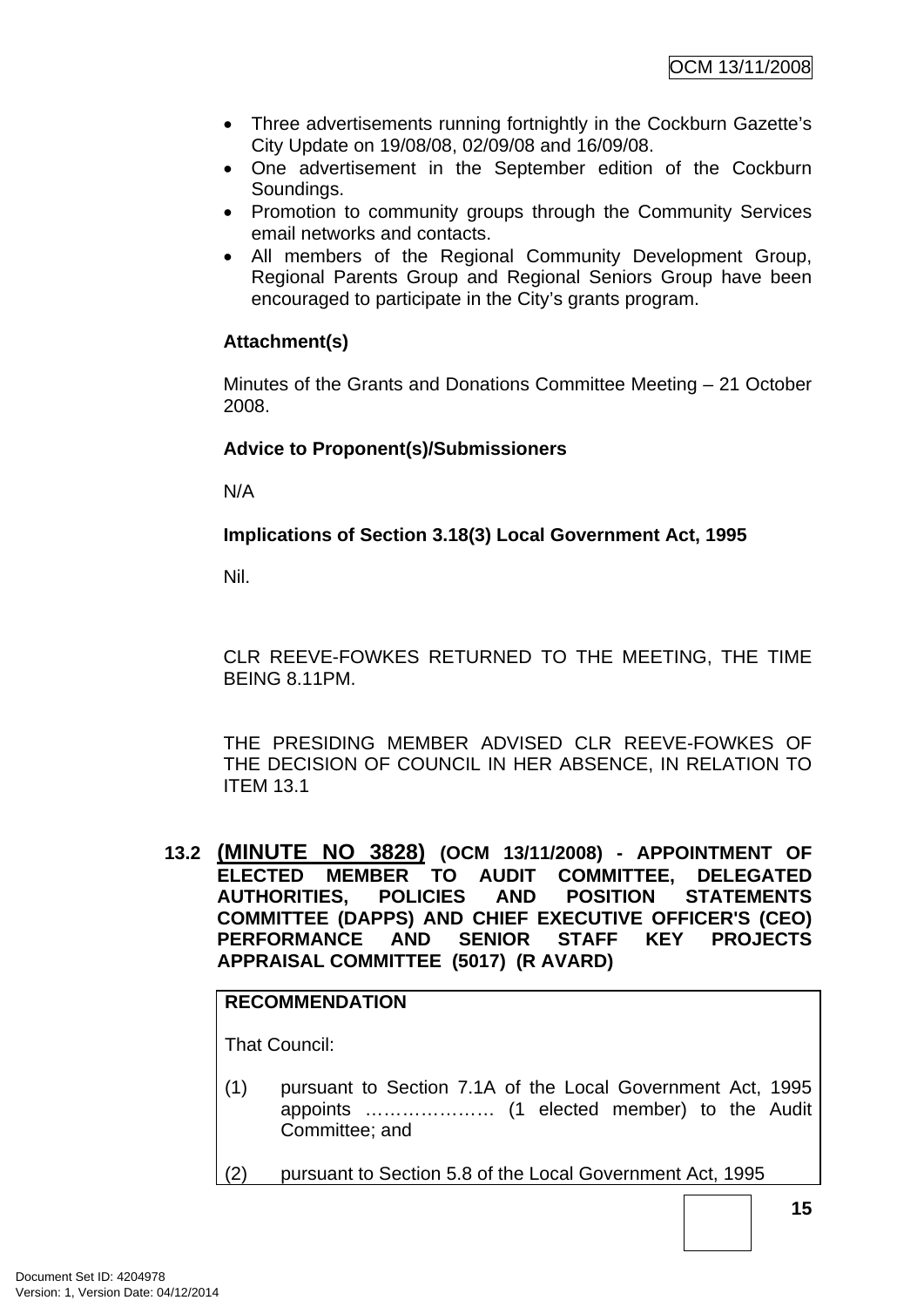- Three advertisements running fortnightly in the Cockburn Gazette's City Update on 19/08/08, 02/09/08 and 16/09/08.
- One advertisement in the September edition of the Cockburn Soundings.
- Promotion to community groups through the Community Services email networks and contacts.
- All members of the Regional Community Development Group, Regional Parents Group and Regional Seniors Group have been encouraged to participate in the City's grants program.

**Attachment(s)**

Minutes of the Grants and Donations Committee Meeting – 21 October 2008.

**Advice to Proponent(s)/Submissioners**

N/A

**Implications of Section 3.18(3) Local Government Act, 1995**

Nil.

CLR REEVE-FOWKES RETURNED TO THE MEETING, THE TIME BEING 8.11PM.

THE PRESIDING MEMBER ADVISED CLR REEVE-FOWKES OF THE DECISION OF COUNCIL IN HER ABSENCE, IN RELATION TO ITEM 13.1

### 13.2 (MINUTE NO 3828) (OCM 13/11/2008) - APPOINTMENT OF ELECTED MEMBER TO AUDIT COMMITTEE, DELEGATED AUTHORITIES, POLICIES AND POSITION STATEMENTS COMMITTEE (DAPPS) AND CHIEF EXECUTIVE OFFICER'S (CEO) PERFORMANCE AND SENIOR STAFF KEY PROJECTS APPRAISAL COMMITTEE (5017) (R AVARD)

**RECOMMENDATION**

That Council:

(1) pursuant to Section 7.1A of the Local Government Act, 1995 appoints ………………… (1 elected member) to the Audit Committee; and

(2) pursuant to Section 5.8 of the Local Government Act, 1995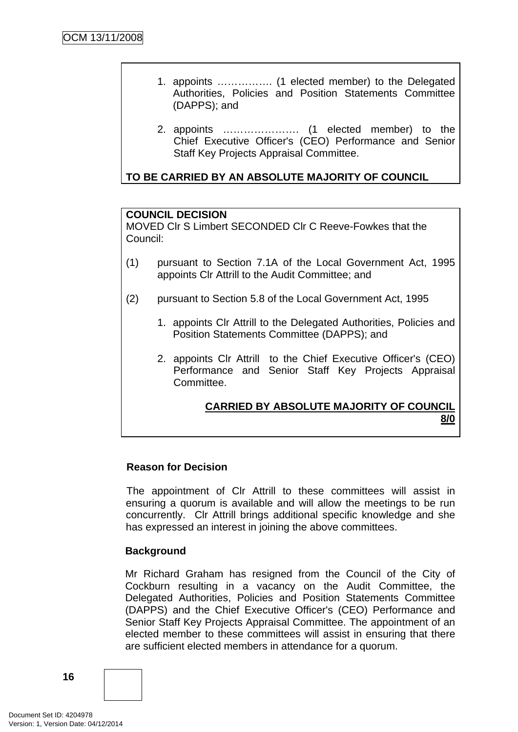1. appoints ……………. (1 elected member) to the Delegated Authorities, Policies and Position Statements Committee (DAPPS); and

2. appoints …………………. (1 elected member) to the Chief Executive Officer's (CEO) Performance and Senior Staff Key Projects Appraisal Committee.

**TO BE CARRIED BY AN ABSOLUTE MAJORITY OF COUNCIL**

**COUNCIL DECISION**
MOVED Clr S Limbert SECONDED Clr C Reeve-Fowkes that the Council:

(1) pursuant to Section 7.1A of the Local Government Act, 1995 appoints Clr Attrill to the Audit Committee; and

(2) pursuant to Section 5.8 of the Local Government Act, 1995

1. appoints Clr Attrill to the Delegated Authorities, Policies and Position Statements Committee (DAPPS); and

2. appoints Clr Attrill to the Chief Executive Officer's (CEO) Performance and Senior Staff Key Projects Appraisal Committee.

**CARRIED BY ABSOLUTE MAJORITY OF COUNCIL 8/0**

**Reason for Decision**

The appointment of Clr Attrill to these committees will assist in ensuring a quorum is available and will allow the meetings to be run concurrently. Clr Attrill brings additional specific knowledge and she has expressed an interest in joining the above committees.

**Background**

Mr Richard Graham has resigned from the Council of the City of Cockburn resulting in a vacancy on the Audit Committee, the Delegated Authorities, Policies and Position Statements Committee (DAPPS) and the Chief Executive Officer's (CEO) Performance and Senior Staff Key Projects Appraisal Committee. The appointment of an elected member to these committees will assist in ensuring that there are sufficient elected members in attendance for a quorum.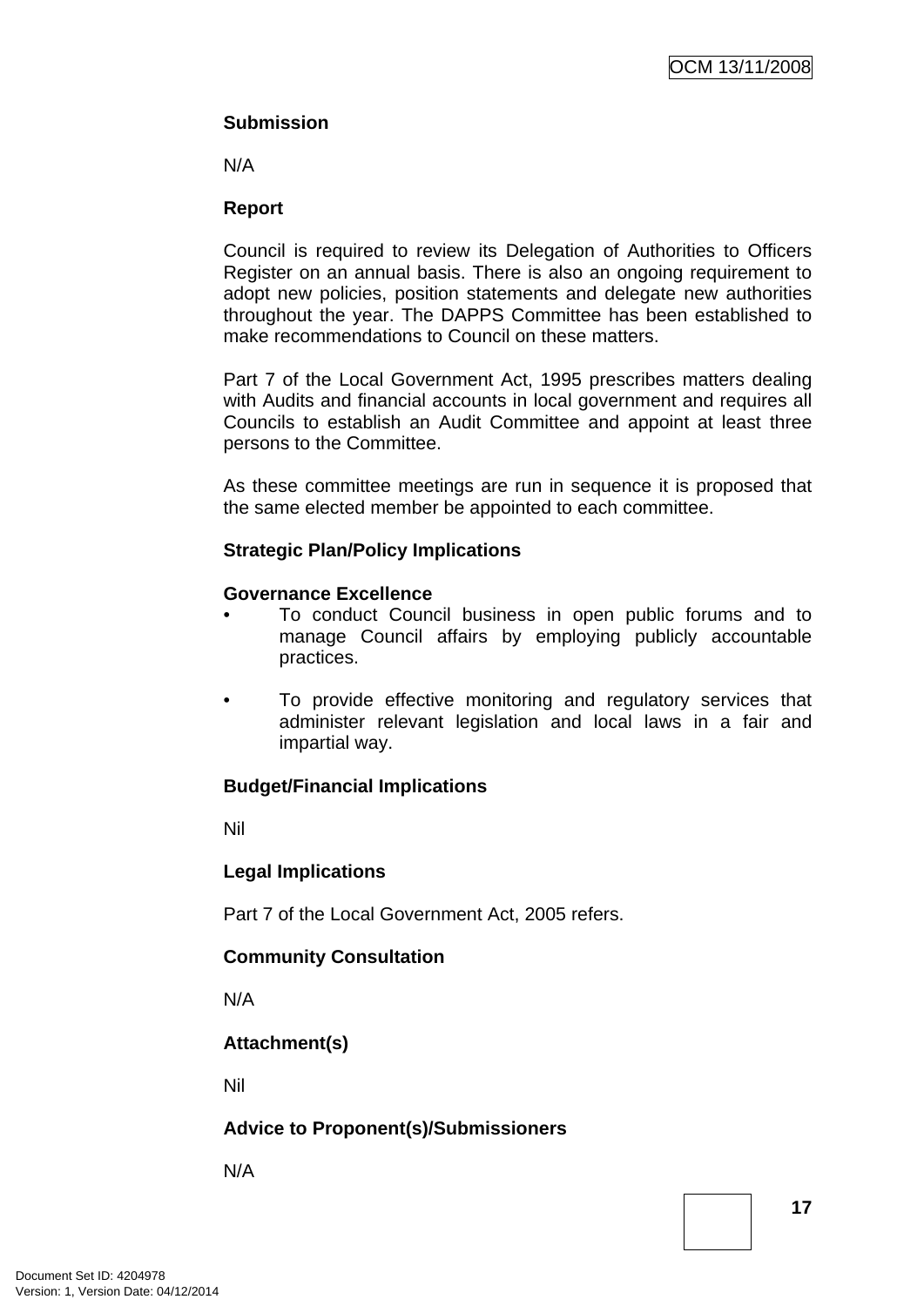**Submission**

N/A

**Report**

Council is required to review its Delegation of Authorities to Officers Register on an annual basis. There is also an ongoing requirement to adopt new policies, position statements and delegate new authorities throughout the year. The DAPPS Committee has been established to make recommendations to Council on these matters.

Part 7 of the Local Government Act, 1995 prescribes matters dealing with Audits and financial accounts in local government and requires all Councils to establish an Audit Committee and appoint at least three persons to the Committee.

As these committee meetings are run in sequence it is proposed that the same elected member be appointed to each committee.

**Strategic Plan/Policy Implications**

**Governance Excellence**

- To conduct Council business in open public forums and to manage Council affairs by employing publicly accountable practices.

- To provide effective monitoring and regulatory services that administer relevant legislation and local laws in a fair and impartial way.

**Budget/Financial Implications**

Nil

**Legal Implications**

Part 7 of the Local Government Act, 2005 refers.

**Community Consultation**

N/A

**Attachment(s)**

Nil

**Advice to Proponent(s)/Submissioners**

N/A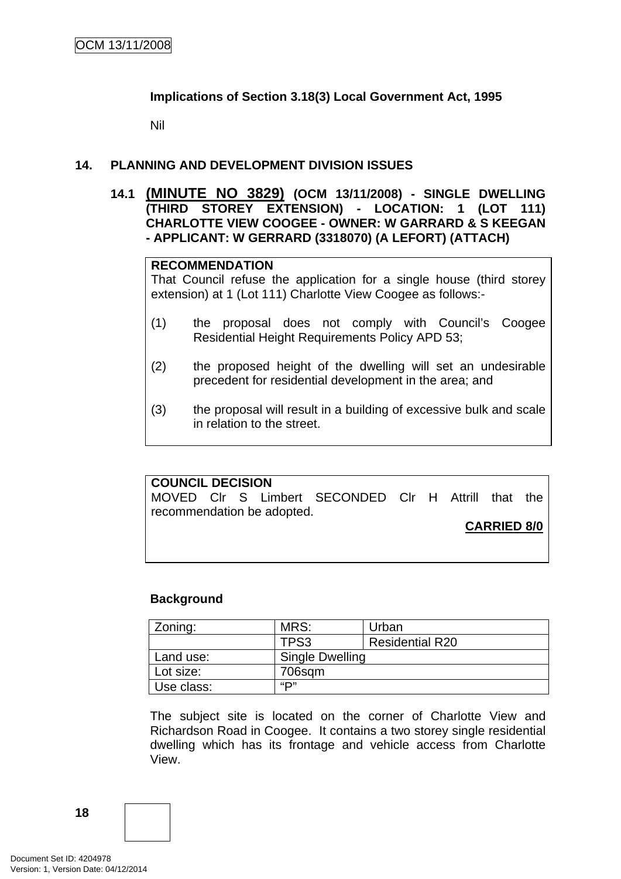**Implications of Section 3.18(3) Local Government Act, 1995**

Nil

## 14. PLANNING AND DEVELOPMENT DIVISION ISSUES

### 14.1 (MINUTE NO 3829) (OCM 13/11/2008) - SINGLE DWELLING (THIRD STOREY EXTENSION) - LOCATION: 1 (LOT 111) CHARLOTTE VIEW COOGEE - OWNER: W GARRARD & S KEEGAN - APPLICANT: W GERRARD (3318070) (A LEFORT) (ATTACH)

**RECOMMENDATION**

That Council refuse the application for a single house (third storey extension) at 1 (Lot 111) Charlotte View Coogee as follows:-

(1) the proposal does not comply with Council's Coogee Residential Height Requirements Policy APD 53;

(2) the proposed height of the dwelling will set an undesirable precedent for residential development in the area; and

(3) the proposal will result in a building of excessive bulk and scale in relation to the street.

**COUNCIL DECISION**

MOVED Clr S Limbert SECONDED Clr H Attrill that the recommendation be adopted.

**CARRIED 8/0**

**Background**

| Zoning: | MRS: | Urban |
|---|---|---|
| | TPS3 | Residential R20 |
| Land use: | Single Dwelling | |
| Lot size: | 706sqm | |
| Use class: | "P" | |

The subject site is located on the corner of Charlotte View and Richardson Road in Coogee. It contains a two storey single residential dwelling which has its frontage and vehicle access from Charlotte View.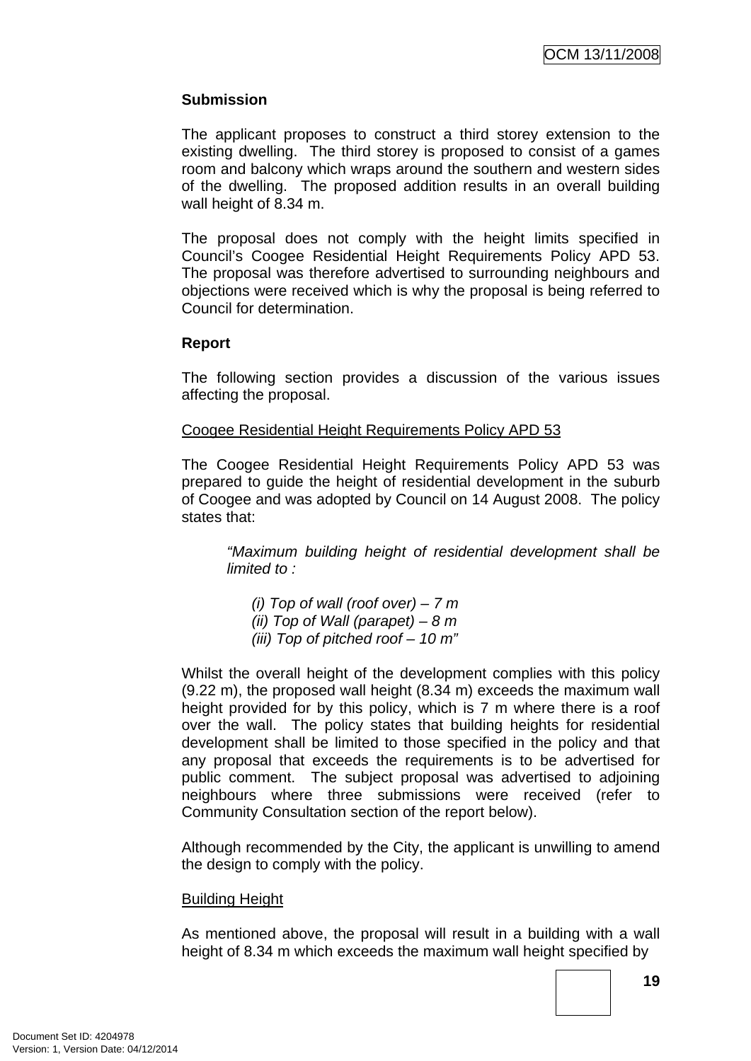**Submission**

The applicant proposes to construct a third storey extension to the existing dwelling. The third storey is proposed to consist of a games room and balcony which wraps around the southern and western sides of the dwelling. The proposed addition results in an overall building wall height of 8.34 m.

The proposal does not comply with the height limits specified in Council's Coogee Residential Height Requirements Policy APD 53. The proposal was therefore advertised to surrounding neighbours and objections were received which is why the proposal is being referred to Council for determination.

**Report**

The following section provides a discussion of the various issues affecting the proposal.

Coogee Residential Height Requirements Policy APD 53

The Coogee Residential Height Requirements Policy APD 53 was prepared to guide the height of residential development in the suburb of Coogee and was adopted by Council on 14 August 2008. The policy states that:

> *"Maximum building height of residential development shall be limited to :*
>
> *(i) Top of wall (roof over) – 7 m*
> *(ii) Top of Wall (parapet) – 8 m*
> *(iii) Top of pitched roof – 10 m"*

Whilst the overall height of the development complies with this policy (9.22 m), the proposed wall height (8.34 m) exceeds the maximum wall height provided for by this policy, which is 7 m where there is a roof over the wall. The policy states that building heights for residential development shall be limited to those specified in the policy and that any proposal that exceeds the requirements is to be advertised for public comment. The subject proposal was advertised to adjoining neighbours where three submissions were received (refer to Community Consultation section of the report below).

Although recommended by the City, the applicant is unwilling to amend the design to comply with the policy.

Building Height

As mentioned above, the proposal will result in a building with a wall height of 8.34 m which exceeds the maximum wall height specified by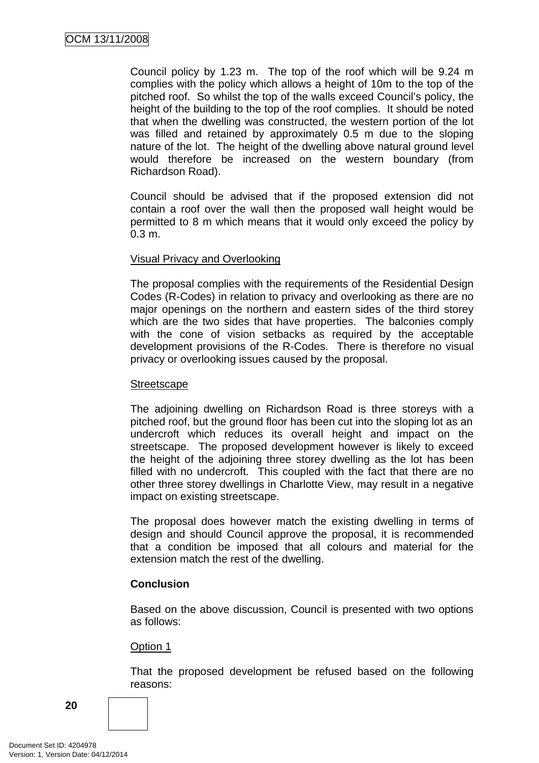Council policy by 1.23 m. The top of the roof which will be 9.24 m complies with the policy which allows a height of 10m to the top of the pitched roof. So whilst the top of the walls exceed Council's policy, the height of the building to the top of the roof complies. It should be noted that when the dwelling was constructed, the western portion of the lot was filled and retained by approximately 0.5 m due to the sloping nature of the lot. The height of the dwelling above natural ground level would therefore be increased on the western boundary (from Richardson Road).

Council should be advised that if the proposed extension did not contain a roof over the wall then the proposed wall height would be permitted to 8 m which means that it would only exceed the policy by 0.3 m.

Visual Privacy and Overlooking

The proposal complies with the requirements of the Residential Design Codes (R-Codes) in relation to privacy and overlooking as there are no major openings on the northern and eastern sides of the third storey which are the two sides that have properties. The balconies comply with the cone of vision setbacks as required by the acceptable development provisions of the R-Codes. There is therefore no visual privacy or overlooking issues caused by the proposal.

Streetscape

The adjoining dwelling on Richardson Road is three storeys with a pitched roof, but the ground floor has been cut into the sloping lot as an undercroft which reduces its overall height and impact on the streetscape. The proposed development however is likely to exceed the height of the adjoining three storey dwelling as the lot has been filled with no undercroft. This coupled with the fact that there are no other three storey dwellings in Charlotte View, may result in a negative impact on existing streetscape.

The proposal does however match the existing dwelling in terms of design and should Council approve the proposal, it is recommended that a condition be imposed that all colours and material for the extension match the rest of the dwelling.

**Conclusion**

Based on the above discussion, Council is presented with two options as follows:

Option 1

That the proposed development be refused based on the following reasons: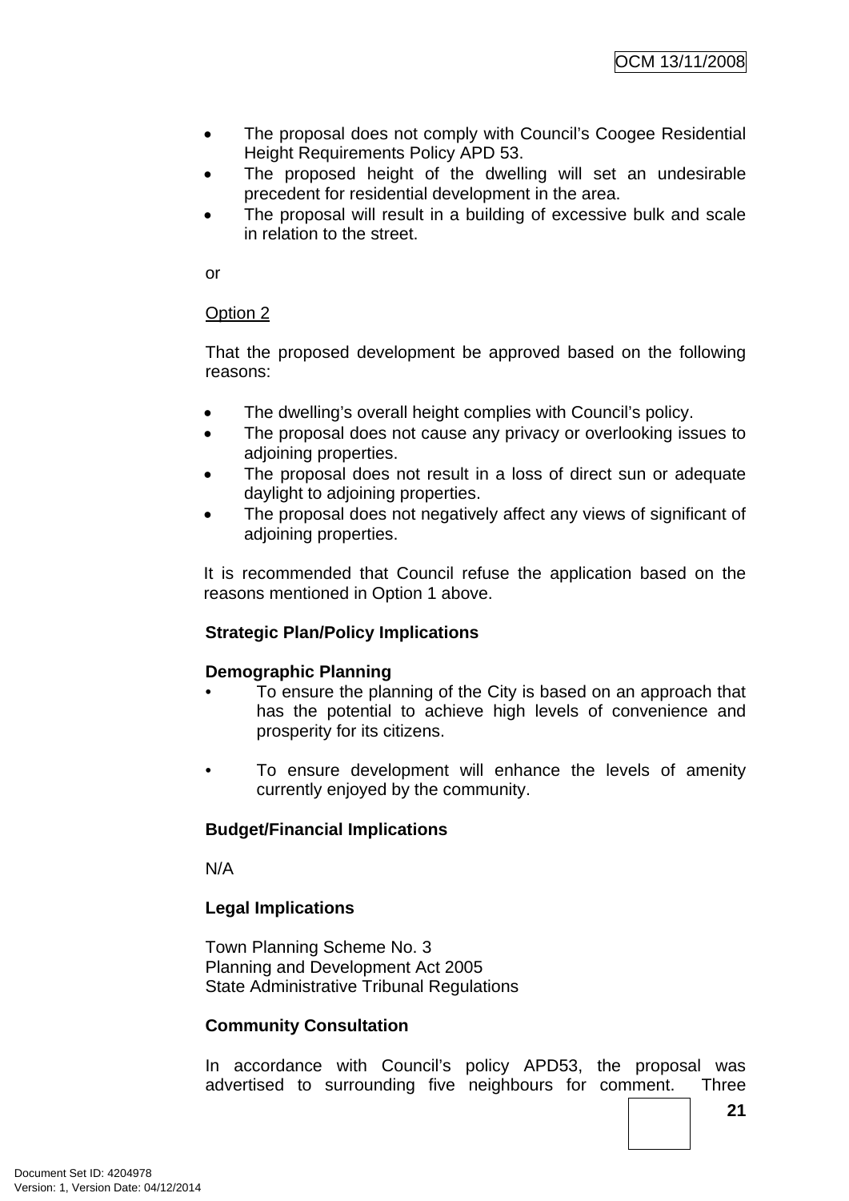- The proposal does not comply with Council's Coogee Residential Height Requirements Policy APD 53.
- The proposed height of the dwelling will set an undesirable precedent for residential development in the area.
- The proposal will result in a building of excessive bulk and scale in relation to the street.

or

<u>Option 2</u>

That the proposed development be approved based on the following reasons:

- The dwelling's overall height complies with Council's policy.
- The proposal does not cause any privacy or overlooking issues to adjoining properties.
- The proposal does not result in a loss of direct sun or adequate daylight to adjoining properties.
- The proposal does not negatively affect any views of significant of adjoining properties.

It is recommended that Council refuse the application based on the reasons mentioned in Option 1 above.

**Strategic Plan/Policy Implications**

**Demographic Planning**

- To ensure the planning of the City is based on an approach that has the potential to achieve high levels of convenience and prosperity for its citizens.

- To ensure development will enhance the levels of amenity currently enjoyed by the community.

**Budget/Financial Implications**

N/A

**Legal Implications**

Town Planning Scheme No. 3
Planning and Development Act 2005
State Administrative Tribunal Regulations

**Community Consultation**

In accordance with Council's policy APD53, the proposal was advertised to surrounding five neighbours for comment. Three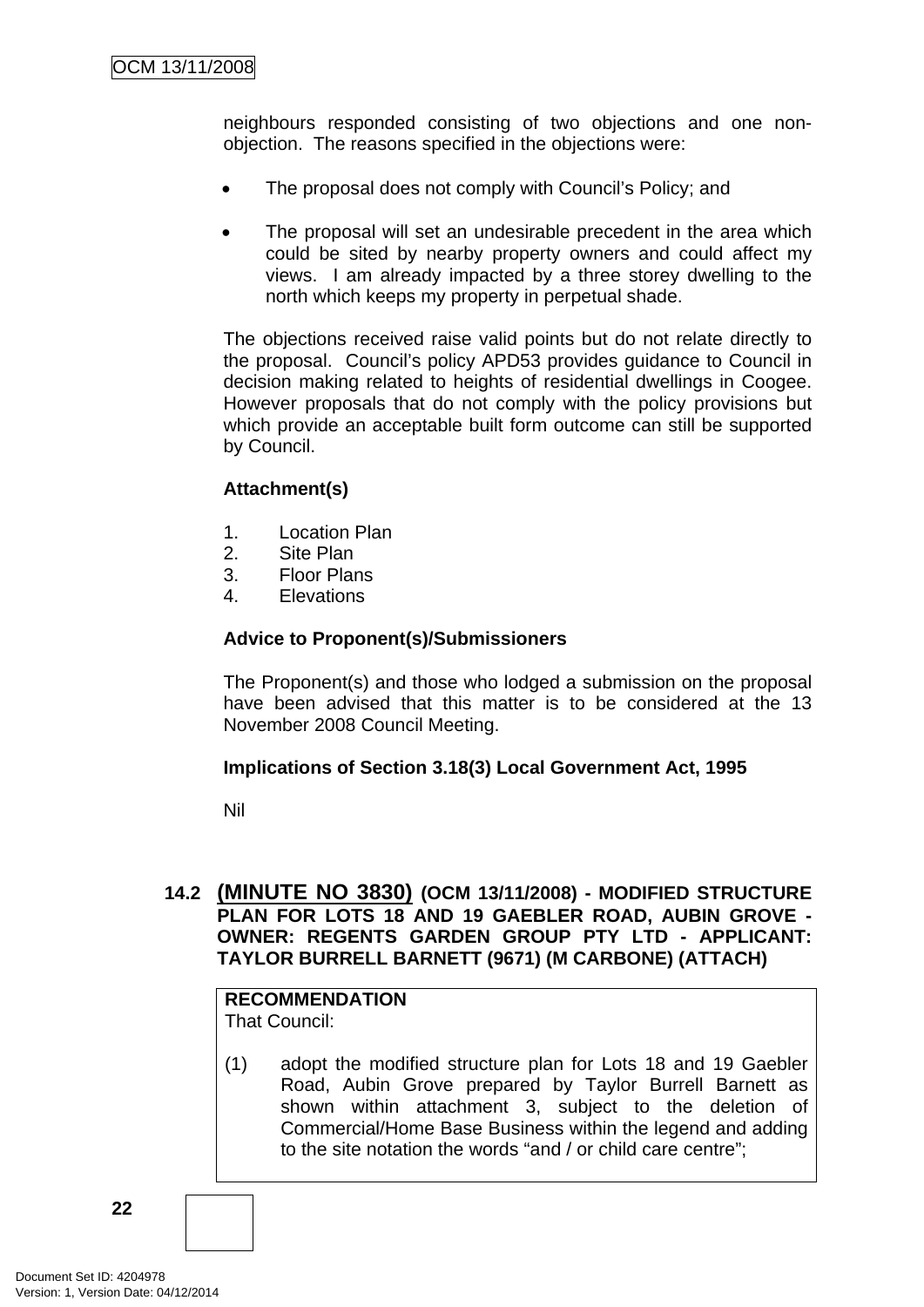neighbours responded consisting of two objections and one non-objection. The reasons specified in the objections were:

- The proposal does not comply with Council's Policy; and
- The proposal will set an undesirable precedent in the area which could be sited by nearby property owners and could affect my views. I am already impacted by a three storey dwelling to the north which keeps my property in perpetual shade.

The objections received raise valid points but do not relate directly to the proposal. Council's policy APD53 provides guidance to Council in decision making related to heights of residential dwellings in Coogee. However proposals that do not comply with the policy provisions but which provide an acceptable built form outcome can still be supported by Council.

**Attachment(s)**

1. Location Plan
2. Site Plan
3. Floor Plans
4. Elevations

**Advice to Proponent(s)/Submissioners**

The Proponent(s) and those who lodged a submission on the proposal have been advised that this matter is to be considered at the 13 November 2008 Council Meeting.

**Implications of Section 3.18(3) Local Government Act, 1995**

Nil

### 14.2 (MINUTE NO 3830) (OCM 13/11/2008) - MODIFIED STRUCTURE PLAN FOR LOTS 18 AND 19 GAEBLER ROAD, AUBIN GROVE - OWNER: REGENTS GARDEN GROUP PTY LTD - APPLICANT: TAYLOR BURRELL BARNETT (9671) (M CARBONE) (ATTACH)

**RECOMMENDATION**
That Council:

(1) adopt the modified structure plan for Lots 18 and 19 Gaebler Road, Aubin Grove prepared by Taylor Burrell Barnett as shown within attachment 3, subject to the deletion of Commercial/Home Base Business within the legend and adding to the site notation the words "and / or child care centre";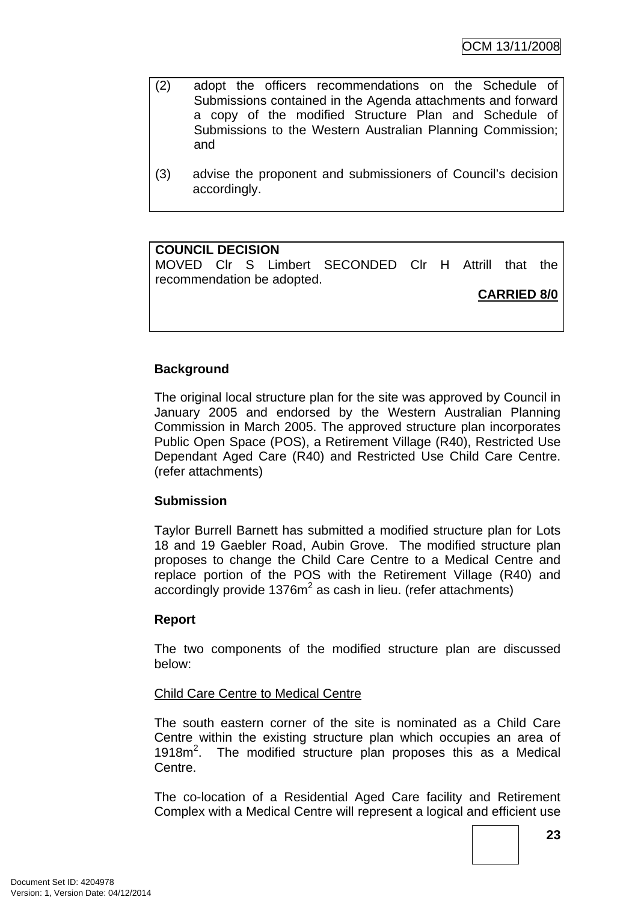(2) adopt the officers recommendations on the Schedule of Submissions contained in the Agenda attachments and forward a copy of the modified Structure Plan and Schedule of Submissions to the Western Australian Planning Commission; and

(3) advise the proponent and submissioners of Council's decision accordingly.

**COUNCIL DECISION**

MOVED Clr S Limbert SECONDED Clr H Attrill that the recommendation be adopted.

**CARRIED 8/0**

**Background**

The original local structure plan for the site was approved by Council in January 2005 and endorsed by the Western Australian Planning Commission in March 2005. The approved structure plan incorporates Public Open Space (POS), a Retirement Village (R40), Restricted Use Dependant Aged Care (R40) and Restricted Use Child Care Centre. (refer attachments)

**Submission**

Taylor Burrell Barnett has submitted a modified structure plan for Lots 18 and 19 Gaebler Road, Aubin Grove. The modified structure plan proposes to change the Child Care Centre to a Medical Centre and replace portion of the POS with the Retirement Village (R40) and accordingly provide 1376m$^2$ as cash in lieu. (refer attachments)

**Report**

The two components of the modified structure plan are discussed below:

Child Care Centre to Medical Centre

The south eastern corner of the site is nominated as a Child Care Centre within the existing structure plan which occupies an area of 1918m$^2$. The modified structure plan proposes this as a Medical Centre.

The co-location of a Residential Aged Care facility and Retirement Complex with a Medical Centre will represent a logical and efficient use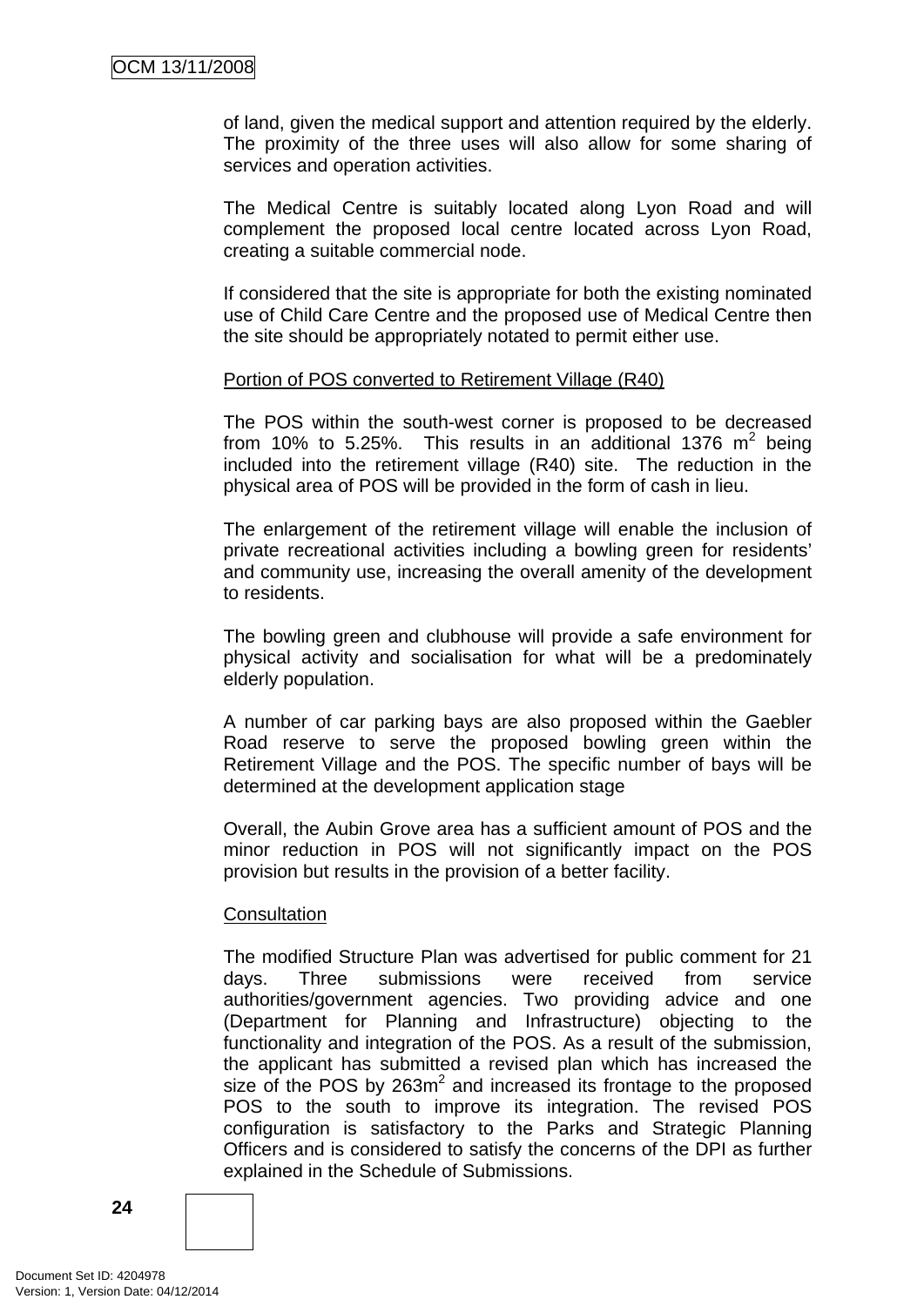of land, given the medical support and attention required by the elderly. The proximity of the three uses will also allow for some sharing of services and operation activities.

The Medical Centre is suitably located along Lyon Road and will complement the proposed local centre located across Lyon Road, creating a suitable commercial node.

If considered that the site is appropriate for both the existing nominated use of Child Care Centre and the proposed use of Medical Centre then the site should be appropriately notated to permit either use.

Portion of POS converted to Retirement Village (R40)

The POS within the south-west corner is proposed to be decreased from 10% to 5.25%. This results in an additional 1376 $m^2$ being included into the retirement village (R40) site. The reduction in the physical area of POS will be provided in the form of cash in lieu.

The enlargement of the retirement village will enable the inclusion of private recreational activities including a bowling green for residents' and community use, increasing the overall amenity of the development to residents.

The bowling green and clubhouse will provide a safe environment for physical activity and socialisation for what will be a predominately elderly population.

A number of car parking bays are also proposed within the Gaebler Road reserve to serve the proposed bowling green within the Retirement Village and the POS. The specific number of bays will be determined at the development application stage

Overall, the Aubin Grove area has a sufficient amount of POS and the minor reduction in POS will not significantly impact on the POS provision but results in the provision of a better facility.

Consultation

The modified Structure Plan was advertised for public comment for 21 days. Three submissions were received from service authorities/government agencies. Two providing advice and one (Department for Planning and Infrastructure) objecting to the functionality and integration of the POS. As a result of the submission, the applicant has submitted a revised plan which has increased the size of the POS by 263$m^2$ and increased its frontage to the proposed POS to the south to improve its integration. The revised POS configuration is satisfactory to the Parks and Strategic Planning Officers and is considered to satisfy the concerns of the DPI as further explained in the Schedule of Submissions.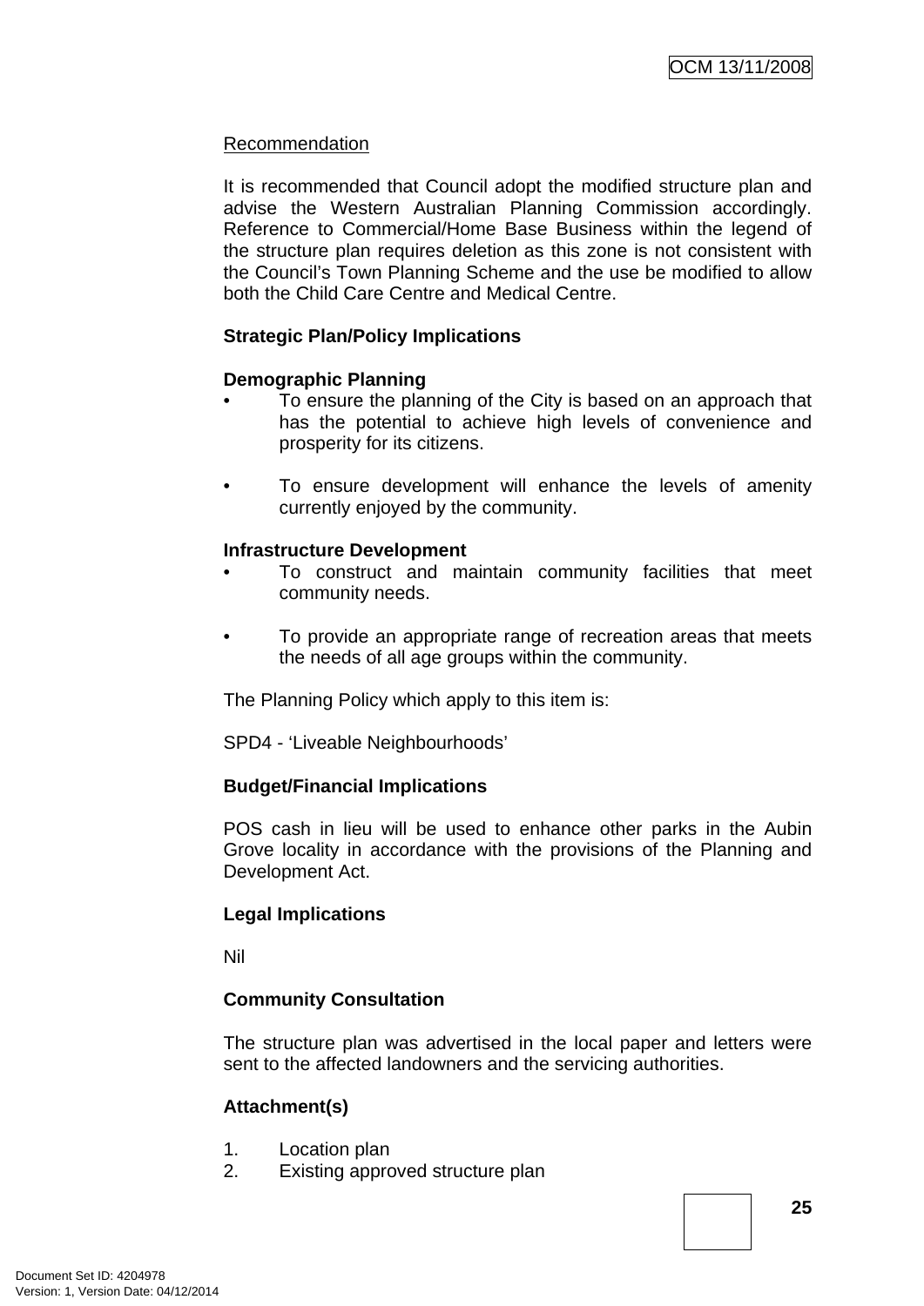<u>Recommendation</u>

It is recommended that Council adopt the modified structure plan and advise the Western Australian Planning Commission accordingly. Reference to Commercial/Home Base Business within the legend of the structure plan requires deletion as this zone is not consistent with the Council's Town Planning Scheme and the use be modified to allow both the Child Care Centre and Medical Centre.

**Strategic Plan/Policy Implications**

**Demographic Planning**

- To ensure the planning of the City is based on an approach that has the potential to achieve high levels of convenience and prosperity for its citizens.

- To ensure development will enhance the levels of amenity currently enjoyed by the community.

**Infrastructure Development**

- To construct and maintain community facilities that meet community needs.

- To provide an appropriate range of recreation areas that meets the needs of all age groups within the community.

The Planning Policy which apply to this item is:

SPD4 - 'Liveable Neighbourhoods'

**Budget/Financial Implications**

POS cash in lieu will be used to enhance other parks in the Aubin Grove locality in accordance with the provisions of the Planning and Development Act.

**Legal Implications**

Nil

**Community Consultation**

The structure plan was advertised in the local paper and letters were sent to the affected landowners and the servicing authorities.

**Attachment(s)**

1. Location plan
2. Existing approved structure plan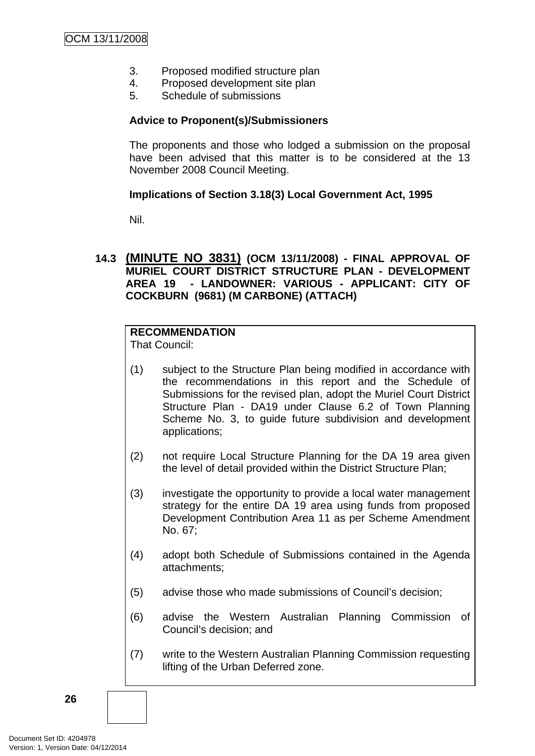3. Proposed modified structure plan
4. Proposed development site plan
5. Schedule of submissions

**Advice to Proponent(s)/Submissioners**

The proponents and those who lodged a submission on the proposal have been advised that this matter is to be considered at the 13 November 2008 Council Meeting.

**Implications of Section 3.18(3) Local Government Act, 1995**

Nil.

### 14.3 (MINUTE NO 3831) (OCM 13/11/2008) - FINAL APPROVAL OF MURIEL COURT DISTRICT STRUCTURE PLAN - DEVELOPMENT AREA 19 - LANDOWNER: VARIOUS - APPLICANT: CITY OF COCKBURN (9681) (M CARBONE) (ATTACH)

**RECOMMENDATION**
That Council:

(1) subject to the Structure Plan being modified in accordance with the recommendations in this report and the Schedule of Submissions for the revised plan, adopt the Muriel Court District Structure Plan - DA19 under Clause 6.2 of Town Planning Scheme No. 3, to guide future subdivision and development applications;

(2) not require Local Structure Planning for the DA 19 area given the level of detail provided within the District Structure Plan;

(3) investigate the opportunity to provide a local water management strategy for the entire DA 19 area using funds from proposed Development Contribution Area 11 as per Scheme Amendment No. 67;

(4) adopt both Schedule of Submissions contained in the Agenda attachments;

(5) advise those who made submissions of Council's decision;

(6) advise the Western Australian Planning Commission of Council's decision; and

(7) write to the Western Australian Planning Commission requesting lifting of the Urban Deferred zone.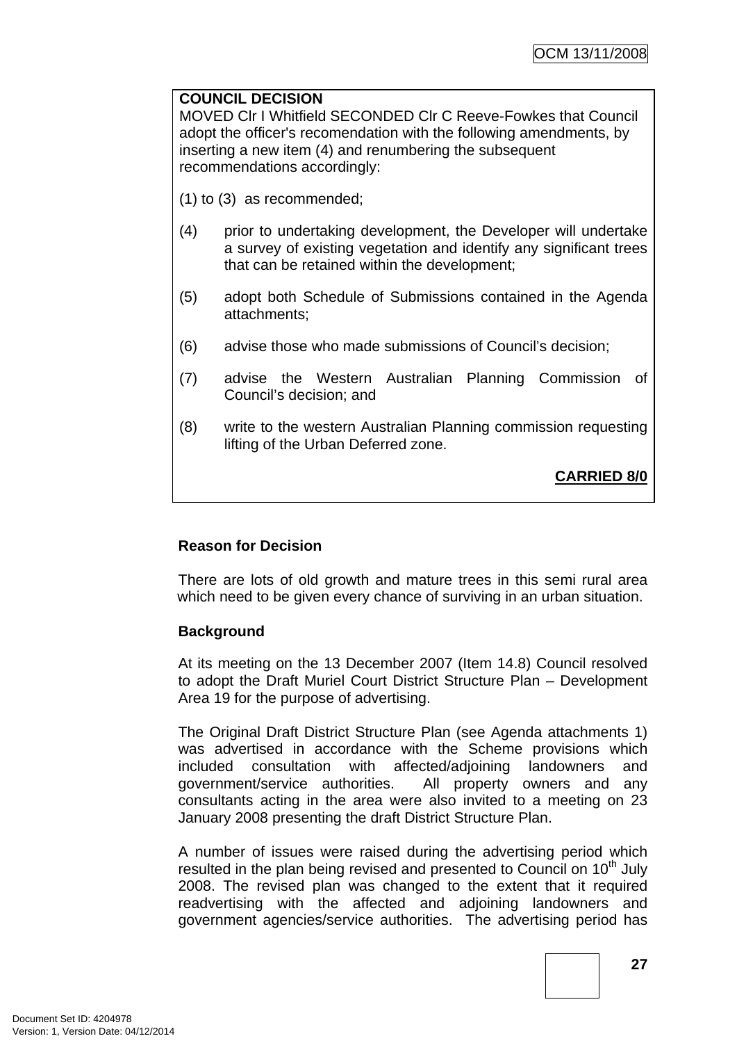**COUNCIL DECISION**

MOVED Clr I Whitfield SECONDED Clr C Reeve-Fowkes that Council adopt the officer's recomendation with the following amendments, by inserting a new item (4) and renumbering the subsequent recommendations accordingly:

(1) to (3) as recommended;

(4) prior to undertaking development, the Developer will undertake a survey of existing vegetation and identify any significant trees that can be retained within the development;

(5) adopt both Schedule of Submissions contained in the Agenda attachments;

(6) advise those who made submissions of Council's decision;

(7) advise the Western Australian Planning Commission of Council's decision; and

(8) write to the western Australian Planning commission requesting lifting of the Urban Deferred zone.

**CARRIED 8/0**

**Reason for Decision**

There are lots of old growth and mature trees in this semi rural area which need to be given every chance of surviving in an urban situation.

**Background**

At its meeting on the 13 December 2007 (Item 14.8) Council resolved to adopt the Draft Muriel Court District Structure Plan – Development Area 19 for the purpose of advertising.

The Original Draft District Structure Plan (see Agenda attachments 1) was advertised in accordance with the Scheme provisions which included consultation with affected/adjoining landowners and government/service authorities. All property owners and any consultants acting in the area were also invited to a meeting on 23 January 2008 presenting the draft District Structure Plan.

A number of issues were raised during the advertising period which resulted in the plan being revised and presented to Council on 10th July 2008. The revised plan was changed to the extent that it required readvertising with the affected and adjoining landowners and government agencies/service authorities. The advertising period has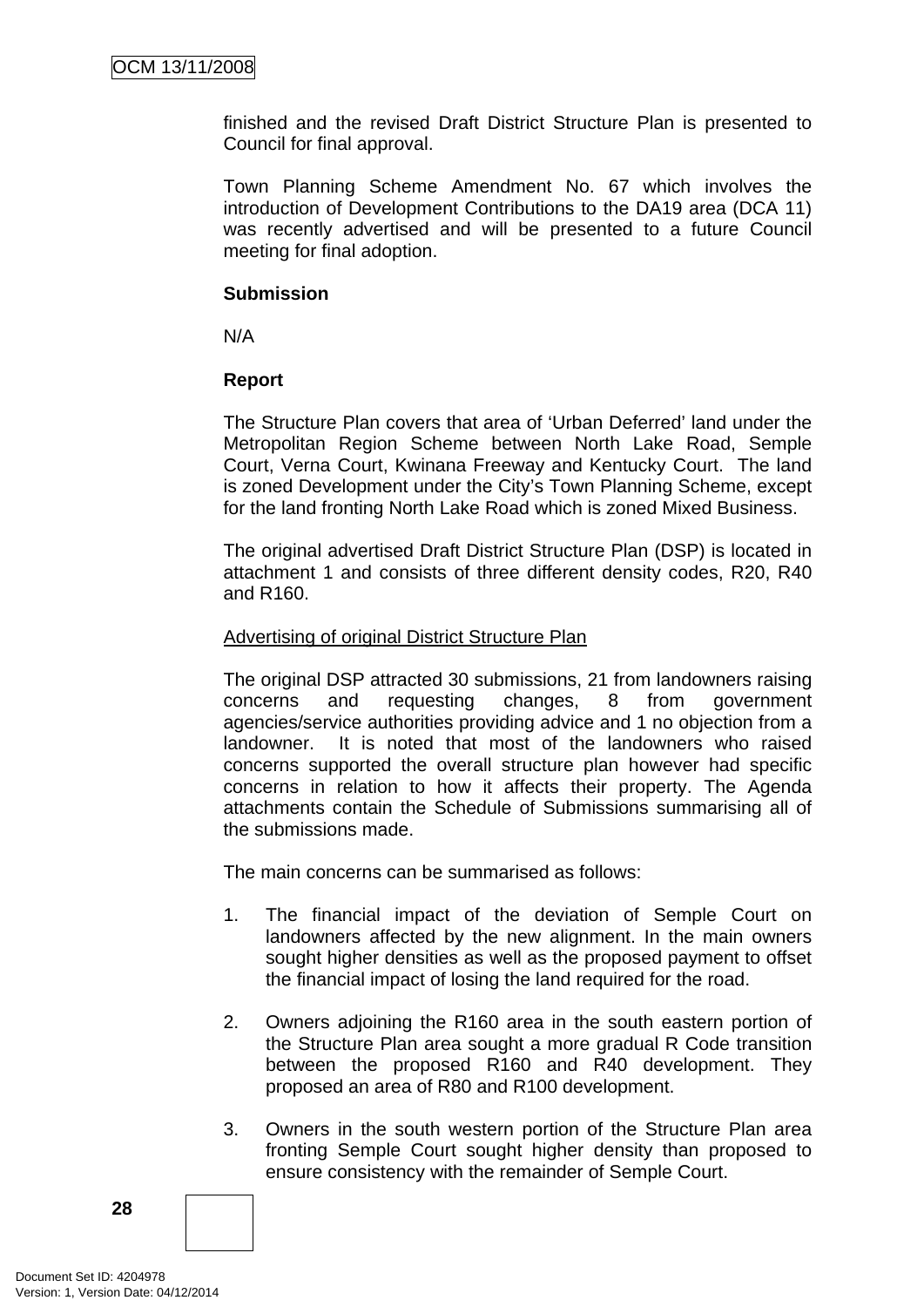finished and the revised Draft District Structure Plan is presented to Council for final approval.

Town Planning Scheme Amendment No. 67 which involves the introduction of Development Contributions to the DA19 area (DCA 11) was recently advertised and will be presented to a future Council meeting for final adoption.

**Submission**

N/A

**Report**

The Structure Plan covers that area of 'Urban Deferred' land under the Metropolitan Region Scheme between North Lake Road, Semple Court, Verna Court, Kwinana Freeway and Kentucky Court. The land is zoned Development under the City's Town Planning Scheme, except for the land fronting North Lake Road which is zoned Mixed Business.

The original advertised Draft District Structure Plan (DSP) is located in attachment 1 and consists of three different density codes, R20, R40 and R160.

Advertising of original District Structure Plan

The original DSP attracted 30 submissions, 21 from landowners raising concerns and requesting changes, 8 from government agencies/service authorities providing advice and 1 no objection from a landowner. It is noted that most of the landowners who raised concerns supported the overall structure plan however had specific concerns in relation to how it affects their property. The Agenda attachments contain the Schedule of Submissions summarising all of the submissions made.

The main concerns can be summarised as follows:

1. The financial impact of the deviation of Semple Court on landowners affected by the new alignment. In the main owners sought higher densities as well as the proposed payment to offset the financial impact of losing the land required for the road.

2. Owners adjoining the R160 area in the south eastern portion of the Structure Plan area sought a more gradual R Code transition between the proposed R160 and R40 development. They proposed an area of R80 and R100 development.

3. Owners in the south western portion of the Structure Plan area fronting Semple Court sought higher density than proposed to ensure consistency with the remainder of Semple Court.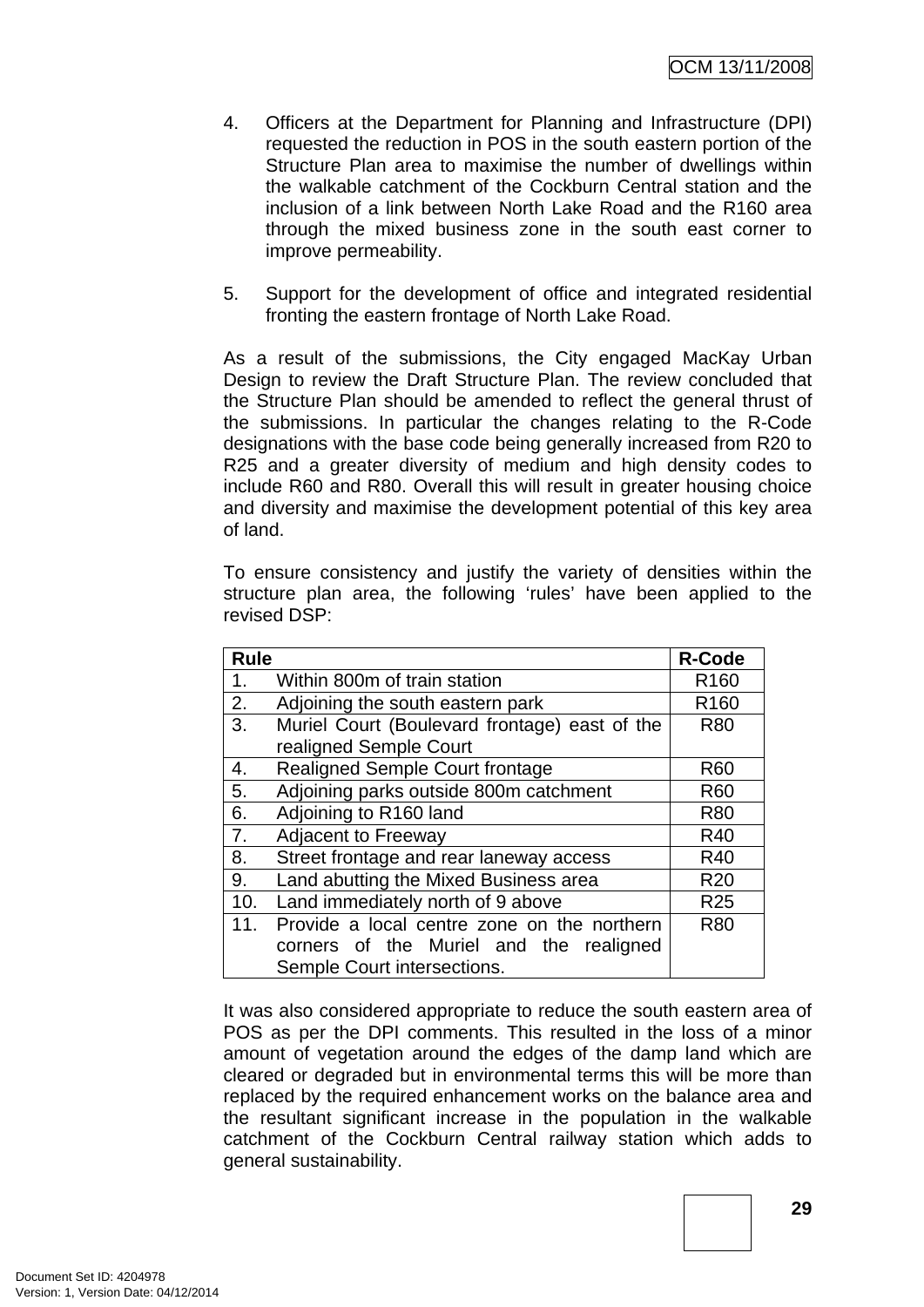4. Officers at the Department for Planning and Infrastructure (DPI) requested the reduction in POS in the south eastern portion of the Structure Plan area to maximise the number of dwellings within the walkable catchment of the Cockburn Central station and the inclusion of a link between North Lake Road and the R160 area through the mixed business zone in the south east corner to improve permeability.

5. Support for the development of office and integrated residential fronting the eastern frontage of North Lake Road.

As a result of the submissions, the City engaged MacKay Urban Design to review the Draft Structure Plan. The review concluded that the Structure Plan should be amended to reflect the general thrust of the submissions. In particular the changes relating to the R-Code designations with the base code being generally increased from R20 to R25 and a greater diversity of medium and high density codes to include R60 and R80. Overall this will result in greater housing choice and diversity and maximise the development potential of this key area of land.

To ensure consistency and justify the variety of densities within the structure plan area, the following 'rules' have been applied to the revised DSP:

| Rule | R-Code |
|---|---|
| 1. Within 800m of train station | R160 |
| 2. Adjoining the south eastern park | R160 |
| 3. Muriel Court (Boulevard frontage) east of the realigned Semple Court | R80 |
| 4. Realigned Semple Court frontage | R60 |
| 5. Adjoining parks outside 800m catchment | R60 |
| 6. Adjoining to R160 land | R80 |
| 7. Adjacent to Freeway | R40 |
| 8. Street frontage and rear laneway access | R40 |
| 9. Land abutting the Mixed Business area | R20 |
| 10. Land immediately north of 9 above | R25 |
| 11. Provide a local centre zone on the northern corners of the Muriel and the realigned Semple Court intersections. | R80 |

It was also considered appropriate to reduce the south eastern area of POS as per the DPI comments. This resulted in the loss of a minor amount of vegetation around the edges of the damp land which are cleared or degraded but in environmental terms this will be more than replaced by the required enhancement works on the balance area and the resultant significant increase in the population in the walkable catchment of the Cockburn Central railway station which adds to general sustainability.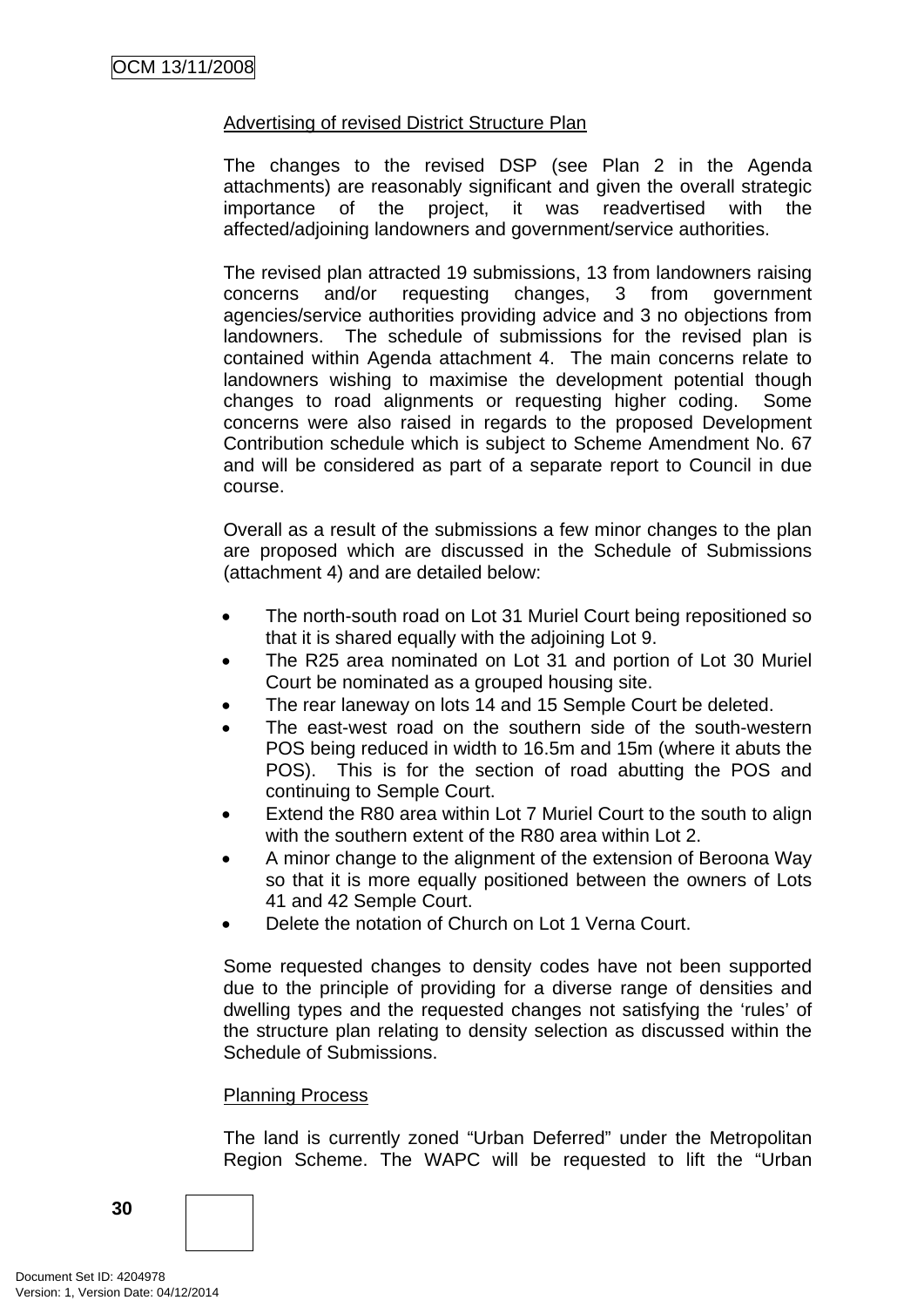Advertising of revised District Structure Plan

The changes to the revised DSP (see Plan 2 in the Agenda attachments) are reasonably significant and given the overall strategic importance of the project, it was readvertised with the affected/adjoining landowners and government/service authorities.

The revised plan attracted 19 submissions, 13 from landowners raising concerns and/or requesting changes, 3 from government agencies/service authorities providing advice and 3 no objections from landowners. The schedule of submissions for the revised plan is contained within Agenda attachment 4. The main concerns relate to landowners wishing to maximise the development potential though changes to road alignments or requesting higher coding. Some concerns were also raised in regards to the proposed Development Contribution schedule which is subject to Scheme Amendment No. 67 and will be considered as part of a separate report to Council in due course.

Overall as a result of the submissions a few minor changes to the plan are proposed which are discussed in the Schedule of Submissions (attachment 4) and are detailed below:

- The north-south road on Lot 31 Muriel Court being repositioned so that it is shared equally with the adjoining Lot 9.
- The R25 area nominated on Lot 31 and portion of Lot 30 Muriel Court be nominated as a grouped housing site.
- The rear laneway on lots 14 and 15 Semple Court be deleted.
- The east-west road on the southern side of the south-western POS being reduced in width to 16.5m and 15m (where it abuts the POS). This is for the section of road abutting the POS and continuing to Semple Court.
- Extend the R80 area within Lot 7 Muriel Court to the south to align with the southern extent of the R80 area within Lot 2.
- A minor change to the alignment of the extension of Beroona Way so that it is more equally positioned between the owners of Lots 41 and 42 Semple Court.
- Delete the notation of Church on Lot 1 Verna Court.

Some requested changes to density codes have not been supported due to the principle of providing for a diverse range of densities and dwelling types and the requested changes not satisfying the 'rules' of the structure plan relating to density selection as discussed within the Schedule of Submissions.

Planning Process

The land is currently zoned "Urban Deferred" under the Metropolitan Region Scheme. The WAPC will be requested to lift the "Urban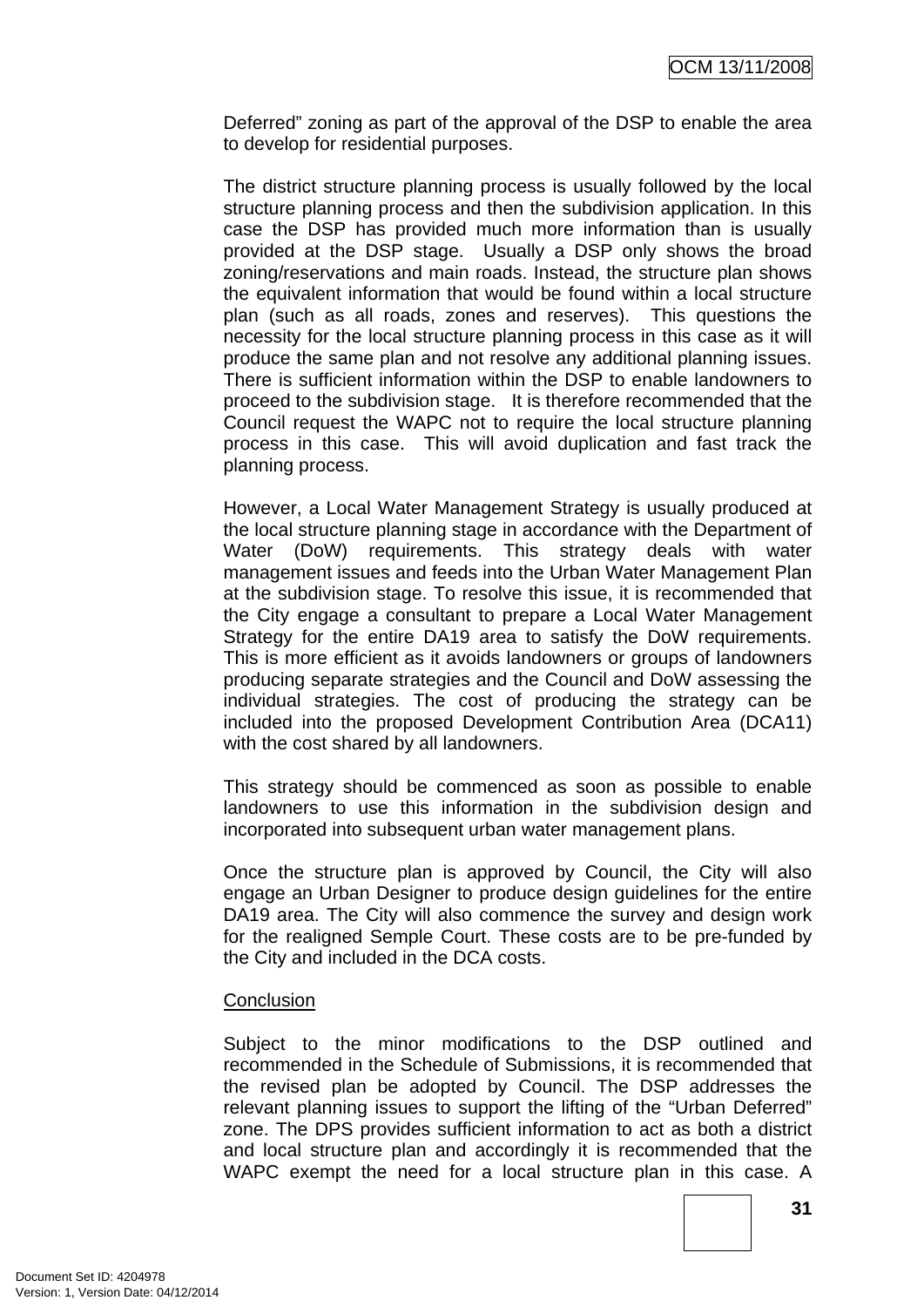Deferred" zoning as part of the approval of the DSP to enable the area to develop for residential purposes.

The district structure planning process is usually followed by the local structure planning process and then the subdivision application. In this case the DSP has provided much more information than is usually provided at the DSP stage. Usually a DSP only shows the broad zoning/reservations and main roads. Instead, the structure plan shows the equivalent information that would be found within a local structure plan (such as all roads, zones and reserves). This questions the necessity for the local structure planning process in this case as it will produce the same plan and not resolve any additional planning issues. There is sufficient information within the DSP to enable landowners to proceed to the subdivision stage. It is therefore recommended that the Council request the WAPC not to require the local structure planning process in this case. This will avoid duplication and fast track the planning process.

However, a Local Water Management Strategy is usually produced at the local structure planning stage in accordance with the Department of Water (DoW) requirements. This strategy deals with water management issues and feeds into the Urban Water Management Plan at the subdivision stage. To resolve this issue, it is recommended that the City engage a consultant to prepare a Local Water Management Strategy for the entire DA19 area to satisfy the DoW requirements. This is more efficient as it avoids landowners or groups of landowners producing separate strategies and the Council and DoW assessing the individual strategies. The cost of producing the strategy can be included into the proposed Development Contribution Area (DCA11) with the cost shared by all landowners.

This strategy should be commenced as soon as possible to enable landowners to use this information in the subdivision design and incorporated into subsequent urban water management plans.

Once the structure plan is approved by Council, the City will also engage an Urban Designer to produce design guidelines for the entire DA19 area. The City will also commence the survey and design work for the realigned Semple Court. These costs are to be pre-funded by the City and included in the DCA costs.

Conclusion

Subject to the minor modifications to the DSP outlined and recommended in the Schedule of Submissions, it is recommended that the revised plan be adopted by Council. The DSP addresses the relevant planning issues to support the lifting of the "Urban Deferred" zone. The DPS provides sufficient information to act as both a district and local structure plan and accordingly it is recommended that the WAPC exempt the need for a local structure plan in this case. A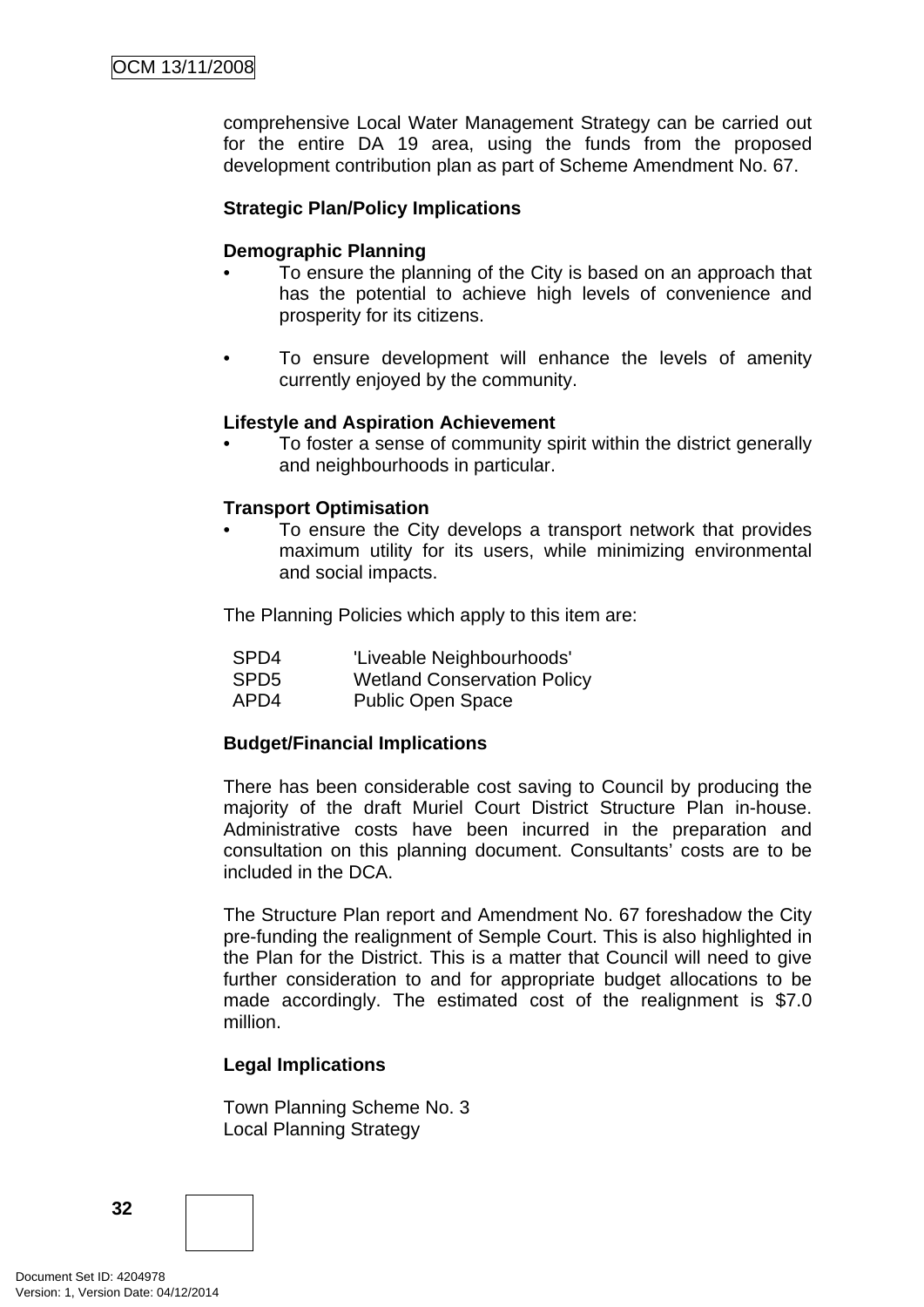comprehensive Local Water Management Strategy can be carried out for the entire DA 19 area, using the funds from the proposed development contribution plan as part of Scheme Amendment No. 67.

**Strategic Plan/Policy Implications**

**Demographic Planning**

- To ensure the planning of the City is based on an approach that has the potential to achieve high levels of convenience and prosperity for its citizens.

- To ensure development will enhance the levels of amenity currently enjoyed by the community.

**Lifestyle and Aspiration Achievement**

- To foster a sense of community spirit within the district generally and neighbourhoods in particular.

**Transport Optimisation**

- To ensure the City develops a transport network that provides maximum utility for its users, while minimizing environmental and social impacts.

The Planning Policies which apply to this item are:

| | |
|---|---|
| SPD4 | 'Liveable Neighbourhoods' |
| SPD5 | Wetland Conservation Policy |
| APD4 | Public Open Space |

**Budget/Financial Implications**

There has been considerable cost saving to Council by producing the majority of the draft Muriel Court District Structure Plan in-house. Administrative costs have been incurred in the preparation and consultation on this planning document. Consultants' costs are to be included in the DCA.

The Structure Plan report and Amendment No. 67 foreshadow the City pre-funding the realignment of Semple Court. This is also highlighted in the Plan for the District. This is a matter that Council will need to give further consideration to and for appropriate budget allocations to be made accordingly. The estimated cost of the realignment is $7.0 million.

**Legal Implications**

Town Planning Scheme No. 3
Local Planning Strategy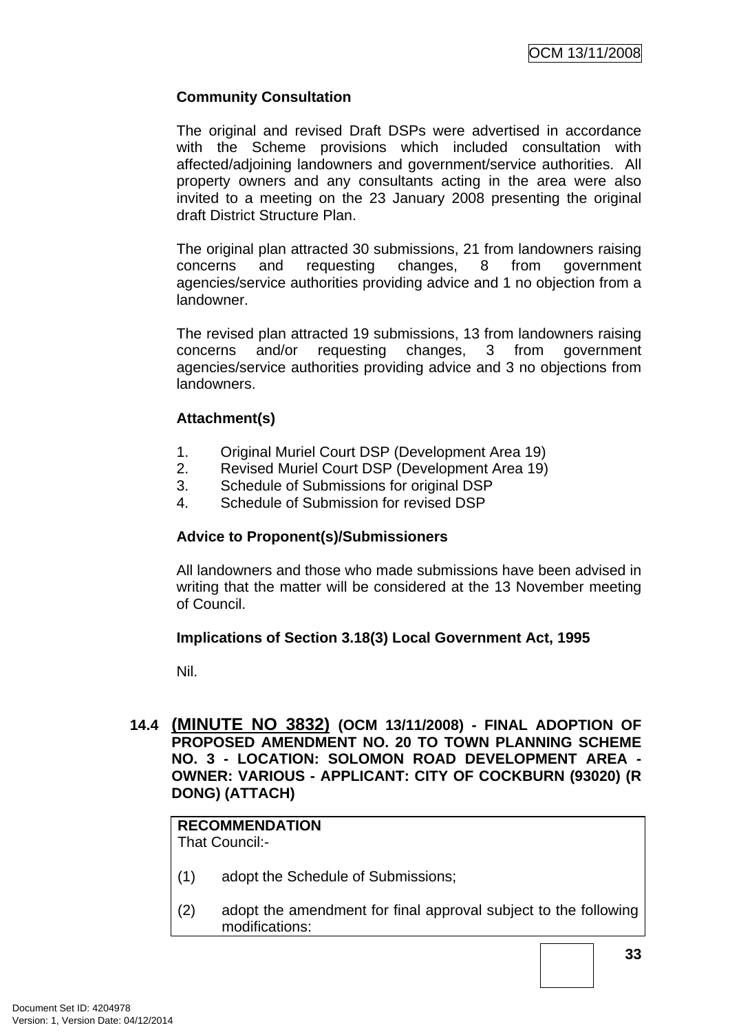**Community Consultation**

The original and revised Draft DSPs were advertised in accordance with the Scheme provisions which included consultation with affected/adjoining landowners and government/service authorities. All property owners and any consultants acting in the area were also invited to a meeting on the 23 January 2008 presenting the original draft District Structure Plan.

The original plan attracted 30 submissions, 21 from landowners raising concerns and requesting changes, 8 from government agencies/service authorities providing advice and 1 no objection from a landowner.

The revised plan attracted 19 submissions, 13 from landowners raising concerns and/or requesting changes, 3 from government agencies/service authorities providing advice and 3 no objections from landowners.

**Attachment(s)**

1. Original Muriel Court DSP (Development Area 19)
2. Revised Muriel Court DSP (Development Area 19)
3. Schedule of Submissions for original DSP
4. Schedule of Submission for revised DSP

**Advice to Proponent(s)/Submissioners**

All landowners and those who made submissions have been advised in writing that the matter will be considered at the 13 November meeting of Council.

**Implications of Section 3.18(3) Local Government Act, 1995**

Nil.

## 14.4 (MINUTE NO 3832) (OCM 13/11/2008) - FINAL ADOPTION OF PROPOSED AMENDMENT NO. 20 TO TOWN PLANNING SCHEME NO. 3 - LOCATION: SOLOMON ROAD DEVELOPMENT AREA - OWNER: VARIOUS - APPLICANT: CITY OF COCKBURN (93020) (R DONG) (ATTACH)

**RECOMMENDATION**
That Council:-

(1) adopt the Schedule of Submissions;

(2) adopt the amendment for final approval subject to the following modifications: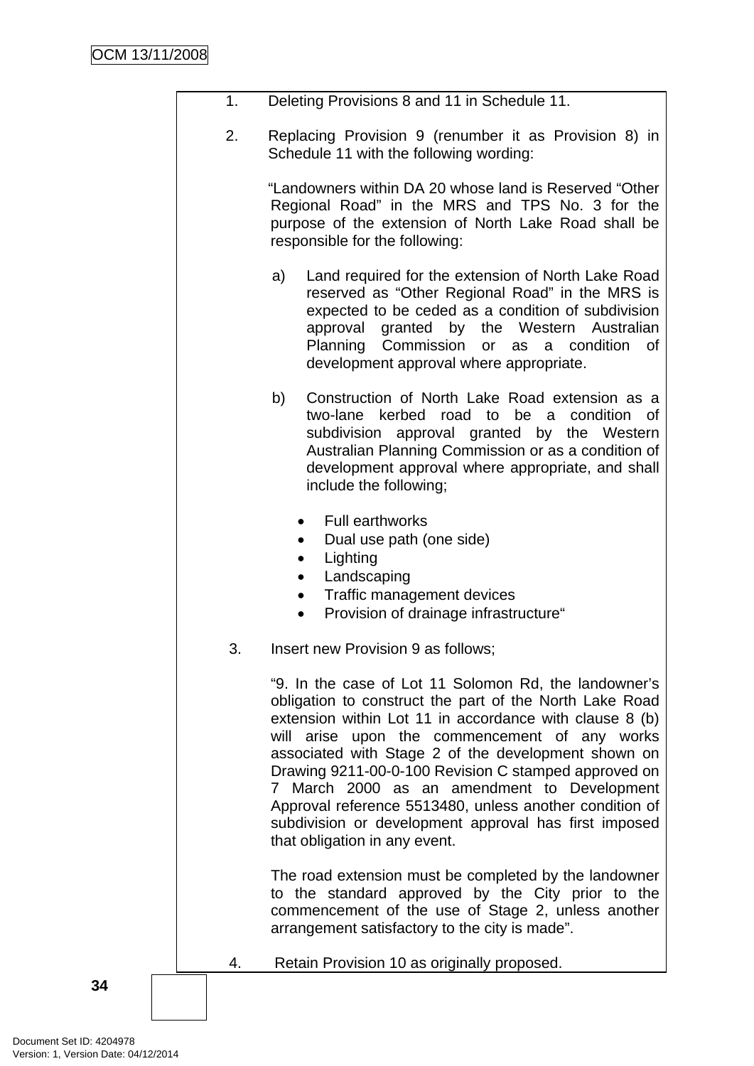1. Deleting Provisions 8 and 11 in Schedule 11.

2. Replacing Provision 9 (renumber it as Provision 8) in Schedule 11 with the following wording:

   "Landowners within DA 20 whose land is Reserved "Other Regional Road" in the MRS and TPS No. 3 for the purpose of the extension of North Lake Road shall be responsible for the following:

   a) Land required for the extension of North Lake Road reserved as "Other Regional Road" in the MRS is expected to be ceded as a condition of subdivision approval granted by the Western Australian Planning Commission or as a condition of development approval where appropriate.

   b) Construction of North Lake Road extension as a two-lane kerbed road to be a condition of subdivision approval granted by the Western Australian Planning Commission or as a condition of development approval where appropriate, and shall include the following;

      - Full earthworks
      - Dual use path (one side)
      - Lighting
      - Landscaping
      - Traffic management devices
      - Provision of drainage infrastructure"

3. Insert new Provision 9 as follows;

   "9. In the case of Lot 11 Solomon Rd, the landowner's obligation to construct the part of the North Lake Road extension within Lot 11 in accordance with clause 8 (b) will arise upon the commencement of any works associated with Stage 2 of the development shown on Drawing 9211-00-0-100 Revision C stamped approved on 7 March 2000 as an amendment to Development Approval reference 5513480, unless another condition of subdivision or development approval has first imposed that obligation in any event.

   The road extension must be completed by the landowner to the standard approved by the City prior to the commencement of the use of Stage 2, unless another arrangement satisfactory to the city is made".

4. Retain Provision 10 as originally proposed.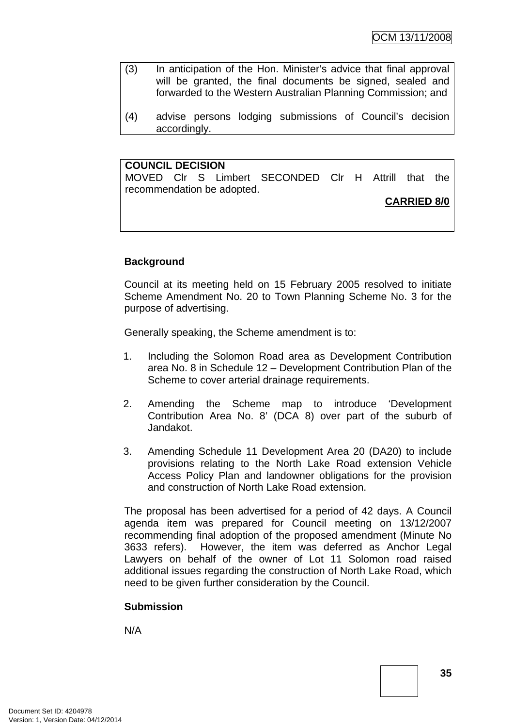(3) In anticipation of the Hon. Minister's advice that final approval will be granted, the final documents be signed, sealed and forwarded to the Western Australian Planning Commission; and

(4) advise persons lodging submissions of Council's decision accordingly.

**COUNCIL DECISION**
MOVED Clr S Limbert SECONDED Clr H Attrill that the recommendation be adopted.

**CARRIED 8/0**

**Background**

Council at its meeting held on 15 February 2005 resolved to initiate Scheme Amendment No. 20 to Town Planning Scheme No. 3 for the purpose of advertising.

Generally speaking, the Scheme amendment is to:

1. Including the Solomon Road area as Development Contribution area No. 8 in Schedule 12 – Development Contribution Plan of the Scheme to cover arterial drainage requirements.

2. Amending the Scheme map to introduce 'Development Contribution Area No. 8' (DCA 8) over part of the suburb of Jandakot.

3. Amending Schedule 11 Development Area 20 (DA20) to include provisions relating to the North Lake Road extension Vehicle Access Policy Plan and landowner obligations for the provision and construction of North Lake Road extension.

The proposal has been advertised for a period of 42 days. A Council agenda item was prepared for Council meeting on 13/12/2007 recommending final adoption of the proposed amendment (Minute No 3633 refers). However, the item was deferred as Anchor Legal Lawyers on behalf of the owner of Lot 11 Solomon road raised additional issues regarding the construction of North Lake Road, which need to be given further consideration by the Council.

**Submission**

N/A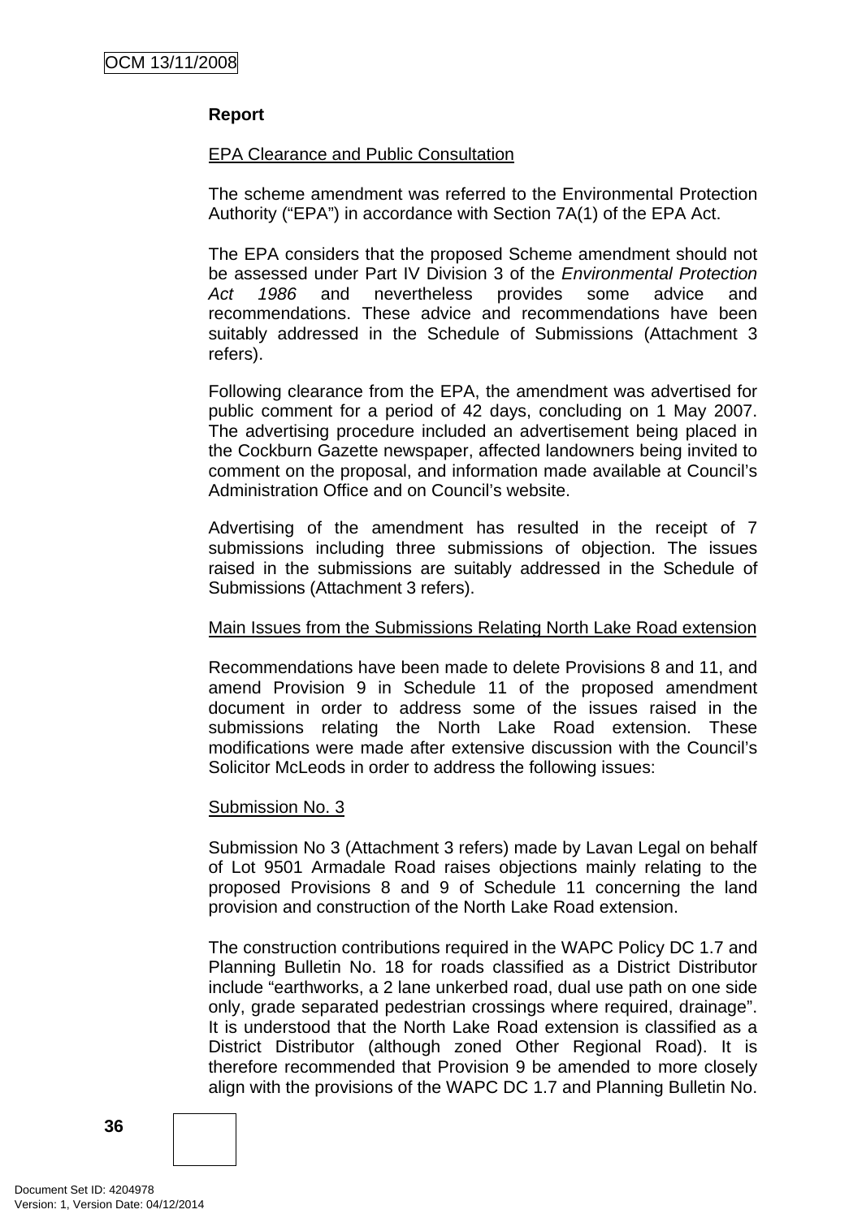**Report**

EPA Clearance and Public Consultation

The scheme amendment was referred to the Environmental Protection Authority ("EPA") in accordance with Section 7A(1) of the EPA Act.

The EPA considers that the proposed Scheme amendment should not be assessed under Part IV Division 3 of the *Environmental Protection Act 1986* and nevertheless provides some advice and recommendations. These advice and recommendations have been suitably addressed in the Schedule of Submissions (Attachment 3 refers).

Following clearance from the EPA, the amendment was advertised for public comment for a period of 42 days, concluding on 1 May 2007. The advertising procedure included an advertisement being placed in the Cockburn Gazette newspaper, affected landowners being invited to comment on the proposal, and information made available at Council's Administration Office and on Council's website.

Advertising of the amendment has resulted in the receipt of 7 submissions including three submissions of objection. The issues raised in the submissions are suitably addressed in the Schedule of Submissions (Attachment 3 refers).

Main Issues from the Submissions Relating North Lake Road extension

Recommendations have been made to delete Provisions 8 and 11, and amend Provision 9 in Schedule 11 of the proposed amendment document in order to address some of the issues raised in the submissions relating the North Lake Road extension. These modifications were made after extensive discussion with the Council's Solicitor McLeods in order to address the following issues:

Submission No. 3

Submission No 3 (Attachment 3 refers) made by Lavan Legal on behalf of Lot 9501 Armadale Road raises objections mainly relating to the proposed Provisions 8 and 9 of Schedule 11 concerning the land provision and construction of the North Lake Road extension.

The construction contributions required in the WAPC Policy DC 1.7 and Planning Bulletin No. 18 for roads classified as a District Distributor include "earthworks, a 2 lane unkerbed road, dual use path on one side only, grade separated pedestrian crossings where required, drainage". It is understood that the North Lake Road extension is classified as a District Distributor (although zoned Other Regional Road). It is therefore recommended that Provision 9 be amended to more closely align with the provisions of the WAPC DC 1.7 and Planning Bulletin No.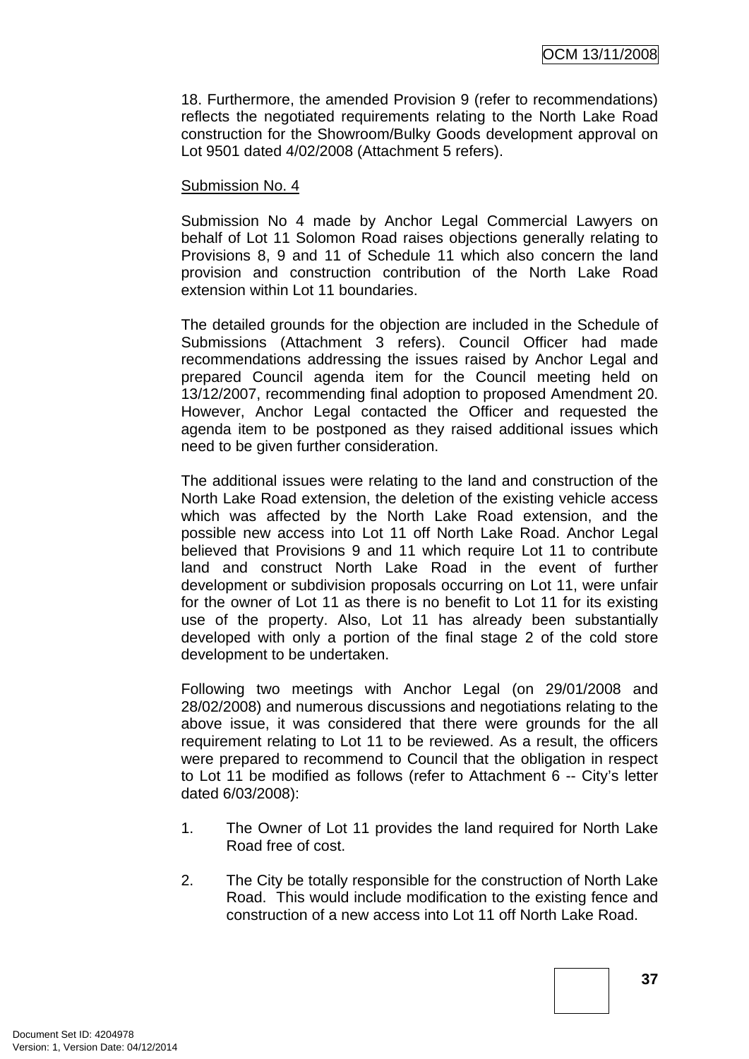18. Furthermore, the amended Provision 9 (refer to recommendations) reflects the negotiated requirements relating to the North Lake Road construction for the Showroom/Bulky Goods development approval on Lot 9501 dated 4/02/2008 (Attachment 5 refers).

Submission No. 4

Submission No 4 made by Anchor Legal Commercial Lawyers on behalf of Lot 11 Solomon Road raises objections generally relating to Provisions 8, 9 and 11 of Schedule 11 which also concern the land provision and construction contribution of the North Lake Road extension within Lot 11 boundaries.

The detailed grounds for the objection are included in the Schedule of Submissions (Attachment 3 refers). Council Officer had made recommendations addressing the issues raised by Anchor Legal and prepared Council agenda item for the Council meeting held on 13/12/2007, recommending final adoption to proposed Amendment 20. However, Anchor Legal contacted the Officer and requested the agenda item to be postponed as they raised additional issues which need to be given further consideration.

The additional issues were relating to the land and construction of the North Lake Road extension, the deletion of the existing vehicle access which was affected by the North Lake Road extension, and the possible new access into Lot 11 off North Lake Road. Anchor Legal believed that Provisions 9 and 11 which require Lot 11 to contribute land and construct North Lake Road in the event of further development or subdivision proposals occurring on Lot 11, were unfair for the owner of Lot 11 as there is no benefit to Lot 11 for its existing use of the property. Also, Lot 11 has already been substantially developed with only a portion of the final stage 2 of the cold store development to be undertaken.

Following two meetings with Anchor Legal (on 29/01/2008 and 28/02/2008) and numerous discussions and negotiations relating to the above issue, it was considered that there were grounds for the all requirement relating to Lot 11 to be reviewed. As a result, the officers were prepared to recommend to Council that the obligation in respect to Lot 11 be modified as follows (refer to Attachment 6 -- City's letter dated 6/03/2008):

1. The Owner of Lot 11 provides the land required for North Lake Road free of cost.

2. The City be totally responsible for the construction of North Lake Road. This would include modification to the existing fence and construction of a new access into Lot 11 off North Lake Road.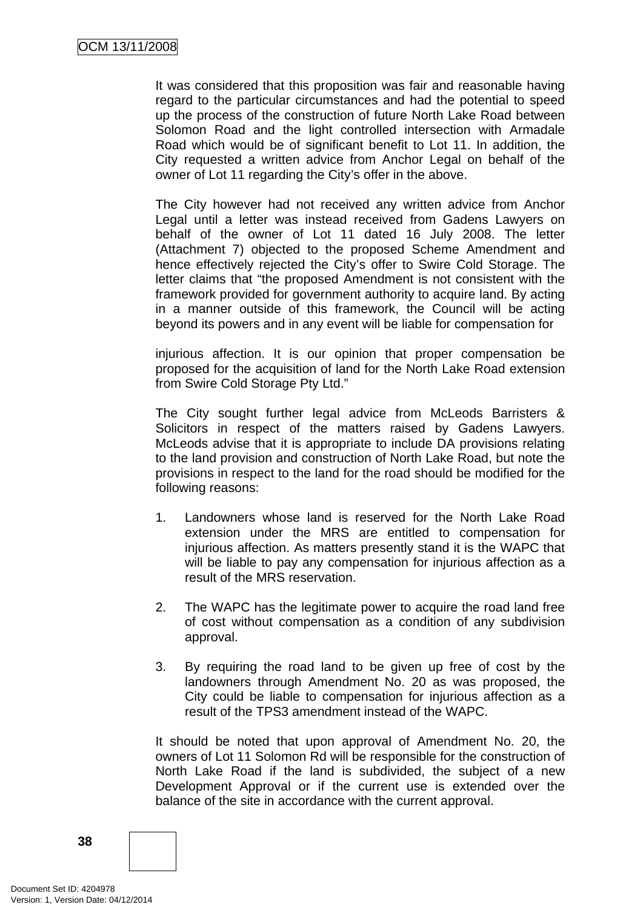It was considered that this proposition was fair and reasonable having regard to the particular circumstances and had the potential to speed up the process of the construction of future North Lake Road between Solomon Road and the light controlled intersection with Armadale Road which would be of significant benefit to Lot 11. In addition, the City requested a written advice from Anchor Legal on behalf of the owner of Lot 11 regarding the City's offer in the above.

The City however had not received any written advice from Anchor Legal until a letter was instead received from Gadens Lawyers on behalf of the owner of Lot 11 dated 16 July 2008. The letter (Attachment 7) objected to the proposed Scheme Amendment and hence effectively rejected the City's offer to Swire Cold Storage. The letter claims that "the proposed Amendment is not consistent with the framework provided for government authority to acquire land. By acting in a manner outside of this framework, the Council will be acting beyond its powers and in any event will be liable for compensation for

injurious affection. It is our opinion that proper compensation be proposed for the acquisition of land for the North Lake Road extension from Swire Cold Storage Pty Ltd."

The City sought further legal advice from McLeods Barristers & Solicitors in respect of the matters raised by Gadens Lawyers. McLeods advise that it is appropriate to include DA provisions relating to the land provision and construction of North Lake Road, but note the provisions in respect to the land for the road should be modified for the following reasons:

1. Landowners whose land is reserved for the North Lake Road extension under the MRS are entitled to compensation for injurious affection. As matters presently stand it is the WAPC that will be liable to pay any compensation for injurious affection as a result of the MRS reservation.

2. The WAPC has the legitimate power to acquire the road land free of cost without compensation as a condition of any subdivision approval.

3. By requiring the road land to be given up free of cost by the landowners through Amendment No. 20 as was proposed, the City could be liable to compensation for injurious affection as a result of the TPS3 amendment instead of the WAPC.

It should be noted that upon approval of Amendment No. 20, the owners of Lot 11 Solomon Rd will be responsible for the construction of North Lake Road if the land is subdivided, the subject of a new Development Approval or if the current use is extended over the balance of the site in accordance with the current approval.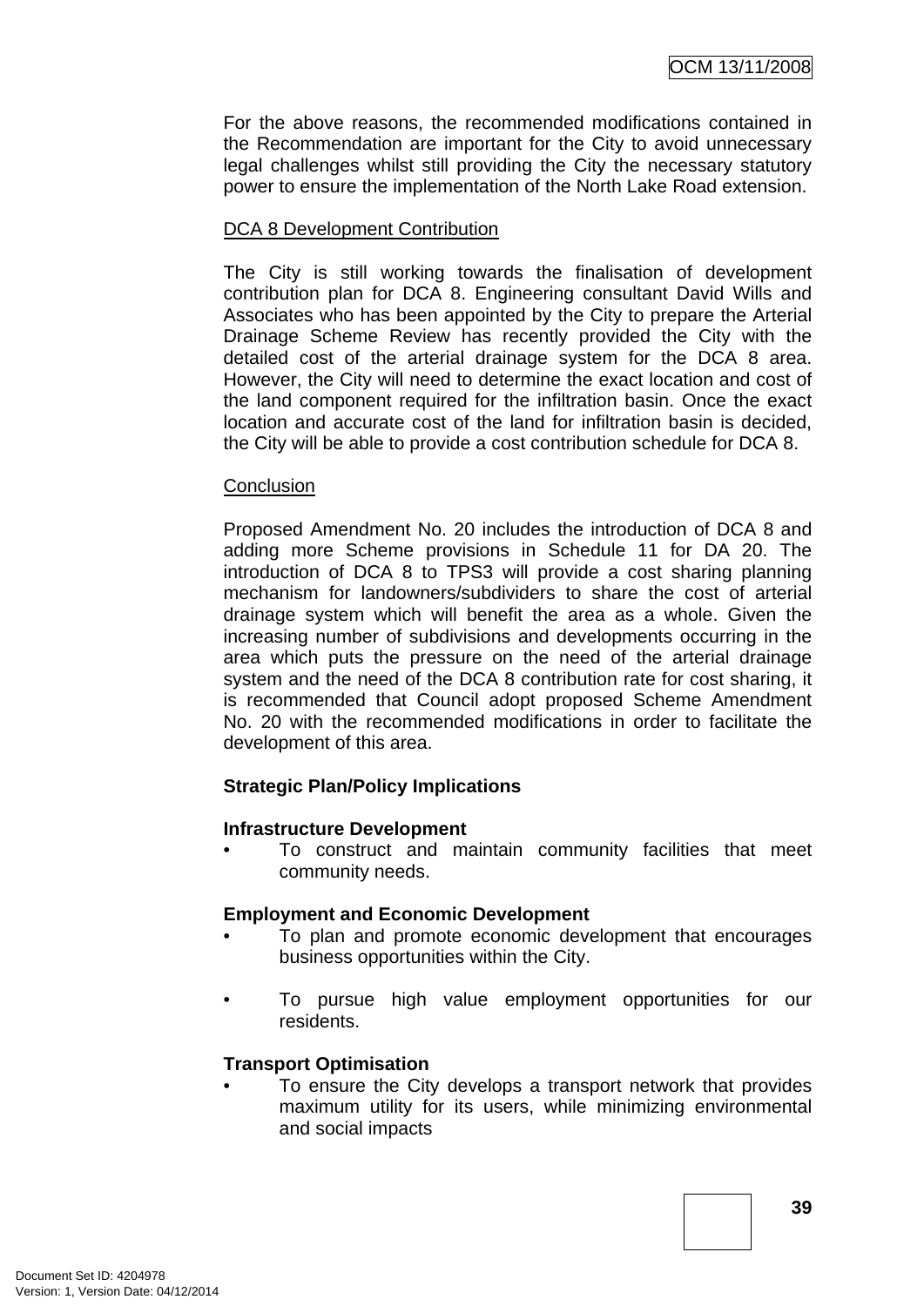For the above reasons, the recommended modifications contained in the Recommendation are important for the City to avoid unnecessary legal challenges whilst still providing the City the necessary statutory power to ensure the implementation of the North Lake Road extension.

<u>DCA 8 Development Contribution</u>

The City is still working towards the finalisation of development contribution plan for DCA 8. Engineering consultant David Wills and Associates who has been appointed by the City to prepare the Arterial Drainage Scheme Review has recently provided the City with the detailed cost of the arterial drainage system for the DCA 8 area. However, the City will need to determine the exact location and cost of the land component required for the infiltration basin. Once the exact location and accurate cost of the land for infiltration basin is decided, the City will be able to provide a cost contribution schedule for DCA 8.

<u>Conclusion</u>

Proposed Amendment No. 20 includes the introduction of DCA 8 and adding more Scheme provisions in Schedule 11 for DA 20. The introduction of DCA 8 to TPS3 will provide a cost sharing planning mechanism for landowners/subdividers to share the cost of arterial drainage system which will benefit the area as a whole. Given the increasing number of subdivisions and developments occurring in the area which puts the pressure on the need of the arterial drainage system and the need of the DCA 8 contribution rate for cost sharing, it is recommended that Council adopt proposed Scheme Amendment No. 20 with the recommended modifications in order to facilitate the development of this area.

**Strategic Plan/Policy Implications**

**Infrastructure Development**

- To construct and maintain community facilities that meet community needs.

**Employment and Economic Development**

- To plan and promote economic development that encourages business opportunities within the City.

- To pursue high value employment opportunities for our residents.

**Transport Optimisation**

- To ensure the City develops a transport network that provides maximum utility for its users, while minimizing environmental and social impacts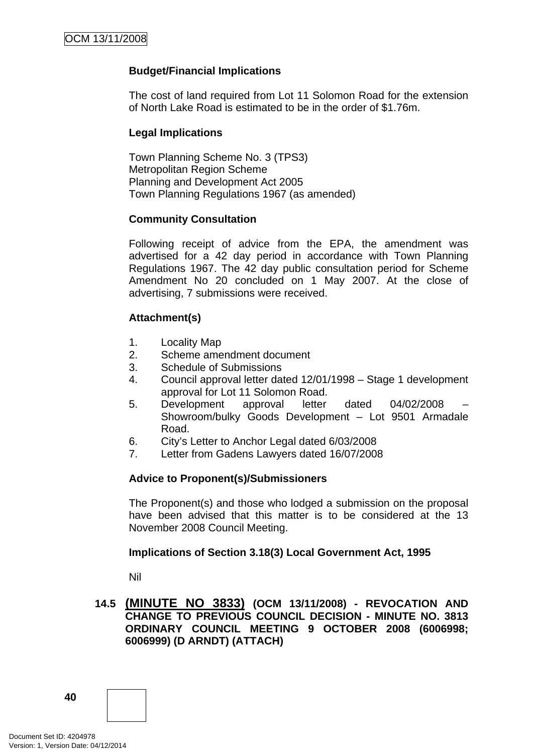**Budget/Financial Implications**

The cost of land required from Lot 11 Solomon Road for the extension of North Lake Road is estimated to be in the order of $1.76m.

**Legal Implications**

Town Planning Scheme No. 3 (TPS3)
Metropolitan Region Scheme
Planning and Development Act 2005
Town Planning Regulations 1967 (as amended)

**Community Consultation**

Following receipt of advice from the EPA, the amendment was advertised for a 42 day period in accordance with Town Planning Regulations 1967. The 42 day public consultation period for Scheme Amendment No 20 concluded on 1 May 2007. At the close of advertising, 7 submissions were received.

**Attachment(s)**

1. Locality Map
2. Scheme amendment document
3. Schedule of Submissions
4. Council approval letter dated 12/01/1998 – Stage 1 development approval for Lot 11 Solomon Road.
5. Development approval letter dated 04/02/2008 – Showroom/bulky Goods Development – Lot 9501 Armadale Road.
6. City's Letter to Anchor Legal dated 6/03/2008
7. Letter from Gadens Lawyers dated 16/07/2008

**Advice to Proponent(s)/Submissioners**

The Proponent(s) and those who lodged a submission on the proposal have been advised that this matter is to be considered at the 13 November 2008 Council Meeting.

**Implications of Section 3.18(3) Local Government Act, 1995**

Nil

**14.5 (MINUTE NO 3833) (OCM 13/11/2008) - REVOCATION AND CHANGE TO PREVIOUS COUNCIL DECISION - MINUTE NO. 3813 ORDINARY COUNCIL MEETING 9 OCTOBER 2008 (6006998; 6006999) (D ARNDT) (ATTACH)**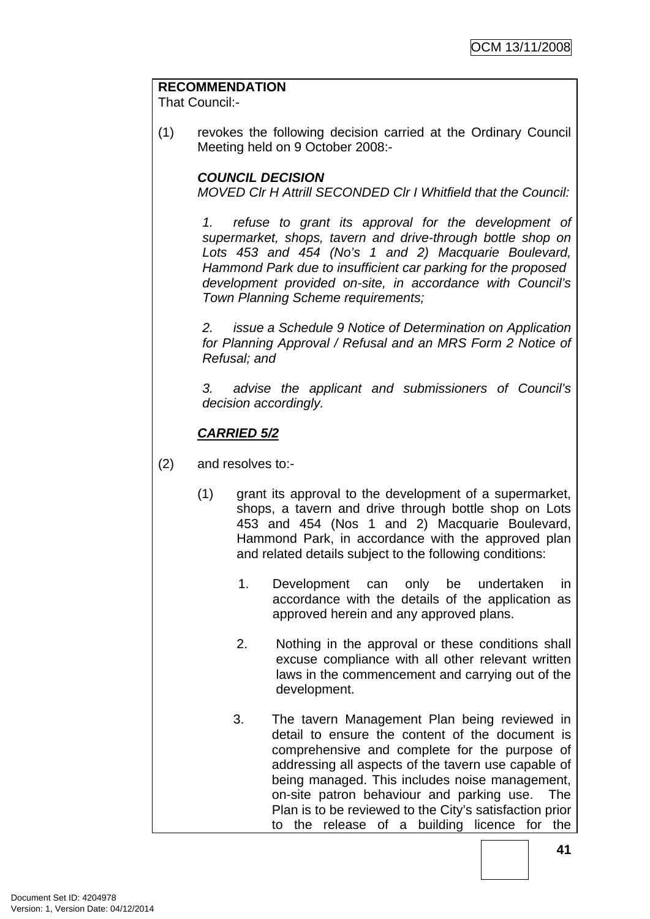**RECOMMENDATION**

That Council:-

(1) revokes the following decision carried at the Ordinary Council Meeting held on 9 October 2008:-

***COUNCIL DECISION***

*MOVED Clr H Attrill SECONDED Clr I Whitfield that the Council:*

*1. refuse to grant its approval for the development of supermarket, shops, tavern and drive-through bottle shop on Lots 453 and 454 (No's 1 and 2) Macquarie Boulevard, Hammond Park due to insufficient car parking for the proposed development provided on-site, in accordance with Council's Town Planning Scheme requirements;*

*2. issue a Schedule 9 Notice of Determination on Application for Planning Approval / Refusal and an MRS Form 2 Notice of Refusal; and*

*3. advise the applicant and submissioners of Council's decision accordingly.*

***CARRIED 5/2***

(2) and resolves to:-

(1) grant its approval to the development of a supermarket, shops, a tavern and drive through bottle shop on Lots 453 and 454 (Nos 1 and 2) Macquarie Boulevard, Hammond Park, in accordance with the approved plan and related details subject to the following conditions:

1. Development can only be undertaken in accordance with the details of the application as approved herein and any approved plans.

2. Nothing in the approval or these conditions shall excuse compliance with all other relevant written laws in the commencement and carrying out of the development.

3. The tavern Management Plan being reviewed in detail to ensure the content of the document is comprehensive and complete for the purpose of addressing all aspects of the tavern use capable of being managed. This includes noise management, on-site patron behaviour and parking use. The Plan is to be reviewed to the City's satisfaction prior to the release of a building licence for the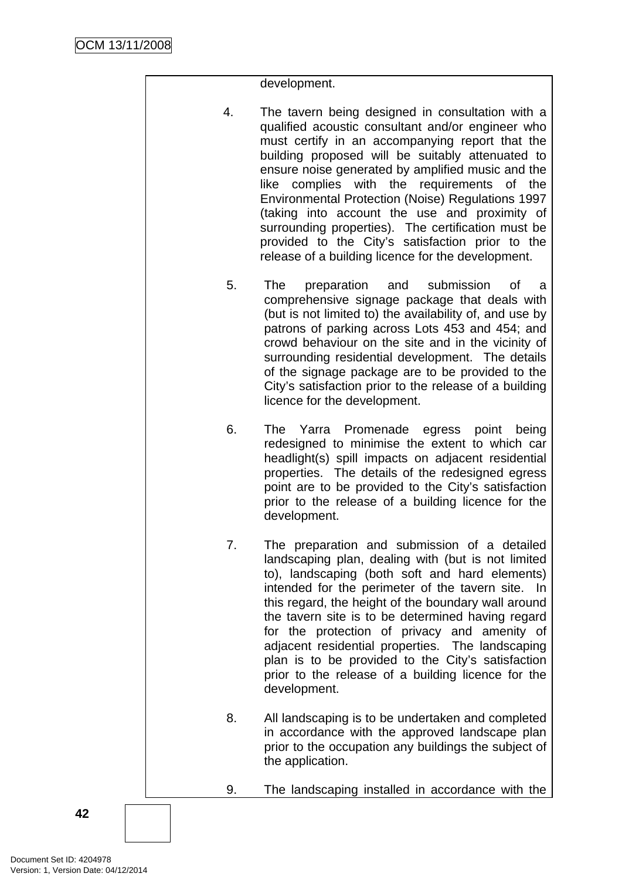development.

4. The tavern being designed in consultation with a qualified acoustic consultant and/or engineer who must certify in an accompanying report that the building proposed will be suitably attenuated to ensure noise generated by amplified music and the like complies with the requirements of the Environmental Protection (Noise) Regulations 1997 (taking into account the use and proximity of surrounding properties). The certification must be provided to the City's satisfaction prior to the release of a building licence for the development.

5. The preparation and submission of a comprehensive signage package that deals with (but is not limited to) the availability of, and use by patrons of parking across Lots 453 and 454; and crowd behaviour on the site and in the vicinity of surrounding residential development. The details of the signage package are to be provided to the City's satisfaction prior to the release of a building licence for the development.

6. The Yarra Promenade egress point being redesigned to minimise the extent to which car headlight(s) spill impacts on adjacent residential properties. The details of the redesigned egress point are to be provided to the City's satisfaction prior to the release of a building licence for the development.

7. The preparation and submission of a detailed landscaping plan, dealing with (but is not limited to), landscaping (both soft and hard elements) intended for the perimeter of the tavern site. In this regard, the height of the boundary wall around the tavern site is to be determined having regard for the protection of privacy and amenity of adjacent residential properties. The landscaping plan is to be provided to the City's satisfaction prior to the release of a building licence for the development.

8. All landscaping is to be undertaken and completed in accordance with the approved landscape plan prior to the occupation any buildings the subject of the application.

9. The landscaping installed in accordance with the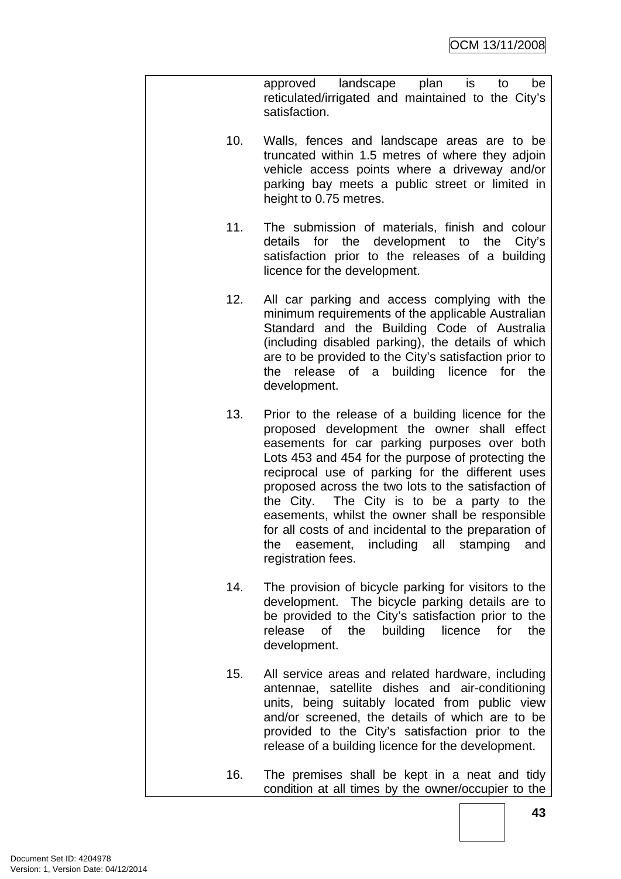approved landscape plan is to be reticulated/irrigated and maintained to the City's satisfaction.

10. Walls, fences and landscape areas are to be truncated within 1.5 metres of where they adjoin vehicle access points where a driveway and/or parking bay meets a public street or limited in height to 0.75 metres.

11. The submission of materials, finish and colour details for the development to the City's satisfaction prior to the releases of a building licence for the development.

12. All car parking and access complying with the minimum requirements of the applicable Australian Standard and the Building Code of Australia (including disabled parking), the details of which are to be provided to the City's satisfaction prior to the release of a building licence for the development.

13. Prior to the release of a building licence for the proposed development the owner shall effect easements for car parking purposes over both Lots 453 and 454 for the purpose of protecting the reciprocal use of parking for the different uses proposed across the two lots to the satisfaction of the City. The City is to be a party to the easements, whilst the owner shall be responsible for all costs of and incidental to the preparation of the easement, including all stamping and registration fees.

14. The provision of bicycle parking for visitors to the development. The bicycle parking details are to be provided to the City's satisfaction prior to the release of the building licence for the development.

15. All service areas and related hardware, including antennae, satellite dishes and air-conditioning units, being suitably located from public view and/or screened, the details of which are to be provided to the City's satisfaction prior to the release of a building licence for the development.

16. The premises shall be kept in a neat and tidy condition at all times by the owner/occupier to the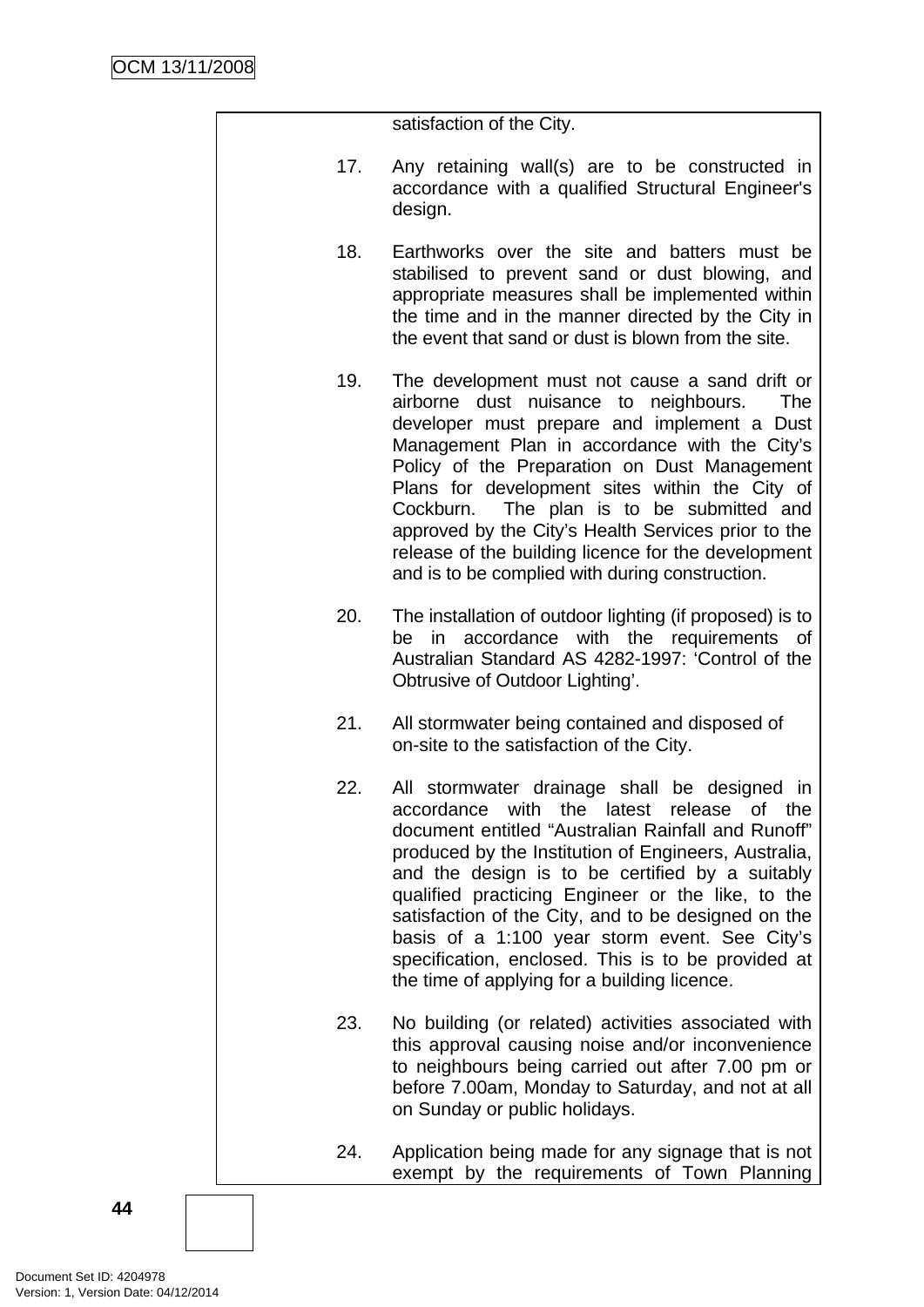satisfaction of the City.

17. Any retaining wall(s) are to be constructed in accordance with a qualified Structural Engineer's design.

18. Earthworks over the site and batters must be stabilised to prevent sand or dust blowing, and appropriate measures shall be implemented within the time and in the manner directed by the City in the event that sand or dust is blown from the site.

19. The development must not cause a sand drift or airborne dust nuisance to neighbours. The developer must prepare and implement a Dust Management Plan in accordance with the City's Policy of the Preparation on Dust Management Plans for development sites within the City of Cockburn. The plan is to be submitted and approved by the City's Health Services prior to the release of the building licence for the development and is to be complied with during construction.

20. The installation of outdoor lighting (if proposed) is to be in accordance with the requirements of Australian Standard AS 4282-1997: 'Control of the Obtrusive of Outdoor Lighting'.

21. All stormwater being contained and disposed of on-site to the satisfaction of the City.

22. All stormwater drainage shall be designed in accordance with the latest release of the document entitled "Australian Rainfall and Runoff" produced by the Institution of Engineers, Australia, and the design is to be certified by a suitably qualified practicing Engineer or the like, to the satisfaction of the City, and to be designed on the basis of a 1:100 year storm event. See City's specification, enclosed. This is to be provided at the time of applying for a building licence.

23. No building (or related) activities associated with this approval causing noise and/or inconvenience to neighbours being carried out after 7.00 pm or before 7.00am, Monday to Saturday, and not at all on Sunday or public holidays.

24. Application being made for any signage that is not exempt by the requirements of Town Planning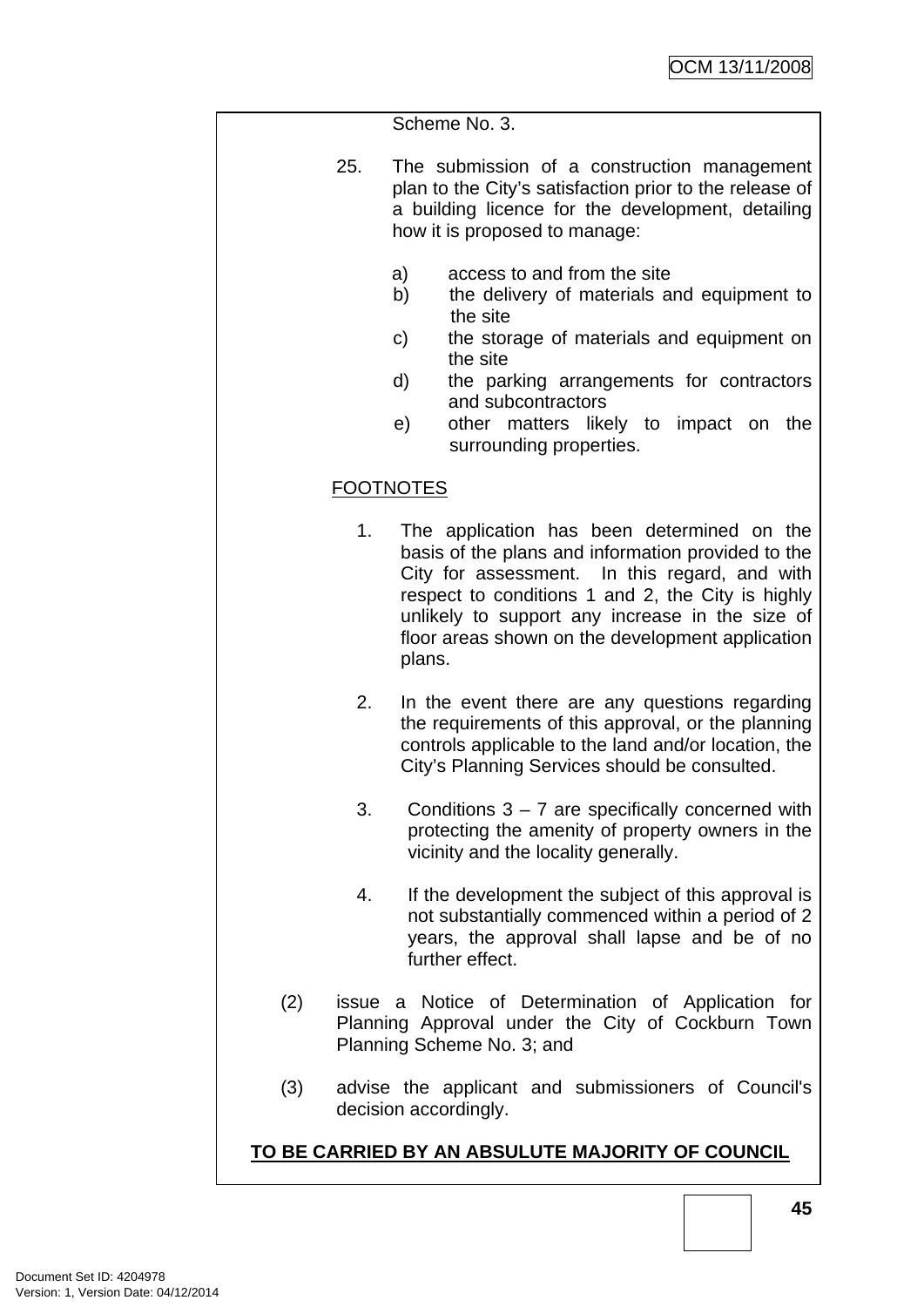Scheme No. 3.

25. The submission of a construction management plan to the City's satisfaction prior to the release of a building licence for the development, detailing how it is proposed to manage:

    a) access to and from the site
    b) the delivery of materials and equipment to the site
    c) the storage of materials and equipment on the site
    d) the parking arrangements for contractors and subcontractors
    e) other matters likely to impact on the surrounding properties.

<u>FOOTNOTES</u>

1. The application has been determined on the basis of the plans and information provided to the City for assessment. In this regard, and with respect to conditions 1 and 2, the City is highly unlikely to support any increase in the size of floor areas shown on the development application plans.

2. In the event there are any questions regarding the requirements of this approval, or the planning controls applicable to the land and/or location, the City's Planning Services should be consulted.

3. Conditions 3 – 7 are specifically concerned with protecting the amenity of property owners in the vicinity and the locality generally.

4. If the development the subject of this approval is not substantially commenced within a period of 2 years, the approval shall lapse and be of no further effect.

(2) issue a Notice of Determination of Application for Planning Approval under the City of Cockburn Town Planning Scheme No. 3; and

(3) advise the applicant and submissioners of Council's decision accordingly.

**<u>TO BE CARRIED BY AN ABSULUTE MAJORITY OF COUNCIL</u>**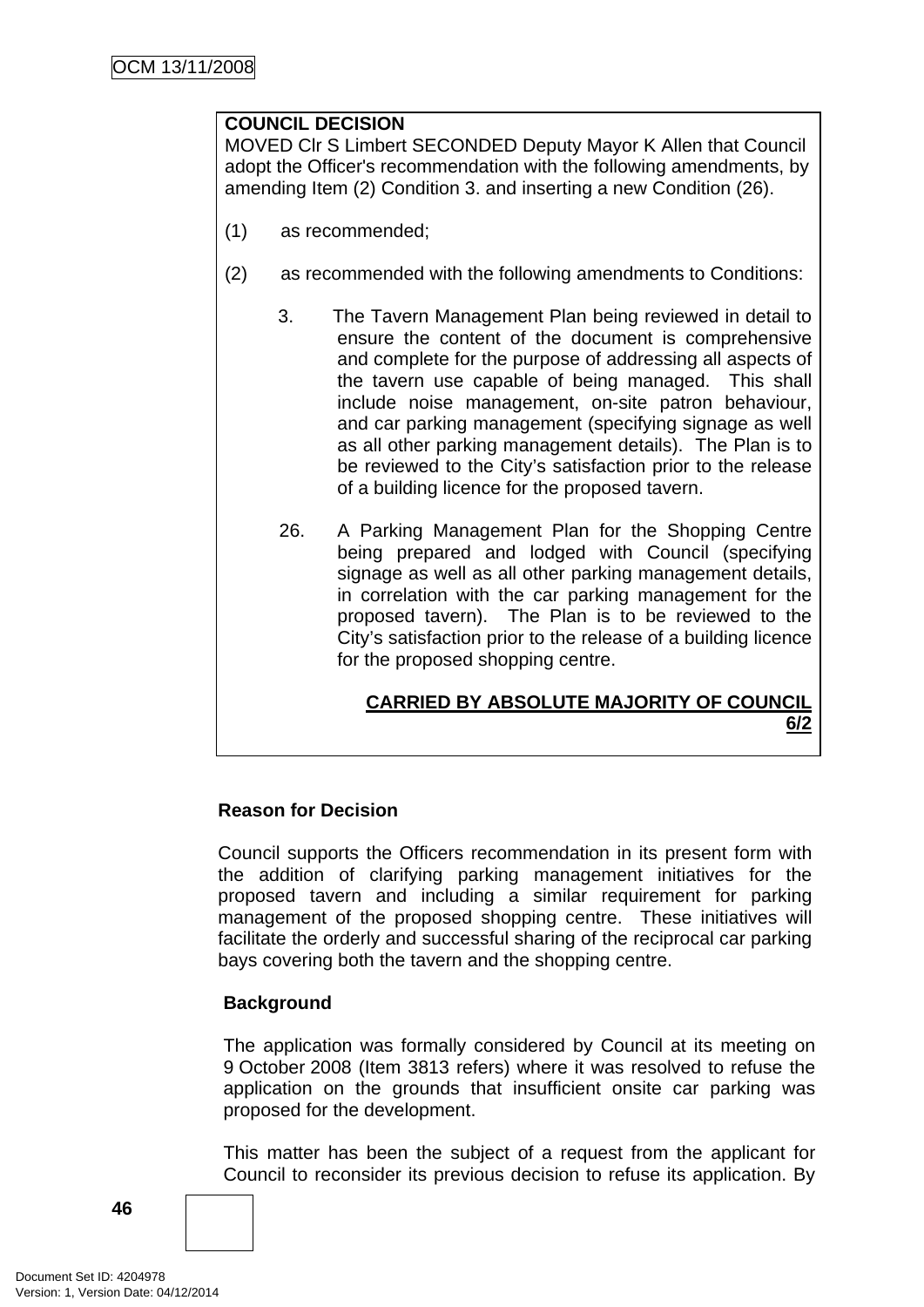**COUNCIL DECISION**

MOVED Clr S Limbert SECONDED Deputy Mayor K Allen that Council adopt the Officer's recommendation with the following amendments, by amending Item (2) Condition 3. and inserting a new Condition (26).

(1) as recommended;

(2) as recommended with the following amendments to Conditions:

3. The Tavern Management Plan being reviewed in detail to ensure the content of the document is comprehensive and complete for the purpose of addressing all aspects of the tavern use capable of being managed. This shall include noise management, on-site patron behaviour, and car parking management (specifying signage as well as all other parking management details). The Plan is to be reviewed to the City's satisfaction prior to the release of a building licence for the proposed tavern.

26. A Parking Management Plan for the Shopping Centre being prepared and lodged with Council (specifying signage as well as all other parking management details, in correlation with the car parking management for the proposed tavern). The Plan is to be reviewed to the City's satisfaction prior to the release of a building licence for the proposed shopping centre.

**CARRIED BY ABSOLUTE MAJORITY OF COUNCIL 6/2**

**Reason for Decision**

Council supports the Officers recommendation in its present form with the addition of clarifying parking management initiatives for the proposed tavern and including a similar requirement for parking management of the proposed shopping centre. These initiatives will facilitate the orderly and successful sharing of the reciprocal car parking bays covering both the tavern and the shopping centre.

**Background**

The application was formally considered by Council at its meeting on 9 October 2008 (Item 3813 refers) where it was resolved to refuse the application on the grounds that insufficient onsite car parking was proposed for the development.

This matter has been the subject of a request from the applicant for Council to reconsider its previous decision to refuse its application. By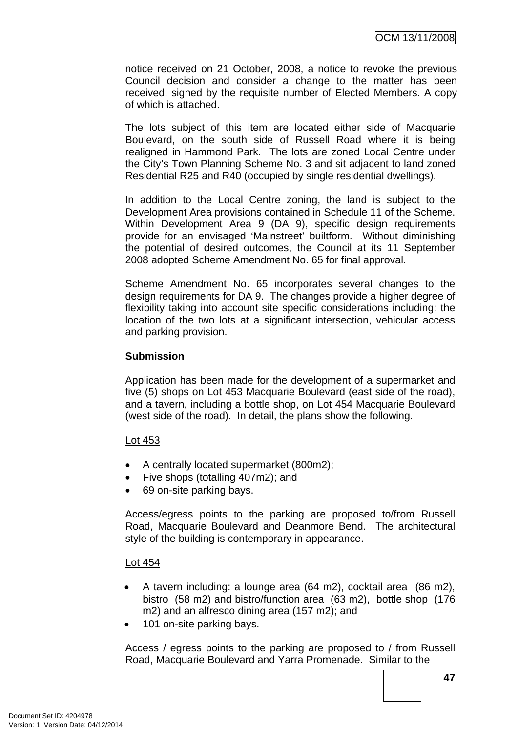notice received on 21 October, 2008, a notice to revoke the previous Council decision and consider a change to the matter has been received, signed by the requisite number of Elected Members. A copy of which is attached.

The lots subject of this item are located either side of Macquarie Boulevard, on the south side of Russell Road where it is being realigned in Hammond Park. The lots are zoned Local Centre under the City's Town Planning Scheme No. 3 and sit adjacent to land zoned Residential R25 and R40 (occupied by single residential dwellings).

In addition to the Local Centre zoning, the land is subject to the Development Area provisions contained in Schedule 11 of the Scheme. Within Development Area 9 (DA 9), specific design requirements provide for an envisaged 'Mainstreet' builtform. Without diminishing the potential of desired outcomes, the Council at its 11 September 2008 adopted Scheme Amendment No. 65 for final approval.

Scheme Amendment No. 65 incorporates several changes to the design requirements for DA 9. The changes provide a higher degree of flexibility taking into account site specific considerations including: the location of the two lots at a significant intersection, vehicular access and parking provision.

**Submission**

Application has been made for the development of a supermarket and five (5) shops on Lot 453 Macquarie Boulevard (east side of the road), and a tavern, including a bottle shop, on Lot 454 Macquarie Boulevard (west side of the road). In detail, the plans show the following.

Lot 453

- A centrally located supermarket (800m2);
- Five shops (totalling 407m2); and
- 69 on-site parking bays.

Access/egress points to the parking are proposed to/from Russell Road, Macquarie Boulevard and Deanmore Bend. The architectural style of the building is contemporary in appearance.

Lot 454

- A tavern including: a lounge area (64 m2), cocktail area (86 m2), bistro (58 m2) and bistro/function area (63 m2), bottle shop (176 m2) and an alfresco dining area (157 m2); and
- 101 on-site parking bays.

Access / egress points to the parking are proposed to / from Russell Road, Macquarie Boulevard and Yarra Promenade. Similar to the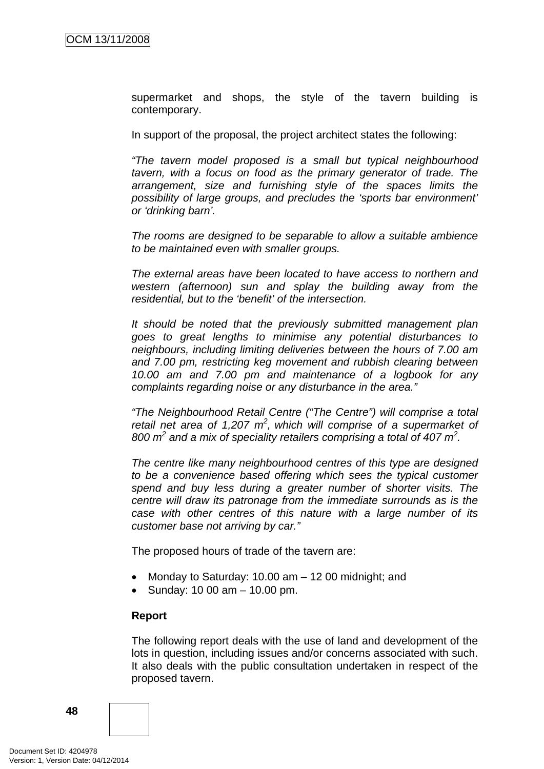supermarket and shops, the style of the tavern building is contemporary.

In support of the proposal, the project architect states the following:

*"The tavern model proposed is a small but typical neighbourhood tavern, with a focus on food as the primary generator of trade. The arrangement, size and furnishing style of the spaces limits the possibility of large groups, and precludes the 'sports bar environment' or 'drinking barn'.*

*The rooms are designed to be separable to allow a suitable ambience to be maintained even with smaller groups.*

*The external areas have been located to have access to northern and western (afternoon) sun and splay the building away from the residential, but to the 'benefit' of the intersection.*

*It should be noted that the previously submitted management plan goes to great lengths to minimise any potential disturbances to neighbours, including limiting deliveries between the hours of 7.00 am and 7.00 pm, restricting keg movement and rubbish clearing between 10.00 am and 7.00 pm and maintenance of a logbook for any complaints regarding noise or any disturbance in the area."*

*"The Neighbourhood Retail Centre ("The Centre") will comprise a total retail net area of 1,207 $m^2$, which will comprise of a supermarket of 800 $m^2$ and a mix of speciality retailers comprising a total of 407 $m^2$.*

*The centre like many neighbourhood centres of this type are designed to be a convenience based offering which sees the typical customer spend and buy less during a greater number of shorter visits. The centre will draw its patronage from the immediate surrounds as is the case with other centres of this nature with a large number of its customer base not arriving by car."*

The proposed hours of trade of the tavern are:

- Monday to Saturday: 10.00 am – 12 00 midnight; and
- Sunday: 10 00 am – 10.00 pm.

**Report**

The following report deals with the use of land and development of the lots in question, including issues and/or concerns associated with such. It also deals with the public consultation undertaken in respect of the proposed tavern.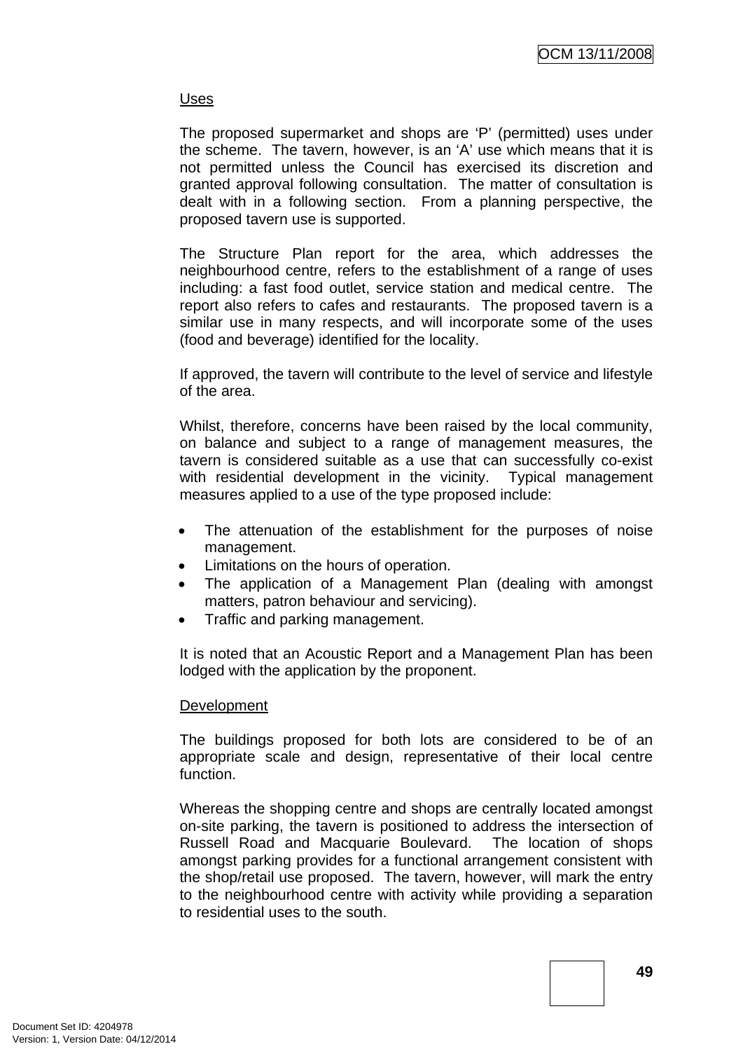Uses

The proposed supermarket and shops are 'P' (permitted) uses under the scheme. The tavern, however, is an 'A' use which means that it is not permitted unless the Council has exercised its discretion and granted approval following consultation. The matter of consultation is dealt with in a following section. From a planning perspective, the proposed tavern use is supported.

The Structure Plan report for the area, which addresses the neighbourhood centre, refers to the establishment of a range of uses including: a fast food outlet, service station and medical centre. The report also refers to cafes and restaurants. The proposed tavern is a similar use in many respects, and will incorporate some of the uses (food and beverage) identified for the locality.

If approved, the tavern will contribute to the level of service and lifestyle of the area.

Whilst, therefore, concerns have been raised by the local community, on balance and subject to a range of management measures, the tavern is considered suitable as a use that can successfully co-exist with residential development in the vicinity. Typical management measures applied to a use of the type proposed include:

- The attenuation of the establishment for the purposes of noise management.
- Limitations on the hours of operation.
- The application of a Management Plan (dealing with amongst matters, patron behaviour and servicing).
- Traffic and parking management.

It is noted that an Acoustic Report and a Management Plan has been lodged with the application by the proponent.

Development

The buildings proposed for both lots are considered to be of an appropriate scale and design, representative of their local centre function.

Whereas the shopping centre and shops are centrally located amongst on-site parking, the tavern is positioned to address the intersection of Russell Road and Macquarie Boulevard. The location of shops amongst parking provides for a functional arrangement consistent with the shop/retail use proposed. The tavern, however, will mark the entry to the neighbourhood centre with activity while providing a separation to residential uses to the south.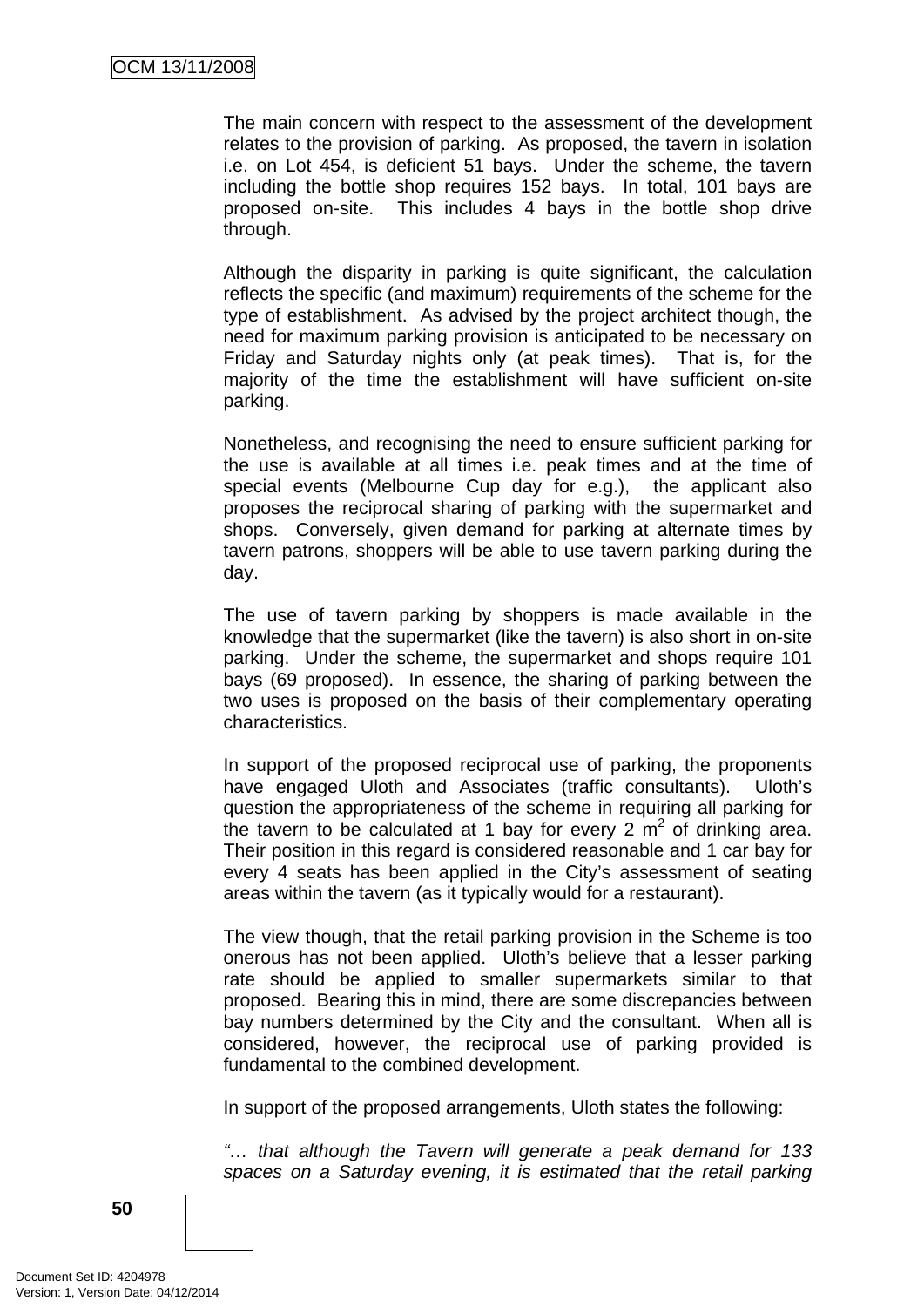The main concern with respect to the assessment of the development relates to the provision of parking. As proposed, the tavern in isolation i.e. on Lot 454, is deficient 51 bays. Under the scheme, the tavern including the bottle shop requires 152 bays. In total, 101 bays are proposed on-site. This includes 4 bays in the bottle shop drive through.

Although the disparity in parking is quite significant, the calculation reflects the specific (and maximum) requirements of the scheme for the type of establishment. As advised by the project architect though, the need for maximum parking provision is anticipated to be necessary on Friday and Saturday nights only (at peak times). That is, for the majority of the time the establishment will have sufficient on-site parking.

Nonetheless, and recognising the need to ensure sufficient parking for the use is available at all times i.e. peak times and at the time of special events (Melbourne Cup day for e.g.), the applicant also proposes the reciprocal sharing of parking with the supermarket and shops. Conversely, given demand for parking at alternate times by tavern patrons, shoppers will be able to use tavern parking during the day.

The use of tavern parking by shoppers is made available in the knowledge that the supermarket (like the tavern) is also short in on-site parking. Under the scheme, the supermarket and shops require 101 bays (69 proposed). In essence, the sharing of parking between the two uses is proposed on the basis of their complementary operating characteristics.

In support of the proposed reciprocal use of parking, the proponents have engaged Uloth and Associates (traffic consultants). Uloth's question the appropriateness of the scheme in requiring all parking for the tavern to be calculated at 1 bay for every 2 $m^2$ of drinking area. Their position in this regard is considered reasonable and 1 car bay for every 4 seats has been applied in the City's assessment of seating areas within the tavern (as it typically would for a restaurant).

The view though, that the retail parking provision in the Scheme is too onerous has not been applied. Uloth's believe that a lesser parking rate should be applied to smaller supermarkets similar to that proposed. Bearing this in mind, there are some discrepancies between bay numbers determined by the City and the consultant. When all is considered, however, the reciprocal use of parking provided is fundamental to the combined development.

In support of the proposed arrangements, Uloth states the following:

*"… that although the Tavern will generate a peak demand for 133 spaces on a Saturday evening, it is estimated that the retail parking*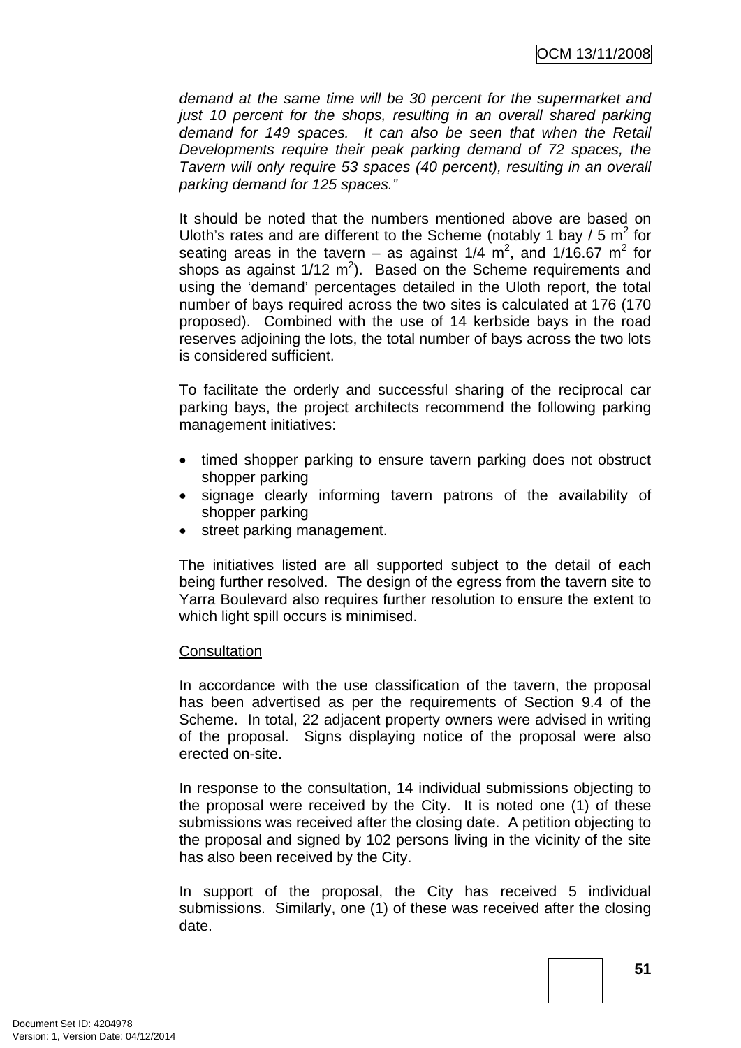*demand at the same time will be 30 percent for the supermarket and just 10 percent for the shops, resulting in an overall shared parking demand for 149 spaces. It can also be seen that when the Retail Developments require their peak parking demand of 72 spaces, the Tavern will only require 53 spaces (40 percent), resulting in an overall parking demand for 125 spaces."*

It should be noted that the numbers mentioned above are based on Uloth's rates and are different to the Scheme (notably 1 bay / 5 $m^2$ for seating areas in the tavern – as against 1/4 $m^2$, and 1/16.67 $m^2$ for shops as against 1/12 $m^2$). Based on the Scheme requirements and using the 'demand' percentages detailed in the Uloth report, the total number of bays required across the two sites is calculated at 176 (170 proposed). Combined with the use of 14 kerbside bays in the road reserves adjoining the lots, the total number of bays across the two lots is considered sufficient.

To facilitate the orderly and successful sharing of the reciprocal car parking bays, the project architects recommend the following parking management initiatives:

- timed shopper parking to ensure tavern parking does not obstruct shopper parking
- signage clearly informing tavern patrons of the availability of shopper parking
- street parking management.

The initiatives listed are all supported subject to the detail of each being further resolved. The design of the egress from the tavern site to Yarra Boulevard also requires further resolution to ensure the extent to which light spill occurs is minimised.

<u>Consultation</u>

In accordance with the use classification of the tavern, the proposal has been advertised as per the requirements of Section 9.4 of the Scheme. In total, 22 adjacent property owners were advised in writing of the proposal. Signs displaying notice of the proposal were also erected on-site.

In response to the consultation, 14 individual submissions objecting to the proposal were received by the City. It is noted one (1) of these submissions was received after the closing date. A petition objecting to the proposal and signed by 102 persons living in the vicinity of the site has also been received by the City.

In support of the proposal, the City has received 5 individual submissions. Similarly, one (1) of these was received after the closing date.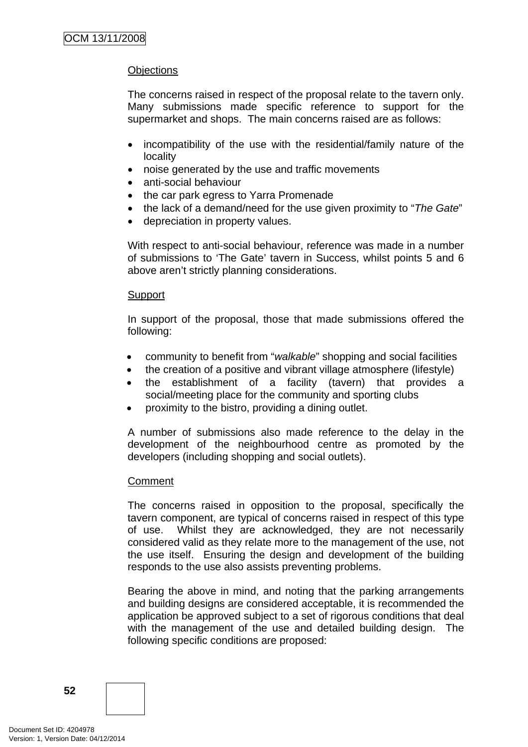Objections

The concerns raised in respect of the proposal relate to the tavern only. Many submissions made specific reference to support for the supermarket and shops. The main concerns raised are as follows:

- incompatibility of the use with the residential/family nature of the locality
- noise generated by the use and traffic movements
- anti-social behaviour
- the car park egress to Yarra Promenade
- the lack of a demand/need for the use given proximity to "*The Gate*"
- depreciation in property values.

With respect to anti-social behaviour, reference was made in a number of submissions to 'The Gate' tavern in Success, whilst points 5 and 6 above aren't strictly planning considerations.

Support

In support of the proposal, those that made submissions offered the following:

- community to benefit from "*walkable*" shopping and social facilities
- the creation of a positive and vibrant village atmosphere (lifestyle)
- the establishment of a facility (tavern) that provides a social/meeting place for the community and sporting clubs
- proximity to the bistro, providing a dining outlet.

A number of submissions also made reference to the delay in the development of the neighbourhood centre as promoted by the developers (including shopping and social outlets).

Comment

The concerns raised in opposition to the proposal, specifically the tavern component, are typical of concerns raised in respect of this type of use. Whilst they are acknowledged, they are not necessarily considered valid as they relate more to the management of the use, not the use itself. Ensuring the design and development of the building responds to the use also assists preventing problems.

Bearing the above in mind, and noting that the parking arrangements and building designs are considered acceptable, it is recommended the application be approved subject to a set of rigorous conditions that deal with the management of the use and detailed building design. The following specific conditions are proposed: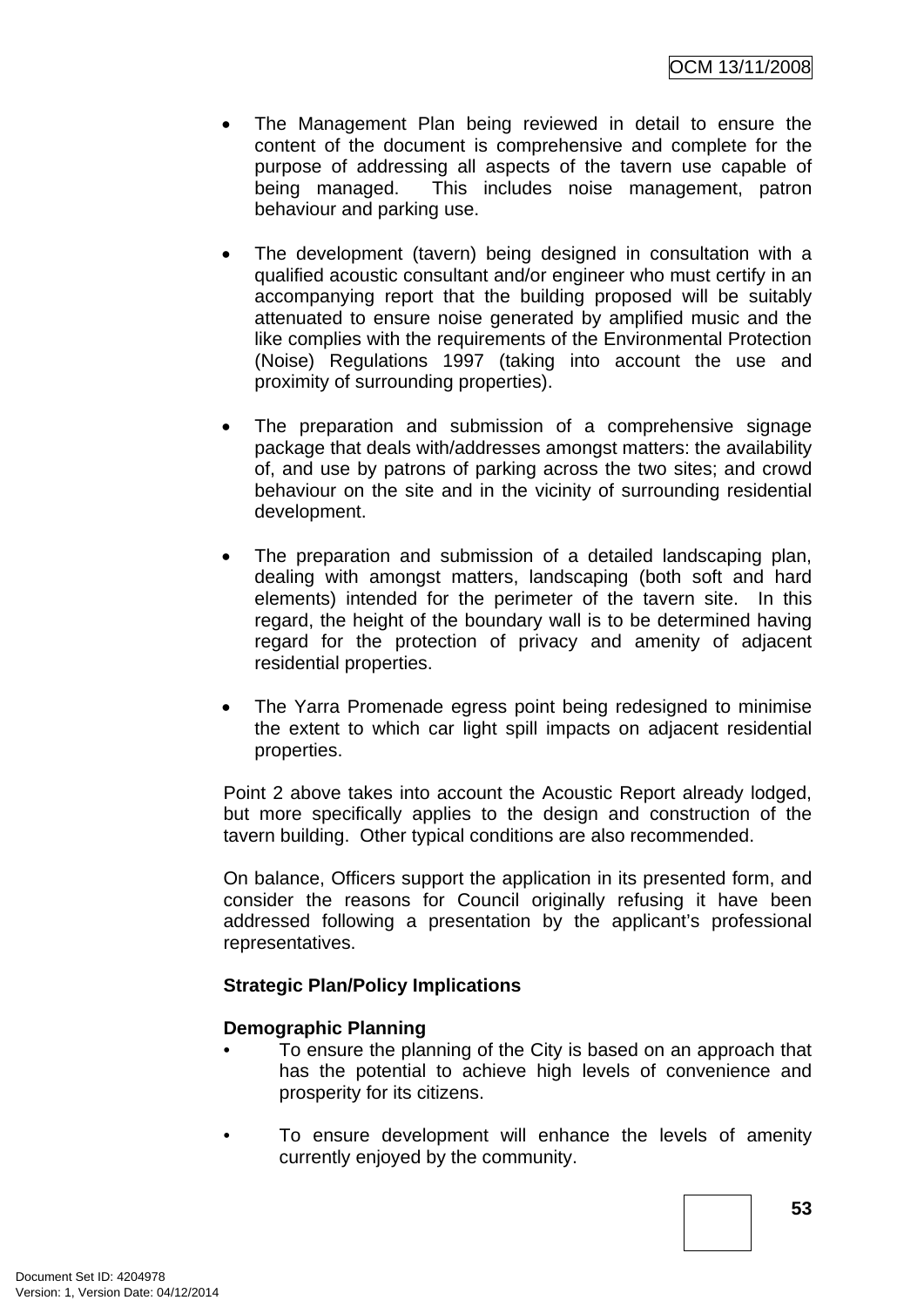- The Management Plan being reviewed in detail to ensure the content of the document is comprehensive and complete for the purpose of addressing all aspects of the tavern use capable of being managed. This includes noise management, patron behaviour and parking use.

- The development (tavern) being designed in consultation with a qualified acoustic consultant and/or engineer who must certify in an accompanying report that the building proposed will be suitably attenuated to ensure noise generated by amplified music and the like complies with the requirements of the Environmental Protection (Noise) Regulations 1997 (taking into account the use and proximity of surrounding properties).

- The preparation and submission of a comprehensive signage package that deals with/addresses amongst matters: the availability of, and use by patrons of parking across the two sites; and crowd behaviour on the site and in the vicinity of surrounding residential development.

- The preparation and submission of a detailed landscaping plan, dealing with amongst matters, landscaping (both soft and hard elements) intended for the perimeter of the tavern site. In this regard, the height of the boundary wall is to be determined having regard for the protection of privacy and amenity of adjacent residential properties.

- The Yarra Promenade egress point being redesigned to minimise the extent to which car light spill impacts on adjacent residential properties.

Point 2 above takes into account the Acoustic Report already lodged, but more specifically applies to the design and construction of the tavern building. Other typical conditions are also recommended.

On balance, Officers support the application in its presented form, and consider the reasons for Council originally refusing it have been addressed following a presentation by the applicant's professional representatives.

**Strategic Plan/Policy Implications**

**Demographic Planning**

- To ensure the planning of the City is based on an approach that has the potential to achieve high levels of convenience and prosperity for its citizens.

- To ensure development will enhance the levels of amenity currently enjoyed by the community.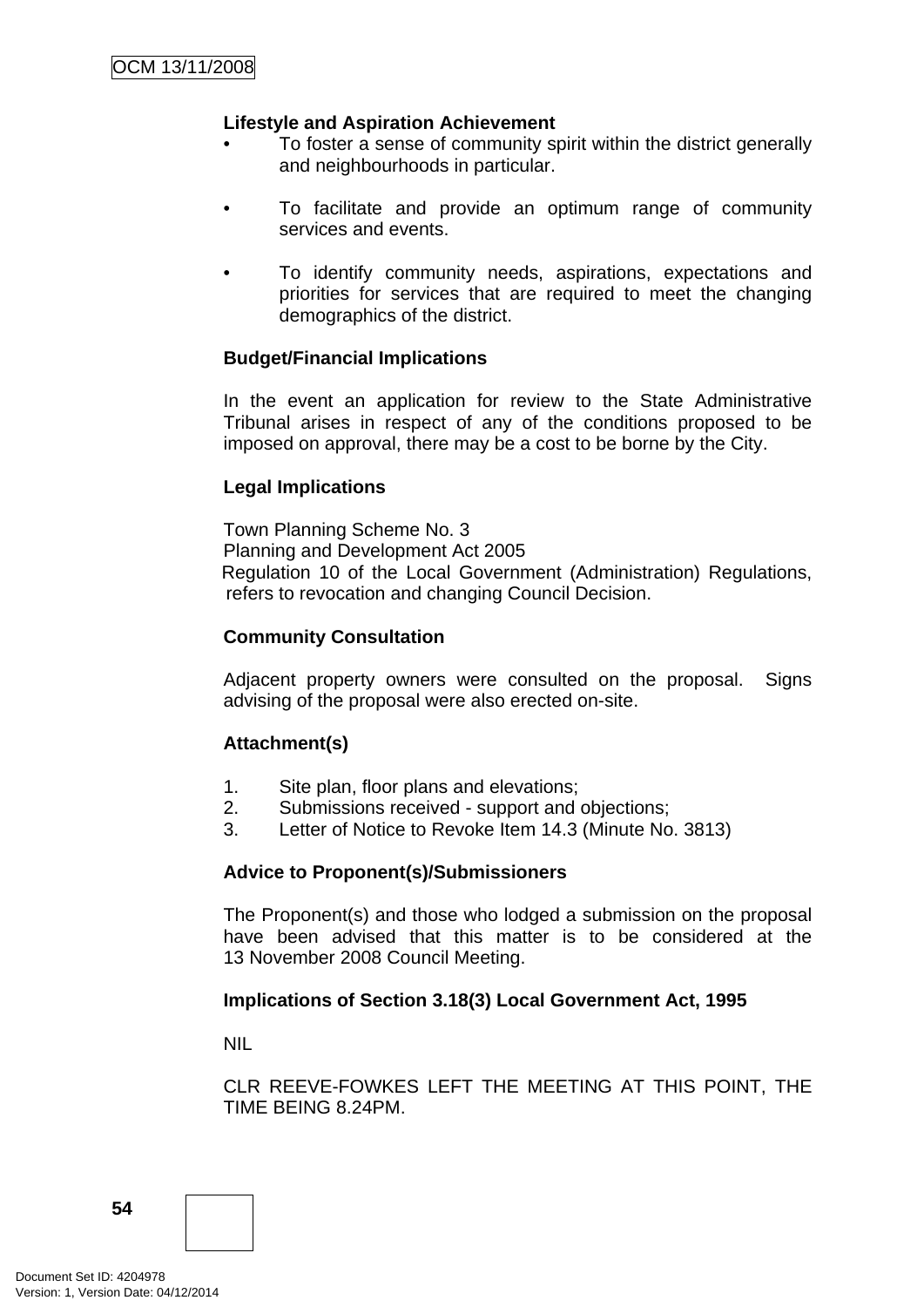**Lifestyle and Aspiration Achievement**

- To foster a sense of community spirit within the district generally and neighbourhoods in particular.
- To facilitate and provide an optimum range of community services and events.
- To identify community needs, aspirations, expectations and priorities for services that are required to meet the changing demographics of the district.

**Budget/Financial Implications**

In the event an application for review to the State Administrative Tribunal arises in respect of any of the conditions proposed to be imposed on approval, there may be a cost to be borne by the City.

**Legal Implications**

Town Planning Scheme No. 3
Planning and Development Act 2005
Regulation 10 of the Local Government (Administration) Regulations, refers to revocation and changing Council Decision.

**Community Consultation**

Adjacent property owners were consulted on the proposal. Signs advising of the proposal were also erected on-site.

**Attachment(s)**

1. Site plan, floor plans and elevations;
2. Submissions received - support and objections;
3. Letter of Notice to Revoke Item 14.3 (Minute No. 3813)

**Advice to Proponent(s)/Submissioners**

The Proponent(s) and those who lodged a submission on the proposal have been advised that this matter is to be considered at the 13 November 2008 Council Meeting.

**Implications of Section 3.18(3) Local Government Act, 1995**

NIL

CLR REEVE-FOWKES LEFT THE MEETING AT THIS POINT, THE TIME BEING 8.24PM.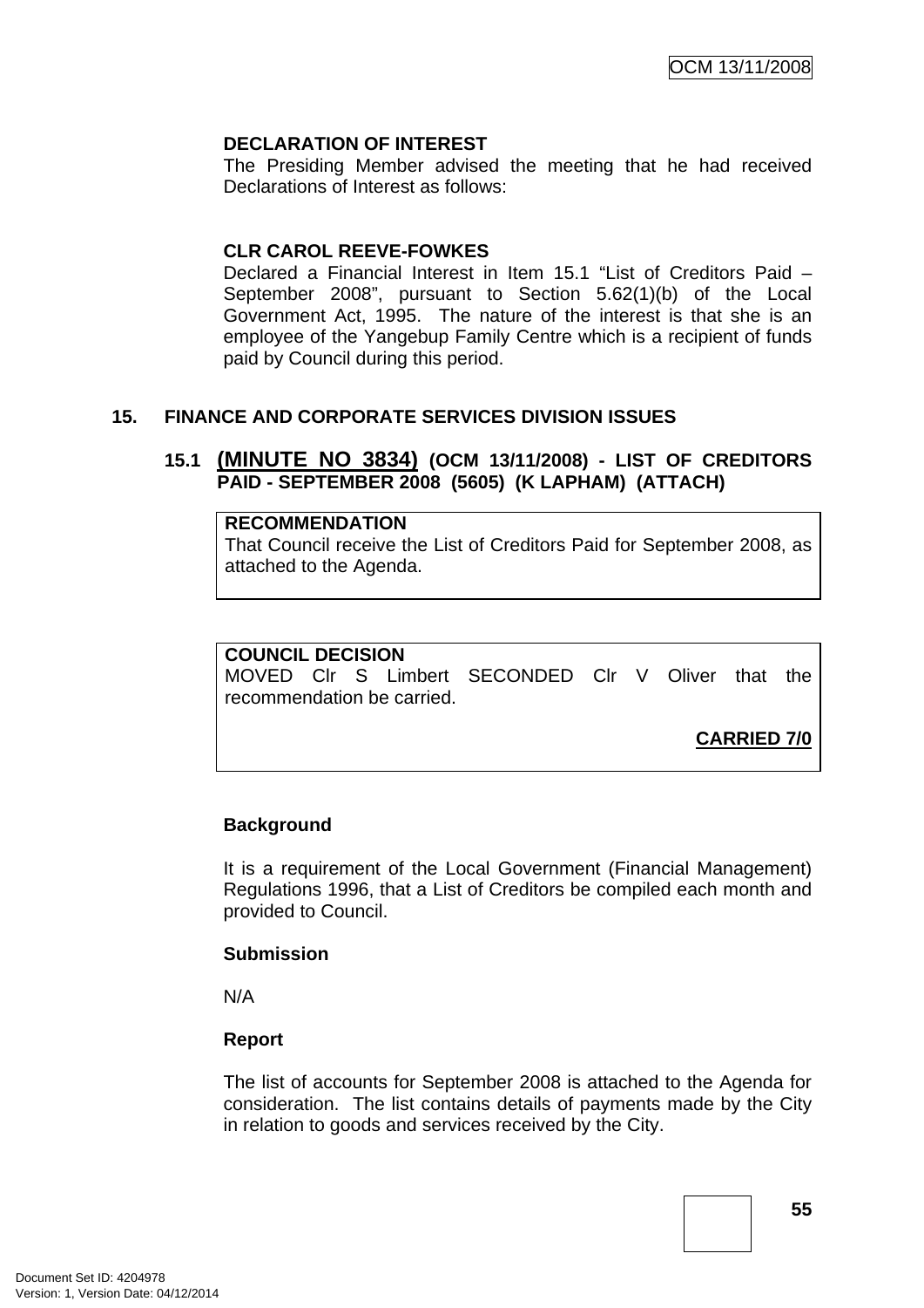**DECLARATION OF INTEREST**

The Presiding Member advised the meeting that he had received Declarations of Interest as follows:

**CLR CAROL REEVE-FOWKES**

Declared a Financial Interest in Item 15.1 "List of Creditors Paid – September 2008", pursuant to Section 5.62(1)(b) of the Local Government Act, 1995. The nature of the interest is that she is an employee of the Yangebup Family Centre which is a recipient of funds paid by Council during this period.

## 15. FINANCE AND CORPORATE SERVICES DIVISION ISSUES

### 15.1 (MINUTE NO 3834) (OCM 13/11/2008) - LIST OF CREDITORS PAID - SEPTEMBER 2008 (5605) (K LAPHAM) (ATTACH)

**RECOMMENDATION**

That Council receive the List of Creditors Paid for September 2008, as attached to the Agenda.

**COUNCIL DECISION**

MOVED Clr S Limbert SECONDED Clr V Oliver that the recommendation be carried.

**CARRIED 7/0**

**Background**

It is a requirement of the Local Government (Financial Management) Regulations 1996, that a List of Creditors be compiled each month and provided to Council.

**Submission**

N/A

**Report**

The list of accounts for September 2008 is attached to the Agenda for consideration. The list contains details of payments made by the City in relation to goods and services received by the City.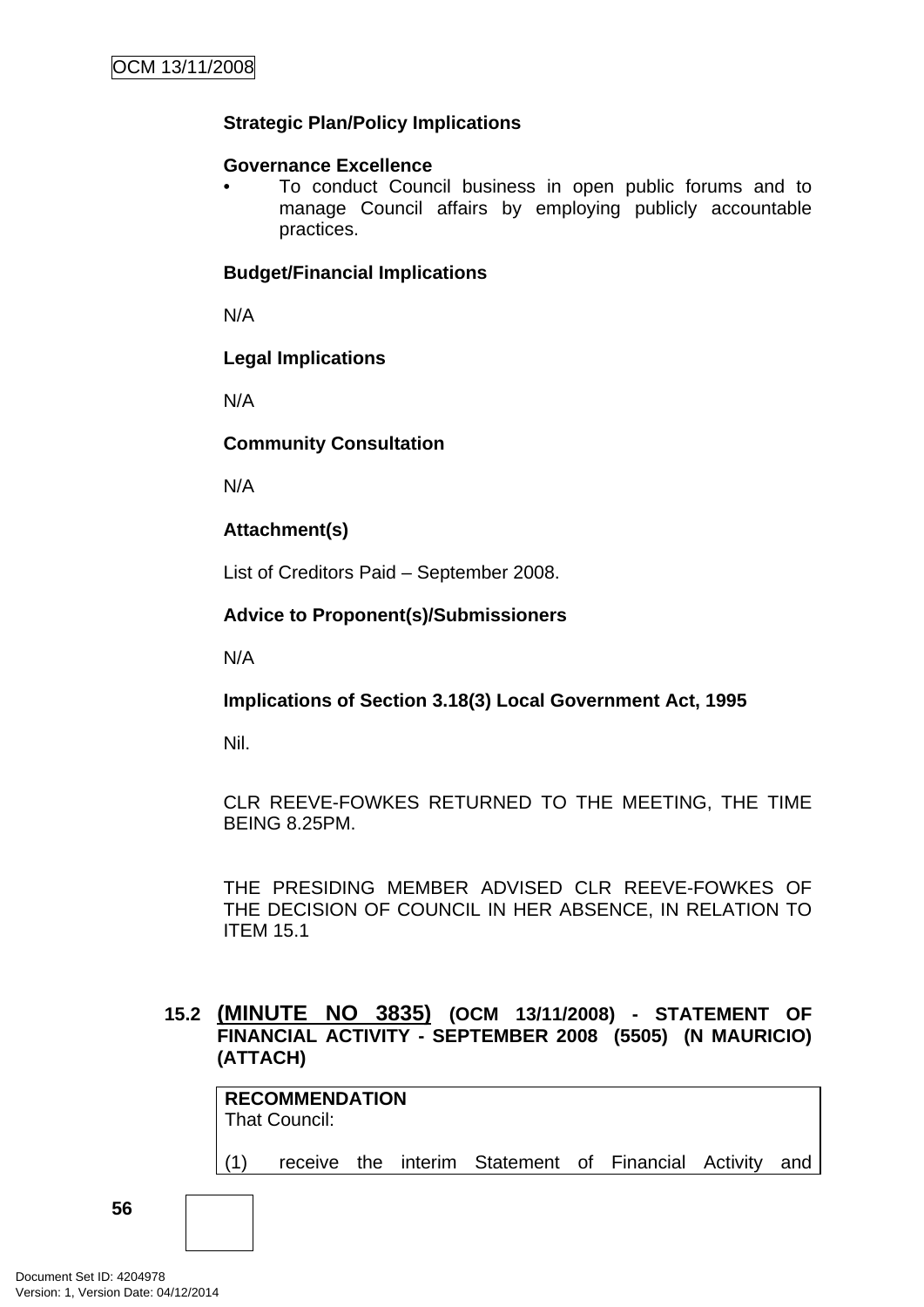**Strategic Plan/Policy Implications**

**Governance Excellence**

- To conduct Council business in open public forums and to manage Council affairs by employing publicly accountable practices.

**Budget/Financial Implications**

N/A

**Legal Implications**

N/A

**Community Consultation**

N/A

**Attachment(s)**

List of Creditors Paid – September 2008.

**Advice to Proponent(s)/Submissioners**

N/A

**Implications of Section 3.18(3) Local Government Act, 1995**

Nil.

CLR REEVE-FOWKES RETURNED TO THE MEETING, THE TIME BEING 8.25PM.

THE PRESIDING MEMBER ADVISED CLR REEVE-FOWKES OF THE DECISION OF COUNCIL IN HER ABSENCE, IN RELATION TO ITEM 15.1

## 15.2 (MINUTE NO 3835) (OCM 13/11/2008) - STATEMENT OF FINANCIAL ACTIVITY - SEPTEMBER 2008 (5505) (N MAURICIO) (ATTACH)

**RECOMMENDATION**
That Council:

(1) receive the interim Statement of Financial Activity and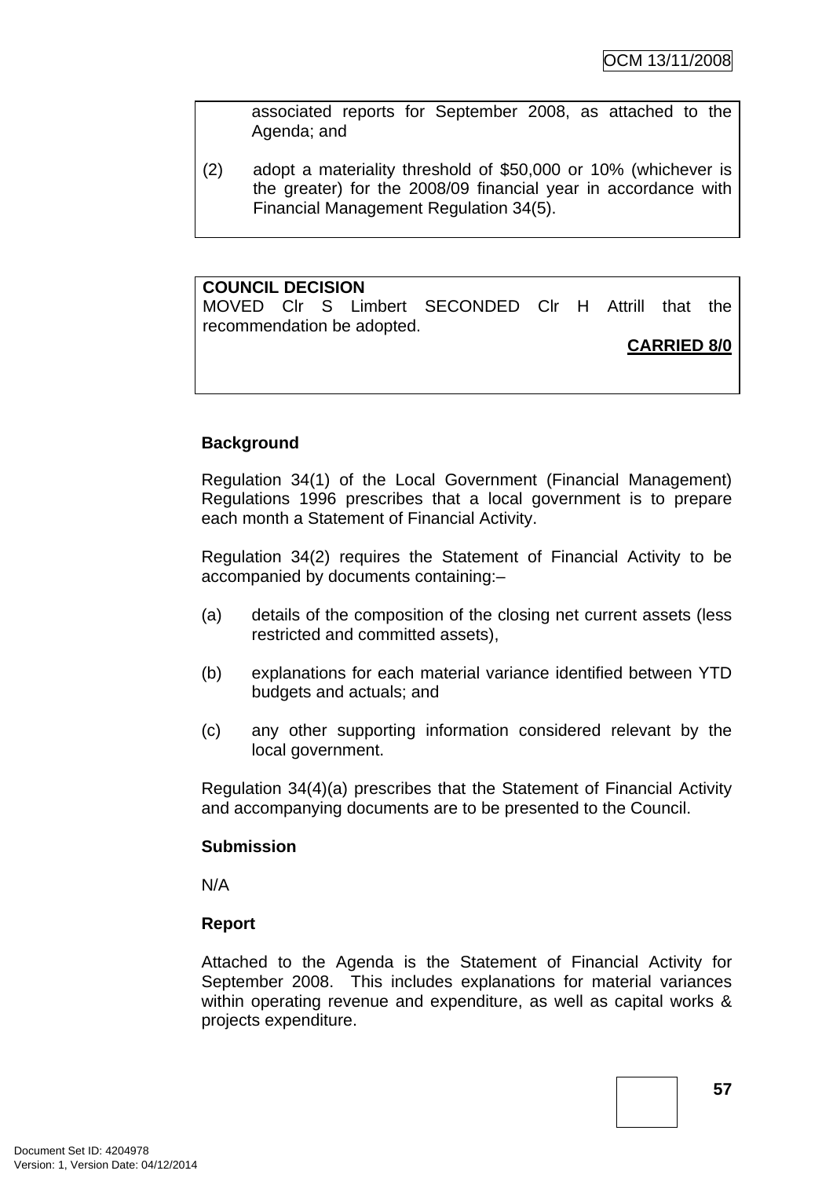associated reports for September 2008, as attached to the Agenda; and

(2) adopt a materiality threshold of $50,000 or 10% (whichever is the greater) for the 2008/09 financial year in accordance with Financial Management Regulation 34(5).

**COUNCIL DECISION**
MOVED Clr S Limbert SECONDED Clr H Attrill that the recommendation be adopted.

**CARRIED 8/0**

**Background**

Regulation 34(1) of the Local Government (Financial Management) Regulations 1996 prescribes that a local government is to prepare each month a Statement of Financial Activity.

Regulation 34(2) requires the Statement of Financial Activity to be accompanied by documents containing:–

(a) details of the composition of the closing net current assets (less restricted and committed assets),

(b) explanations for each material variance identified between YTD budgets and actuals; and

(c) any other supporting information considered relevant by the local government.

Regulation 34(4)(a) prescribes that the Statement of Financial Activity and accompanying documents are to be presented to the Council.

**Submission**

N/A

**Report**

Attached to the Agenda is the Statement of Financial Activity for September 2008. This includes explanations for material variances within operating revenue and expenditure, as well as capital works & projects expenditure.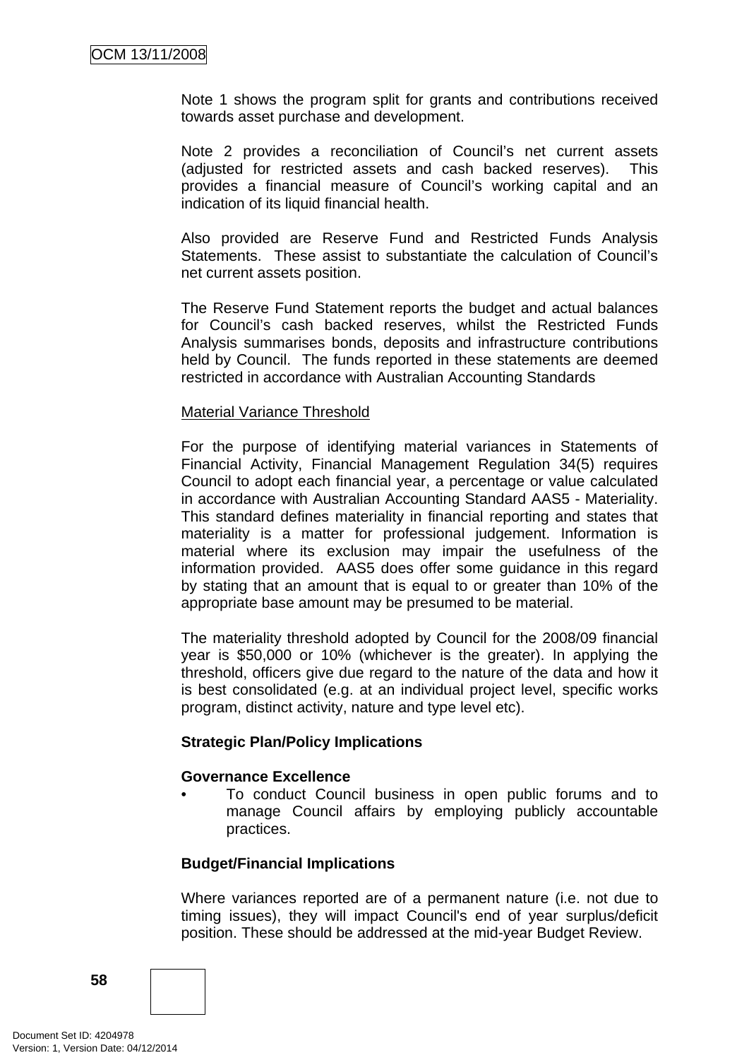Note 1 shows the program split for grants and contributions received towards asset purchase and development.

Note 2 provides a reconciliation of Council's net current assets (adjusted for restricted assets and cash backed reserves). This provides a financial measure of Council's working capital and an indication of its liquid financial health.

Also provided are Reserve Fund and Restricted Funds Analysis Statements. These assist to substantiate the calculation of Council's net current assets position.

The Reserve Fund Statement reports the budget and actual balances for Council's cash backed reserves, whilst the Restricted Funds Analysis summarises bonds, deposits and infrastructure contributions held by Council. The funds reported in these statements are deemed restricted in accordance with Australian Accounting Standards

Material Variance Threshold

For the purpose of identifying material variances in Statements of Financial Activity, Financial Management Regulation 34(5) requires Council to adopt each financial year, a percentage or value calculated in accordance with Australian Accounting Standard AAS5 - Materiality. This standard defines materiality in financial reporting and states that materiality is a matter for professional judgement. Information is material where its exclusion may impair the usefulness of the information provided. AAS5 does offer some guidance in this regard by stating that an amount that is equal to or greater than 10% of the appropriate base amount may be presumed to be material.

The materiality threshold adopted by Council for the 2008/09 financial year is $50,000 or 10% (whichever is the greater). In applying the threshold, officers give due regard to the nature of the data and how it is best consolidated (e.g. at an individual project level, specific works program, distinct activity, nature and type level etc).

**Strategic Plan/Policy Implications**

**Governance Excellence**

- To conduct Council business in open public forums and to manage Council affairs by employing publicly accountable practices.

**Budget/Financial Implications**

Where variances reported are of a permanent nature (i.e. not due to timing issues), they will impact Council's end of year surplus/deficit position. These should be addressed at the mid-year Budget Review.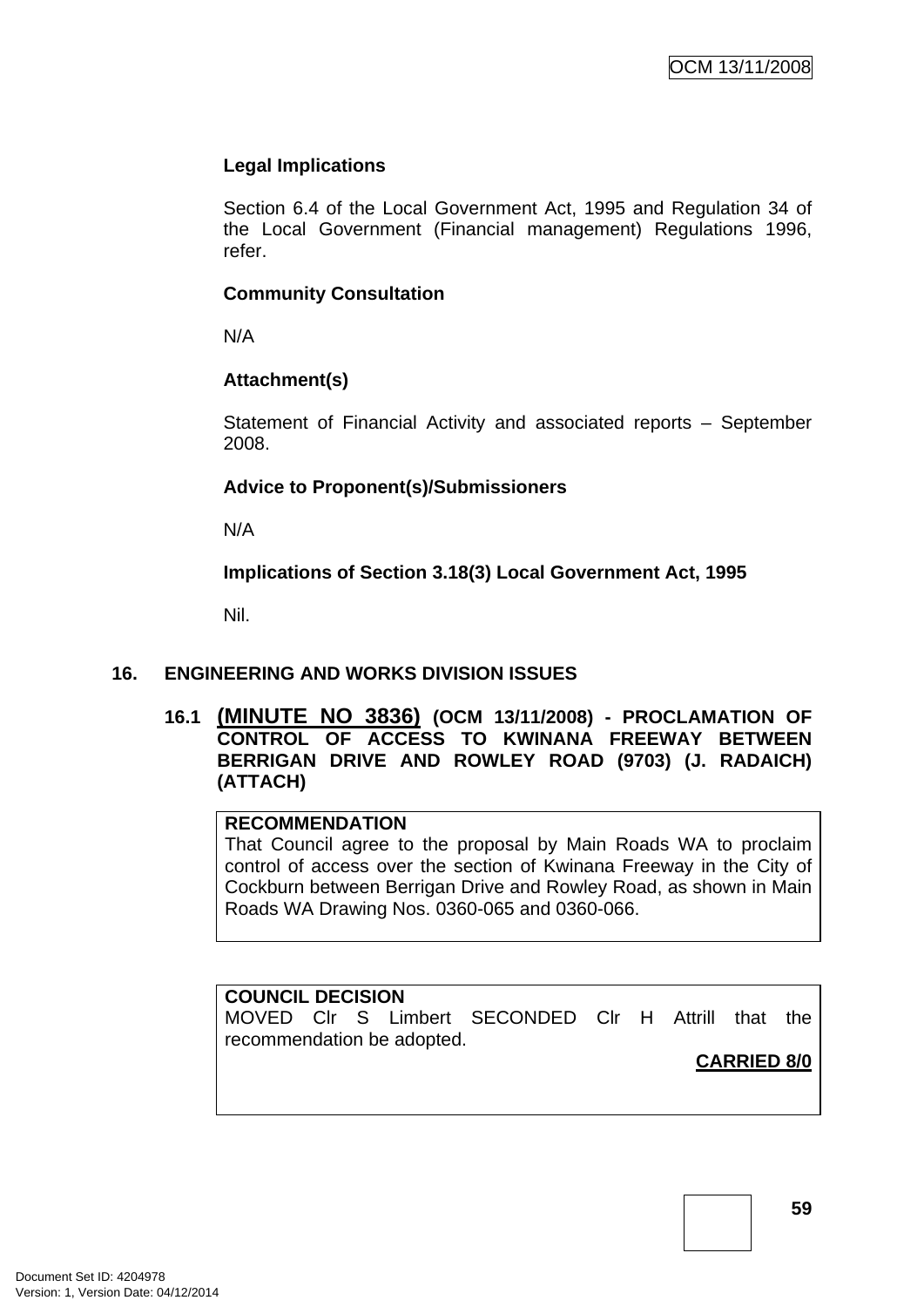**Legal Implications**

Section 6.4 of the Local Government Act, 1995 and Regulation 34 of the Local Government (Financial management) Regulations 1996, refer.

**Community Consultation**

N/A

**Attachment(s)**

Statement of Financial Activity and associated reports – September 2008.

**Advice to Proponent(s)/Submissioners**

N/A

**Implications of Section 3.18(3) Local Government Act, 1995**

Nil.

## 16. ENGINEERING AND WORKS DIVISION ISSUES

### 16.1 (MINUTE NO 3836) (OCM 13/11/2008) - PROCLAMATION OF CONTROL OF ACCESS TO KWINANA FREEWAY BETWEEN BERRIGAN DRIVE AND ROWLEY ROAD (9703) (J. RADAICH) (ATTACH)

**RECOMMENDATION**
That Council agree to the proposal by Main Roads WA to proclaim control of access over the section of Kwinana Freeway in the City of Cockburn between Berrigan Drive and Rowley Road, as shown in Main Roads WA Drawing Nos. 0360-065 and 0360-066.

**COUNCIL DECISION**
MOVED Clr S Limbert SECONDED Clr H Attrill that the recommendation be adopted.

**CARRIED 8/0**

Document Set ID: 4204978
Version: 1, Version Date: 04/12/2014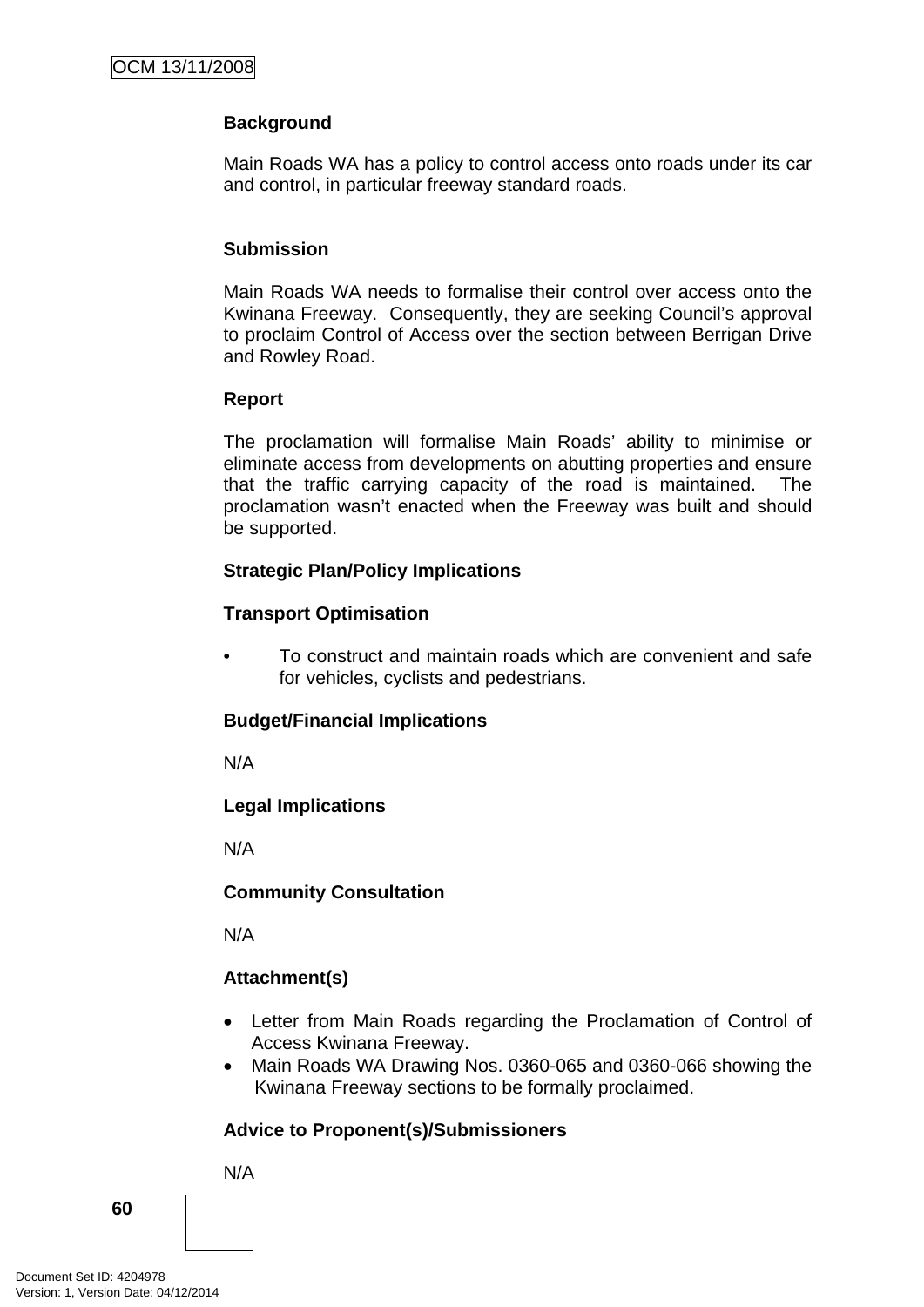**Background**

Main Roads WA has a policy to control access onto roads under its car and control, in particular freeway standard roads.

**Submission**

Main Roads WA needs to formalise their control over access onto the Kwinana Freeway. Consequently, they are seeking Council's approval to proclaim Control of Access over the section between Berrigan Drive and Rowley Road.

**Report**

The proclamation will formalise Main Roads' ability to minimise or eliminate access from developments on abutting properties and ensure that the traffic carrying capacity of the road is maintained. The proclamation wasn't enacted when the Freeway was built and should be supported.

**Strategic Plan/Policy Implications**

**Transport Optimisation**

- To construct and maintain roads which are convenient and safe for vehicles, cyclists and pedestrians.

**Budget/Financial Implications**

N/A

**Legal Implications**

N/A

**Community Consultation**

N/A

**Attachment(s)**

- Letter from Main Roads regarding the Proclamation of Control of Access Kwinana Freeway.
- Main Roads WA Drawing Nos. 0360-065 and 0360-066 showing the Kwinana Freeway sections to be formally proclaimed.

**Advice to Proponent(s)/Submissioners**

N/A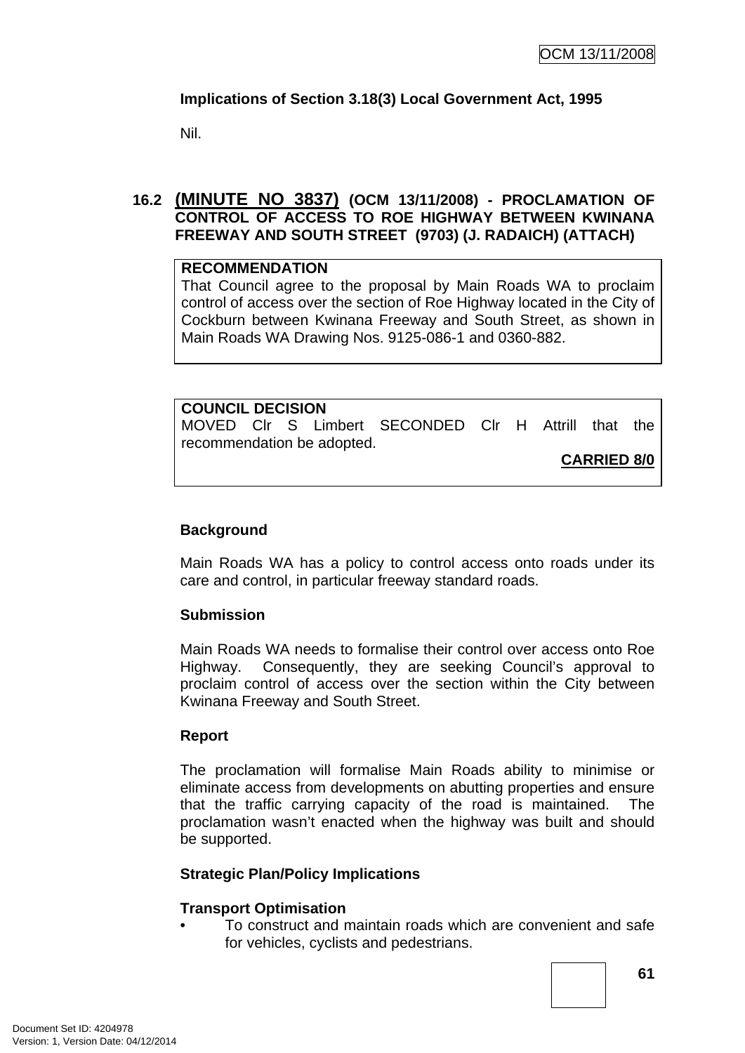**Implications of Section 3.18(3) Local Government Act, 1995**

Nil.

## 16.2 (MINUTE NO 3837) (OCM 13/11/2008) - PROCLAMATION OF CONTROL OF ACCESS TO ROE HIGHWAY BETWEEN KWINANA FREEWAY AND SOUTH STREET (9703) (J. RADAICH) (ATTACH)

**RECOMMENDATION**
That Council agree to the proposal by Main Roads WA to proclaim control of access over the section of Roe Highway located in the City of Cockburn between Kwinana Freeway and South Street, as shown in Main Roads WA Drawing Nos. 9125-086-1 and 0360-882.

**COUNCIL DECISION**
MOVED Clr S Limbert SECONDED Clr H Attrill that the recommendation be adopted.

**CARRIED 8/0**

**Background**

Main Roads WA has a policy to control access onto roads under its care and control, in particular freeway standard roads.

**Submission**

Main Roads WA needs to formalise their control over access onto Roe Highway. Consequently, they are seeking Council's approval to proclaim control of access over the section within the City between Kwinana Freeway and South Street.

**Report**

The proclamation will formalise Main Roads ability to minimise or eliminate access from developments on abutting properties and ensure that the traffic carrying capacity of the road is maintained. The proclamation wasn't enacted when the highway was built and should be supported.

**Strategic Plan/Policy Implications**

**Transport Optimisation**

- To construct and maintain roads which are convenient and safe for vehicles, cyclists and pedestrians.

Document Set ID: 4204978
Version: 1, Version Date: 04/12/2014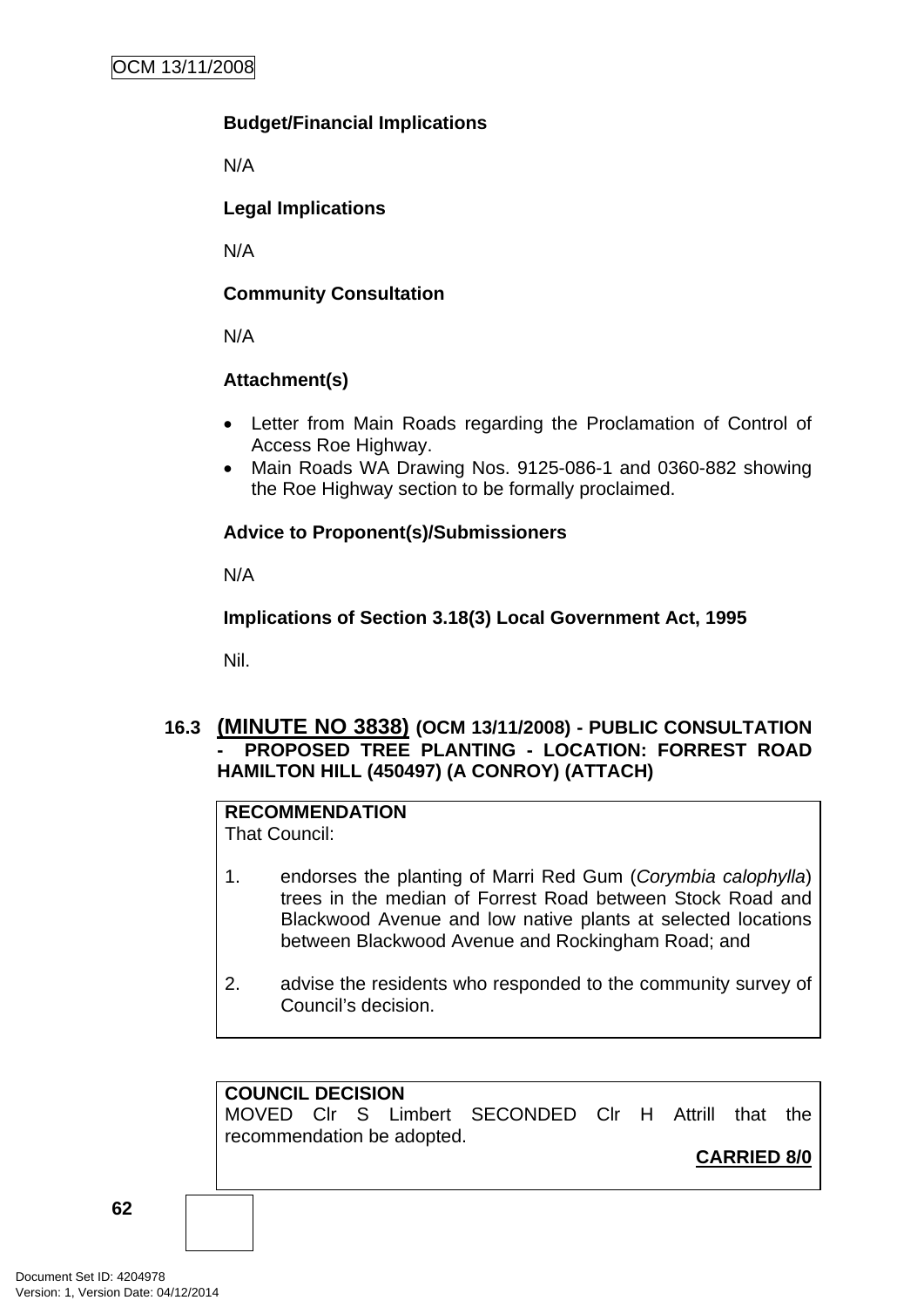**Budget/Financial Implications**

N/A

**Legal Implications**

N/A

**Community Consultation**

N/A

**Attachment(s)**

- Letter from Main Roads regarding the Proclamation of Control of Access Roe Highway.
- Main Roads WA Drawing Nos. 9125-086-1 and 0360-882 showing the Roe Highway section to be formally proclaimed.

**Advice to Proponent(s)/Submissioners**

N/A

**Implications of Section 3.18(3) Local Government Act, 1995**

Nil.

## 16.3 (MINUTE NO 3838) (OCM 13/11/2008) - PUBLIC CONSULTATION - PROPOSED TREE PLANTING - LOCATION: FORREST ROAD HAMILTON HILL (450497) (A CONROY) (ATTACH)

**RECOMMENDATION**

That Council:

1. endorses the planting of Marri Red Gum (*Corymbia calophylla*) trees in the median of Forrest Road between Stock Road and Blackwood Avenue and low native plants at selected locations between Blackwood Avenue and Rockingham Road; and

2. advise the residents who responded to the community survey of Council's decision.

**COUNCIL DECISION**

MOVED Clr S Limbert SECONDED Clr H Attrill that the recommendation be adopted.

**CARRIED 8/0**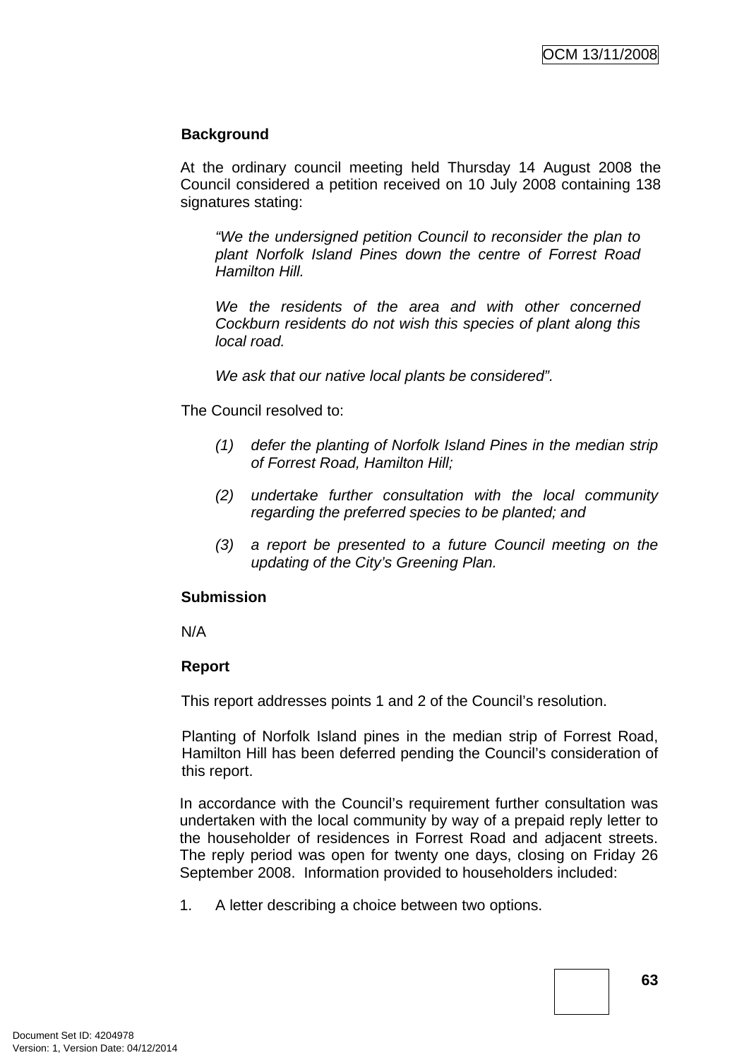**Background**

At the ordinary council meeting held Thursday 14 August 2008 the Council considered a petition received on 10 July 2008 containing 138 signatures stating:

> *"We the undersigned petition Council to reconsider the plan to plant Norfolk Island Pines down the centre of Forrest Road Hamilton Hill.*
>
> *We the residents of the area and with other concerned Cockburn residents do not wish this species of plant along this local road.*
>
> *We ask that our native local plants be considered".*

The Council resolved to:

*(1) defer the planting of Norfolk Island Pines in the median strip of Forrest Road, Hamilton Hill;*

*(2) undertake further consultation with the local community regarding the preferred species to be planted; and*

*(3) a report be presented to a future Council meeting on the updating of the City's Greening Plan.*

**Submission**

N/A

**Report**

This report addresses points 1 and 2 of the Council's resolution.

Planting of Norfolk Island pines in the median strip of Forrest Road, Hamilton Hill has been deferred pending the Council's consideration of this report.

In accordance with the Council's requirement further consultation was undertaken with the local community by way of a prepaid reply letter to the householder of residences in Forrest Road and adjacent streets. The reply period was open for twenty one days, closing on Friday 26 September 2008. Information provided to householders included:

1. A letter describing a choice between two options.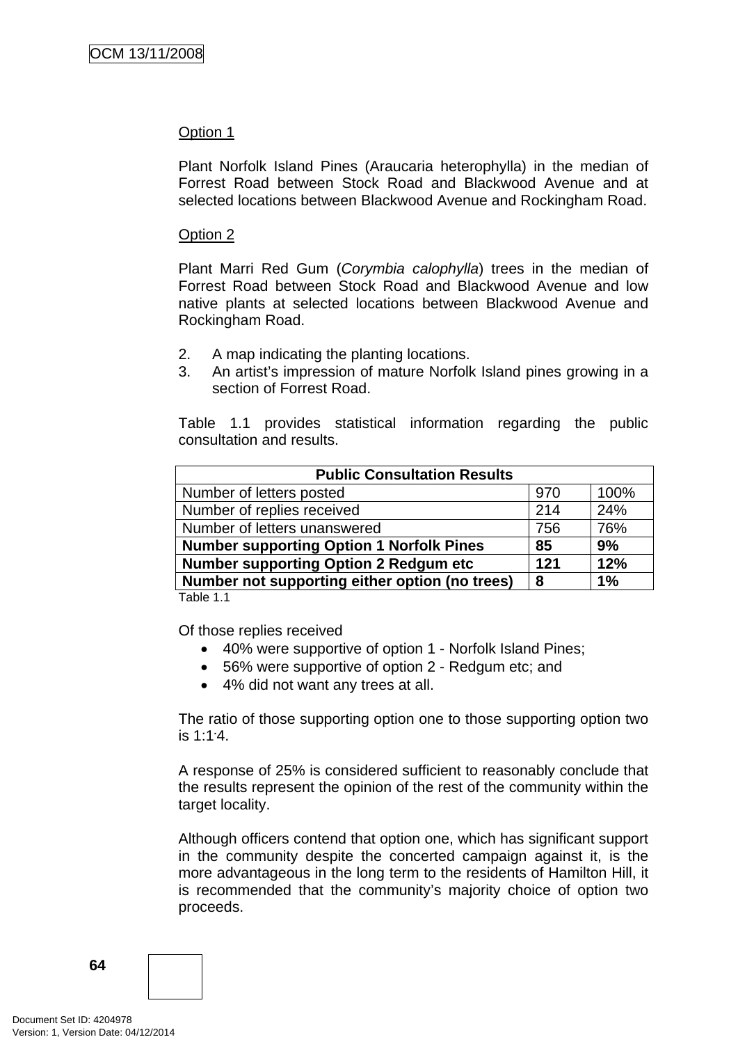Option 1

Plant Norfolk Island Pines (Araucaria heterophylla) in the median of Forrest Road between Stock Road and Blackwood Avenue and at selected locations between Blackwood Avenue and Rockingham Road.

Option 2

Plant Marri Red Gum (*Corymbia calophylla*) trees in the median of Forrest Road between Stock Road and Blackwood Avenue and low native plants at selected locations between Blackwood Avenue and Rockingham Road.

2. A map indicating the planting locations.
3. An artist's impression of mature Norfolk Island pines growing in a section of Forrest Road.

Table 1.1 provides statistical information regarding the public consultation and results.

| Public Consultation Results | | |
|---|---|---|
| Number of letters posted | 970 | 100% |
| Number of replies received | 214 | 24% |
| Number of letters unanswered | 756 | 76% |
| **Number supporting Option 1 Norfolk Pines** | **85** | **9%** |
| **Number supporting Option 2 Redgum etc** | **121** | **12%** |
| **Number not supporting either option (no trees)** | **8** | **1%** |

Table 1.1

Of those replies received

- 40% were supportive of option 1 - Norfolk Island Pines;
- 56% were supportive of option 2 - Redgum etc; and
- 4% did not want any trees at all.

The ratio of those supporting option one to those supporting option two is 1:1.4.

A response of 25% is considered sufficient to reasonably conclude that the results represent the opinion of the rest of the community within the target locality.

Although officers contend that option one, which has significant support in the community despite the concerted campaign against it, is the more advantageous in the long term to the residents of Hamilton Hill, it is recommended that the community's majority choice of option two proceeds.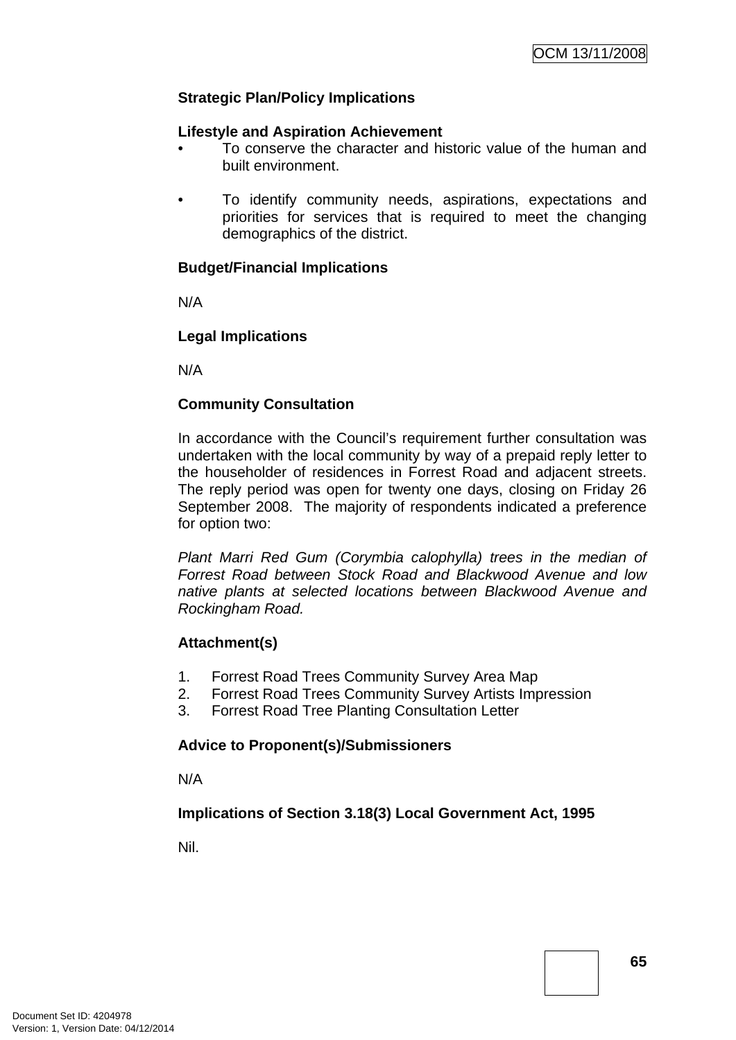**Strategic Plan/Policy Implications**

**Lifestyle and Aspiration Achievement**

- To conserve the character and historic value of the human and built environment.
- To identify community needs, aspirations, expectations and priorities for services that is required to meet the changing demographics of the district.

**Budget/Financial Implications**

N/A

**Legal Implications**

N/A

**Community Consultation**

In accordance with the Council's requirement further consultation was undertaken with the local community by way of a prepaid reply letter to the householder of residences in Forrest Road and adjacent streets. The reply period was open for twenty one days, closing on Friday 26 September 2008. The majority of respondents indicated a preference for option two:

*Plant Marri Red Gum (Corymbia calophylla) trees in the median of Forrest Road between Stock Road and Blackwood Avenue and low native plants at selected locations between Blackwood Avenue and Rockingham Road.*

**Attachment(s)**

1. Forrest Road Trees Community Survey Area Map
2. Forrest Road Trees Community Survey Artists Impression
3. Forrest Road Tree Planting Consultation Letter

**Advice to Proponent(s)/Submissioners**

N/A

**Implications of Section 3.18(3) Local Government Act, 1995**

Nil.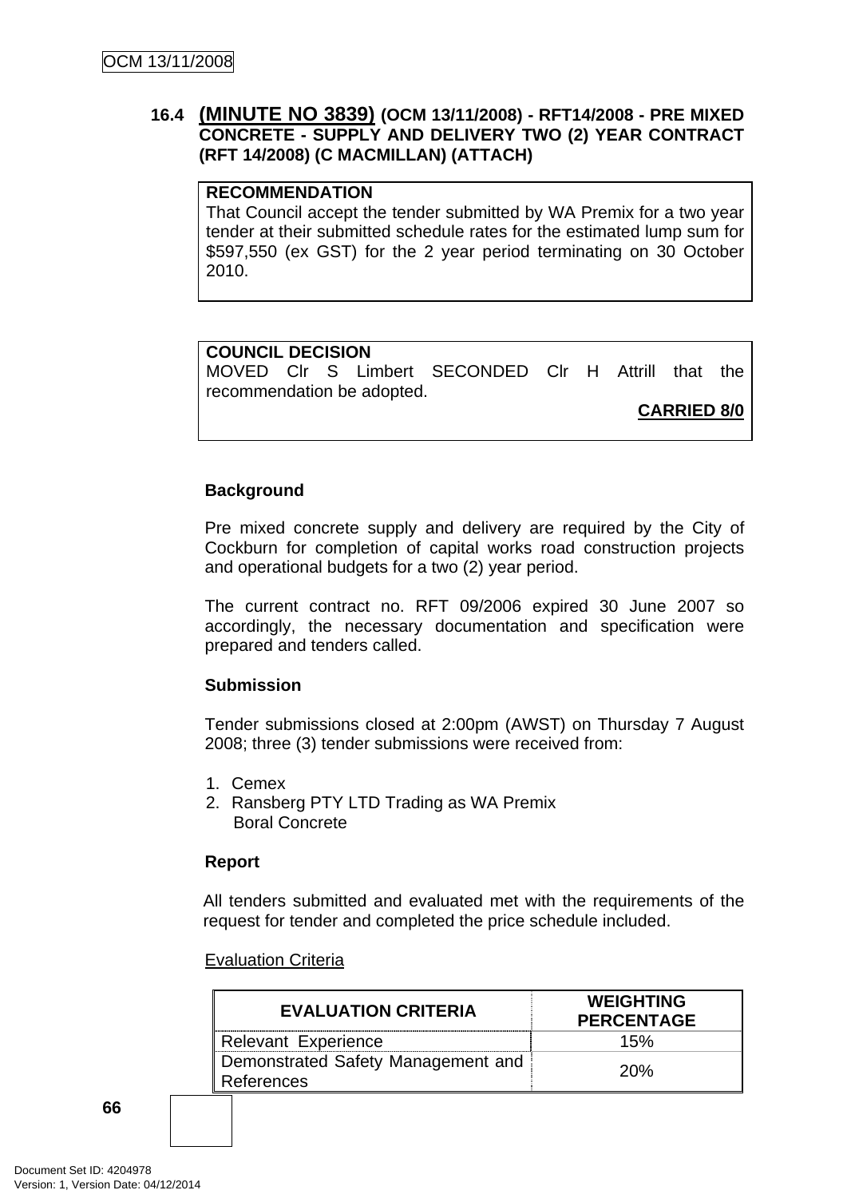## 16.4 (MINUTE NO 3839) (OCM 13/11/2008) - RFT14/2008 - PRE MIXED CONCRETE - SUPPLY AND DELIVERY TWO (2) YEAR CONTRACT (RFT 14/2008) (C MACMILLAN) (ATTACH)

**RECOMMENDATION**
That Council accept the tender submitted by WA Premix for a two year tender at their submitted schedule rates for the estimated lump sum for $597,550 (ex GST) for the 2 year period terminating on 30 October 2010.

**COUNCIL DECISION**
MOVED Clr S Limbert SECONDED Clr H Attrill that the recommendation be adopted.

**CARRIED 8/0**

**Background**

Pre mixed concrete supply and delivery are required by the City of Cockburn for completion of capital works road construction projects and operational budgets for a two (2) year period.

The current contract no. RFT 09/2006 expired 30 June 2007 so accordingly, the necessary documentation and specification were prepared and tenders called.

**Submission**

Tender submissions closed at 2:00pm (AWST) on Thursday 7 August 2008; three (3) tender submissions were received from:

1. Cemex
2. Ransberg PTY LTD Trading as WA Premix
   Boral Concrete

**Report**

All tenders submitted and evaluated met with the requirements of the request for tender and completed the price schedule included.

Evaluation Criteria

| EVALUATION CRITERIA | WEIGHTING PERCENTAGE |
|---|---|
| Relevant Experience | 15% |
| Demonstrated Safety Management and References | 20% |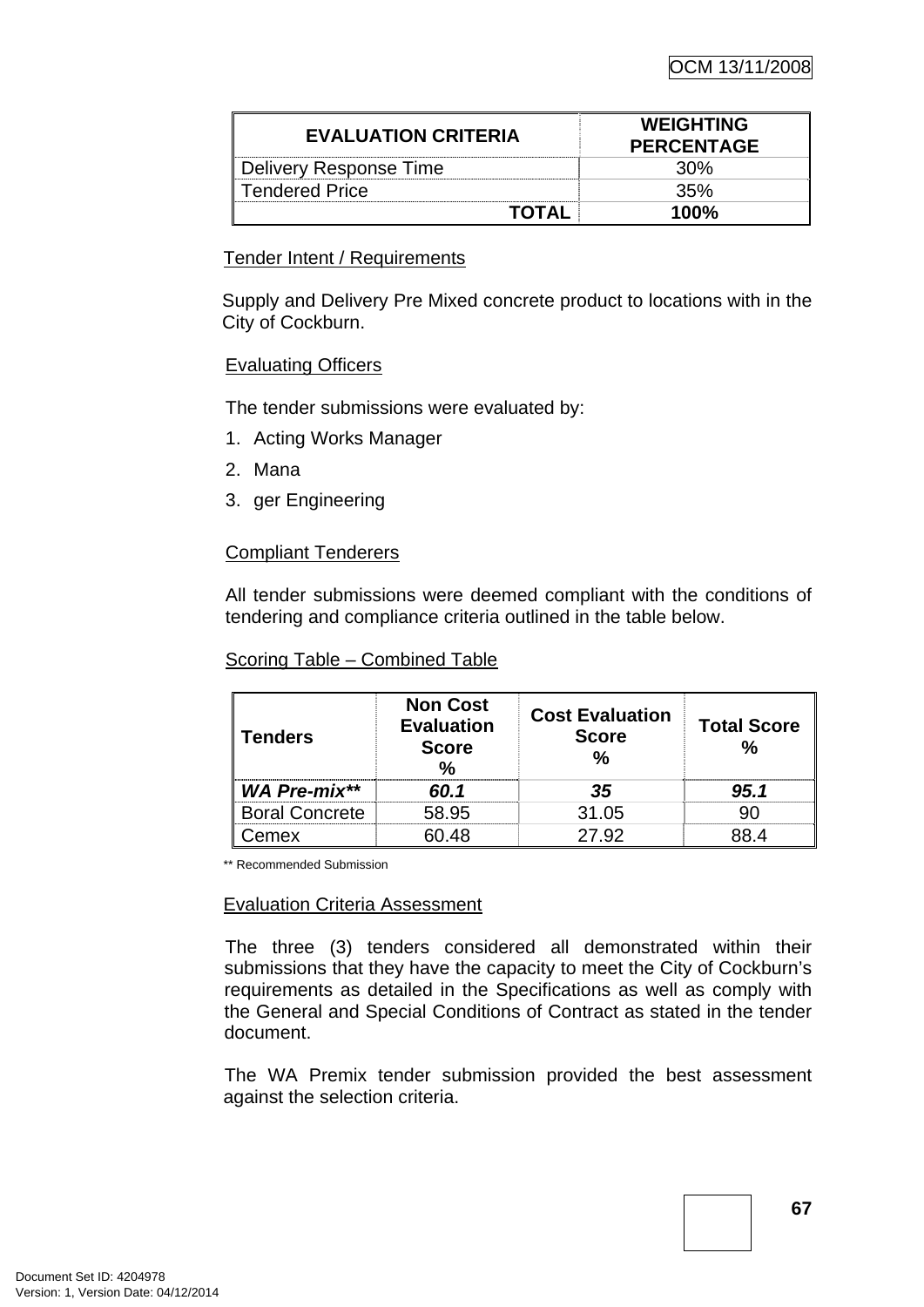| EVALUATION CRITERIA | WEIGHTING PERCENTAGE |
|---|---|
| Delivery Response Time | 30% |
| Tendered Price | 35% |
| **TOTAL** | **100%** |

Tender Intent / Requirements

Supply and Delivery Pre Mixed concrete product to locations with in the City of Cockburn.

Evaluating Officers

The tender submissions were evaluated by:

1. Acting Works Manager
2. Mana
3. ger Engineering

Compliant Tenderers

All tender submissions were deemed compliant with the conditions of tendering and compliance criteria outlined in the table below.

Scoring Table – Combined Table

| Tenders | Non Cost Evaluation Score % | Cost Evaluation Score % | Total Score % |
|---|---|---|---|
| ***WA Pre-mix\*\**** | ***60.1*** | ***35*** | ***95.1*** |
| Boral Concrete | 58.95 | 31.05 | 90 |
| Cemex | 60.48 | 27.92 | 88.4 |

** Recommended Submission

Evaluation Criteria Assessment

The three (3) tenders considered all demonstrated within their submissions that they have the capacity to meet the City of Cockburn's requirements as detailed in the Specifications as well as comply with the General and Special Conditions of Contract as stated in the tender document.

The WA Premix tender submission provided the best assessment against the selection criteria.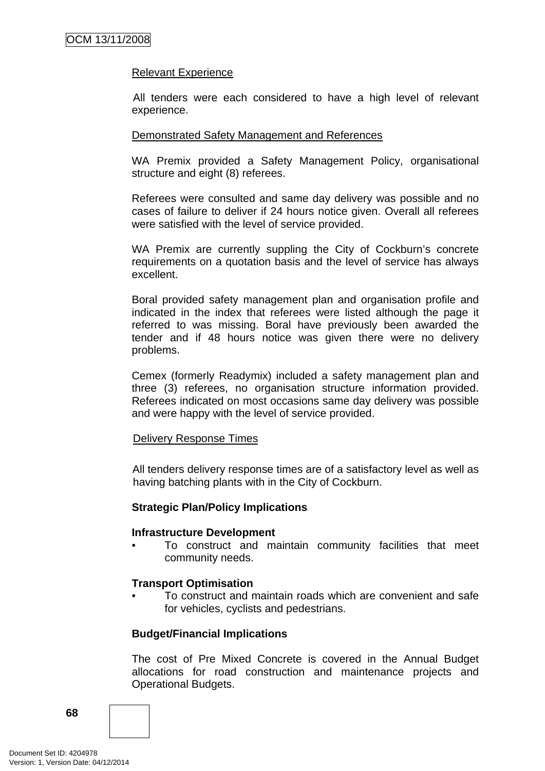Relevant Experience

All tenders were each considered to have a high level of relevant experience.

Demonstrated Safety Management and References

WA Premix provided a Safety Management Policy, organisational structure and eight (8) referees.

Referees were consulted and same day delivery was possible and no cases of failure to deliver if 24 hours notice given. Overall all referees were satisfied with the level of service provided.

WA Premix are currently suppling the City of Cockburn's concrete requirements on a quotation basis and the level of service has always excellent.

Boral provided safety management plan and organisation profile and indicated in the index that referees were listed although the page it referred to was missing. Boral have previously been awarded the tender and if 48 hours notice was given there were no delivery problems.

Cemex (formerly Readymix) included a safety management plan and three (3) referees, no organisation structure information provided. Referees indicated on most occasions same day delivery was possible and were happy with the level of service provided.

Delivery Response Times

All tenders delivery response times are of a satisfactory level as well as having batching plants with in the City of Cockburn.

**Strategic Plan/Policy Implications**

**Infrastructure Development**

- To construct and maintain community facilities that meet community needs.

**Transport Optimisation**

- To construct and maintain roads which are convenient and safe for vehicles, cyclists and pedestrians.

**Budget/Financial Implications**

The cost of Pre Mixed Concrete is covered in the Annual Budget allocations for road construction and maintenance projects and Operational Budgets.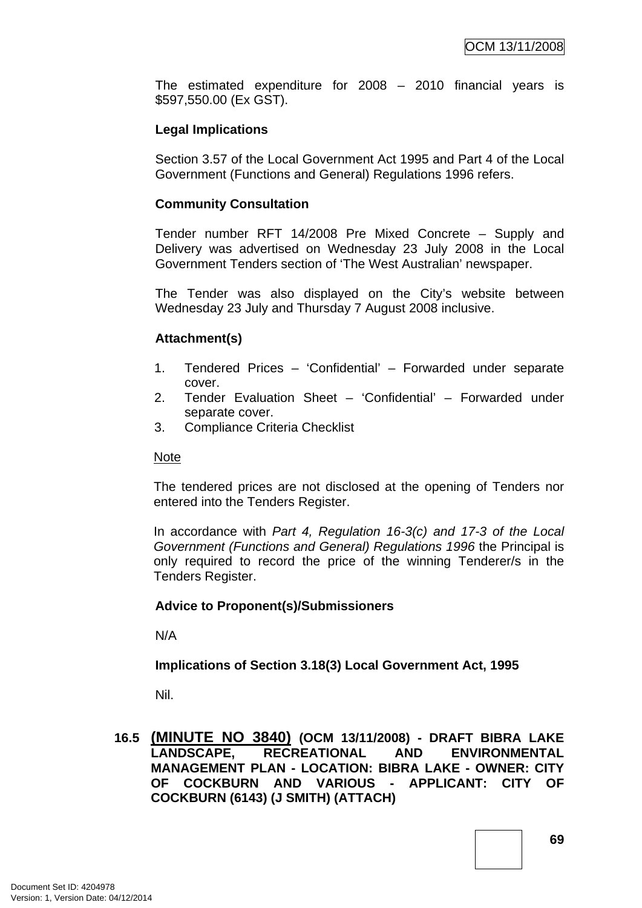The estimated expenditure for 2008 – 2010 financial years is $597,550.00 (Ex GST).

**Legal Implications**

Section 3.57 of the Local Government Act 1995 and Part 4 of the Local Government (Functions and General) Regulations 1996 refers.

**Community Consultation**

Tender number RFT 14/2008 Pre Mixed Concrete – Supply and Delivery was advertised on Wednesday 23 July 2008 in the Local Government Tenders section of 'The West Australian' newspaper.

The Tender was also displayed on the City's website between Wednesday 23 July and Thursday 7 August 2008 inclusive.

**Attachment(s)**

1. Tendered Prices – 'Confidential' – Forwarded under separate cover.
2. Tender Evaluation Sheet – 'Confidential' – Forwarded under separate cover.
3. Compliance Criteria Checklist

Note

The tendered prices are not disclosed at the opening of Tenders nor entered into the Tenders Register.

In accordance with *Part 4, Regulation 16-3(c) and 17-3 of the Local Government (Functions and General) Regulations 1996* the Principal is only required to record the price of the winning Tenderer/s in the Tenders Register.

**Advice to Proponent(s)/Submissioners**

N/A

**Implications of Section 3.18(3) Local Government Act, 1995**

Nil.

## 16.5 (MINUTE NO 3840) (OCM 13/11/2008) - DRAFT BIBRA LAKE LANDSCAPE, RECREATIONAL AND ENVIRONMENTAL MANAGEMENT PLAN - LOCATION: BIBRA LAKE - OWNER: CITY OF COCKBURN AND VARIOUS - APPLICANT: CITY OF COCKBURN (6143) (J SMITH) (ATTACH)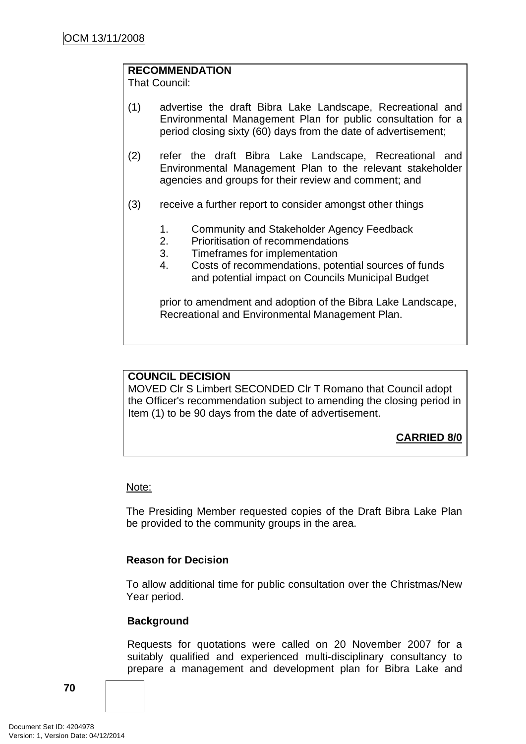**RECOMMENDATION**

That Council:

(1) advertise the draft Bibra Lake Landscape, Recreational and Environmental Management Plan for public consultation for a period closing sixty (60) days from the date of advertisement;

(2) refer the draft Bibra Lake Landscape, Recreational and Environmental Management Plan to the relevant stakeholder agencies and groups for their review and comment; and

(3) receive a further report to consider amongst other things

1. Community and Stakeholder Agency Feedback
2. Prioritisation of recommendations
3. Timeframes for implementation
4. Costs of recommendations, potential sources of funds and potential impact on Councils Municipal Budget

prior to amendment and adoption of the Bibra Lake Landscape, Recreational and Environmental Management Plan.

**COUNCIL DECISION**

MOVED Clr S Limbert SECONDED Clr T Romano that Council adopt the Officer's recommendation subject to amending the closing period in Item (1) to be 90 days from the date of advertisement.

**CARRIED 8/0**

Note:

The Presiding Member requested copies of the Draft Bibra Lake Plan be provided to the community groups in the area.

**Reason for Decision**

To allow additional time for public consultation over the Christmas/New Year period.

**Background**

Requests for quotations were called on 20 November 2007 for a suitably qualified and experienced multi-disciplinary consultancy to prepare a management and development plan for Bibra Lake and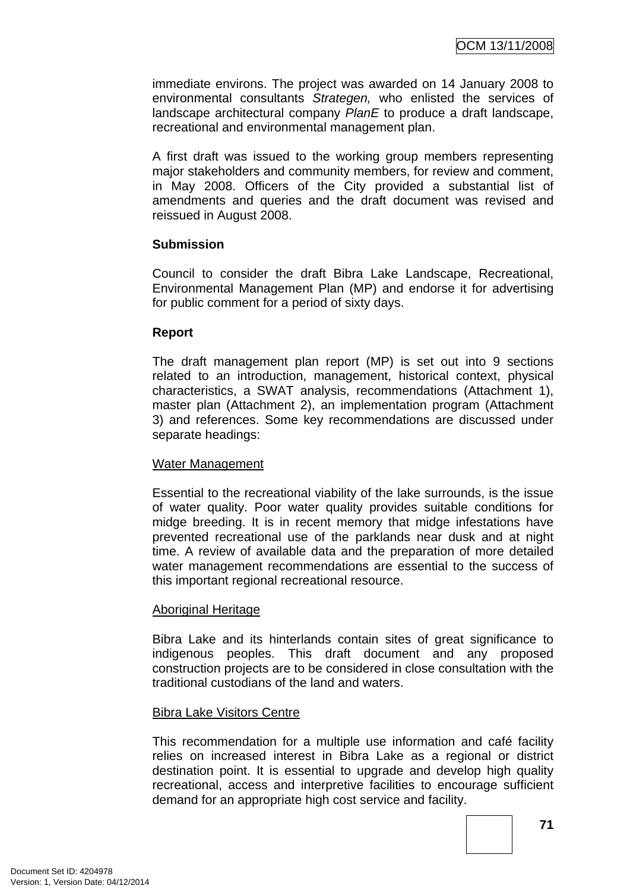immediate environs. The project was awarded on 14 January 2008 to environmental consultants *Strategen,* who enlisted the services of landscape architectural company *PlanE* to produce a draft landscape, recreational and environmental management plan.

A first draft was issued to the working group members representing major stakeholders and community members, for review and comment, in May 2008. Officers of the City provided a substantial list of amendments and queries and the draft document was revised and reissued in August 2008.

**Submission**

Council to consider the draft Bibra Lake Landscape, Recreational, Environmental Management Plan (MP) and endorse it for advertising for public comment for a period of sixty days.

**Report**

The draft management plan report (MP) is set out into 9 sections related to an introduction, management, historical context, physical characteristics, a SWAT analysis, recommendations (Attachment 1), master plan (Attachment 2), an implementation program (Attachment 3) and references. Some key recommendations are discussed under separate headings:

<u>Water Management</u>

Essential to the recreational viability of the lake surrounds, is the issue of water quality. Poor water quality provides suitable conditions for midge breeding. It is in recent memory that midge infestations have prevented recreational use of the parklands near dusk and at night time. A review of available data and the preparation of more detailed water management recommendations are essential to the success of this important regional recreational resource.

<u>Aboriginal Heritage</u>

Bibra Lake and its hinterlands contain sites of great significance to indigenous peoples. This draft document and any proposed construction projects are to be considered in close consultation with the traditional custodians of the land and waters.

<u>Bibra Lake Visitors Centre</u>

This recommendation for a multiple use information and café facility relies on increased interest in Bibra Lake as a regional or district destination point. It is essential to upgrade and develop high quality recreational, access and interpretive facilities to encourage sufficient demand for an appropriate high cost service and facility.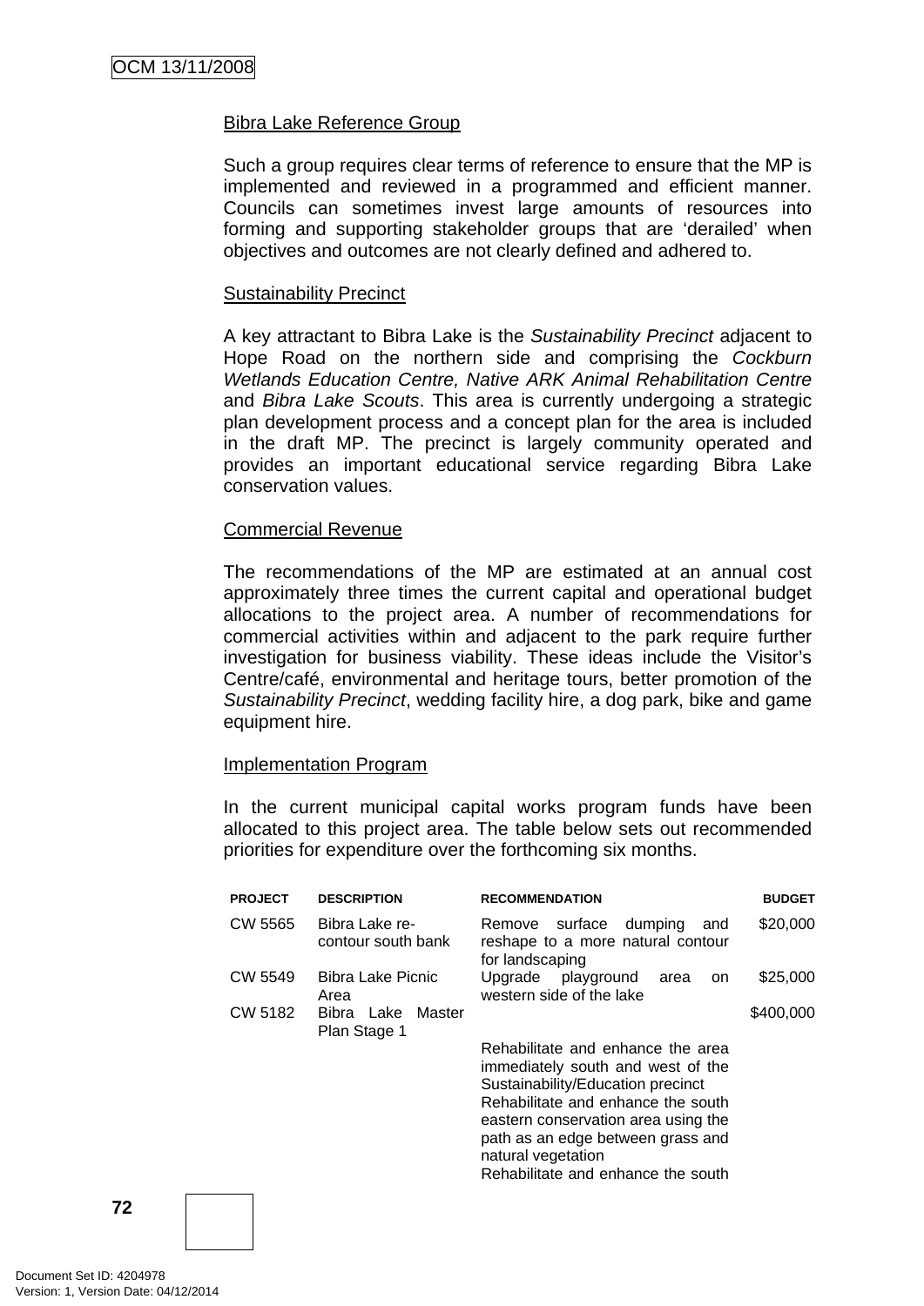Bibra Lake Reference Group

Such a group requires clear terms of reference to ensure that the MP is implemented and reviewed in a programmed and efficient manner. Councils can sometimes invest large amounts of resources into forming and supporting stakeholder groups that are 'derailed' when objectives and outcomes are not clearly defined and adhered to.

Sustainability Precinct

A key attractant to Bibra Lake is the *Sustainability Precinct* adjacent to Hope Road on the northern side and comprising the *Cockburn Wetlands Education Centre, Native ARK Animal Rehabilitation Centre* and *Bibra Lake Scouts*. This area is currently undergoing a strategic plan development process and a concept plan for the area is included in the draft MP. The precinct is largely community operated and provides an important educational service regarding Bibra Lake conservation values.

Commercial Revenue

The recommendations of the MP are estimated at an annual cost approximately three times the current capital and operational budget allocations to the project area. A number of recommendations for commercial activities within and adjacent to the park require further investigation for business viability. These ideas include the Visitor's Centre/café, environmental and heritage tours, better promotion of the *Sustainability Precinct*, wedding facility hire, a dog park, bike and game equipment hire.

Implementation Program

In the current municipal capital works program funds have been allocated to this project area. The table below sets out recommended priorities for expenditure over the forthcoming six months.

| PROJECT | DESCRIPTION | RECOMMENDATION | BUDGET |
|---|---|---|---|
| CW 5565 | Bibra Lake re-contour south bank | Remove surface dumping and reshape to a more natural contour for landscaping | $20,000 |
| CW 5549 | Bibra Lake Picnic Area | Upgrade playground area on western side of the lake | $25,000 |
| CW 5182 | Bibra Lake Master Plan Stage 1 | | $400,000 |
| | | Rehabilitate and enhance the area immediately south and west of the Sustainability/Education precinct<br>Rehabilitate and enhance the south eastern conservation area using the path as an edge between grass and natural vegetation<br>Rehabilitate and enhance the south | |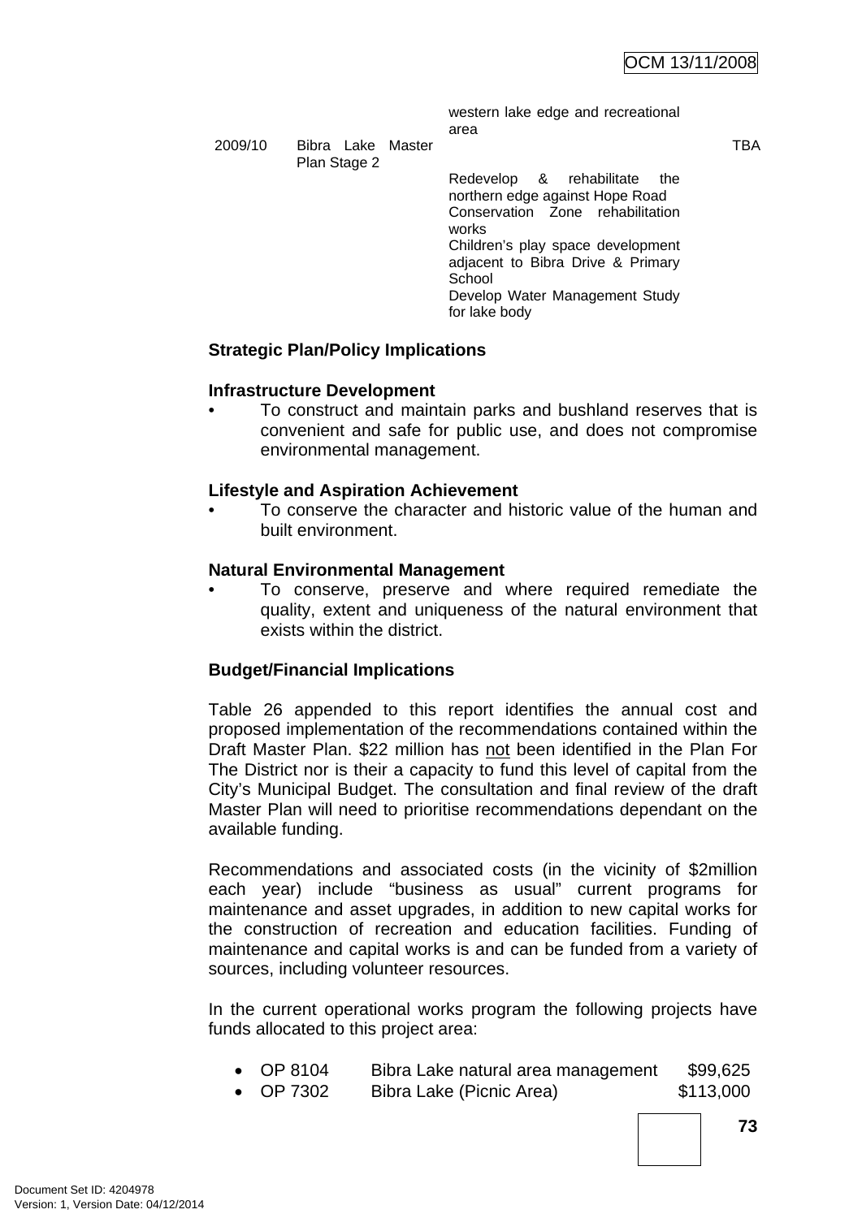| | | | |
|---|---|---|---|
| | | western lake edge and recreational area | |
| 2009/10 | Bibra Lake Master Plan Stage 2 | | TBA |
| | | Redevelop & rehabilitate the northern edge against Hope Road | |
| | | Conservation Zone rehabilitation works | |
| | | Children's play space development adjacent to Bibra Drive & Primary School | |
| | | Develop Water Management Study for lake body | |

**Strategic Plan/Policy Implications**

**Infrastructure Development**

- To construct and maintain parks and bushland reserves that is convenient and safe for public use, and does not compromise environmental management.

**Lifestyle and Aspiration Achievement**

- To conserve the character and historic value of the human and built environment.

**Natural Environmental Management**

- To conserve, preserve and where required remediate the quality, extent and uniqueness of the natural environment that exists within the district.

**Budget/Financial Implications**

Table 26 appended to this report identifies the annual cost and proposed implementation of the recommendations contained within the Draft Master Plan. $22 million has <u>not</u> been identified in the Plan For The District nor is their a capacity to fund this level of capital from the City's Municipal Budget. The consultation and final review of the draft Master Plan will need to prioritise recommendations dependant on the available funding.

Recommendations and associated costs (in the vicinity of $2million each year) include "business as usual" current programs for maintenance and asset upgrades, in addition to new capital works for the construction of recreation and education facilities. Funding of maintenance and capital works is and can be funded from a variety of sources, including volunteer resources.

In the current operational works program the following projects have funds allocated to this project area:

- OP 8104 Bibra Lake natural area management $99,625
- OP 7302 Bibra Lake (Picnic Area) $113,000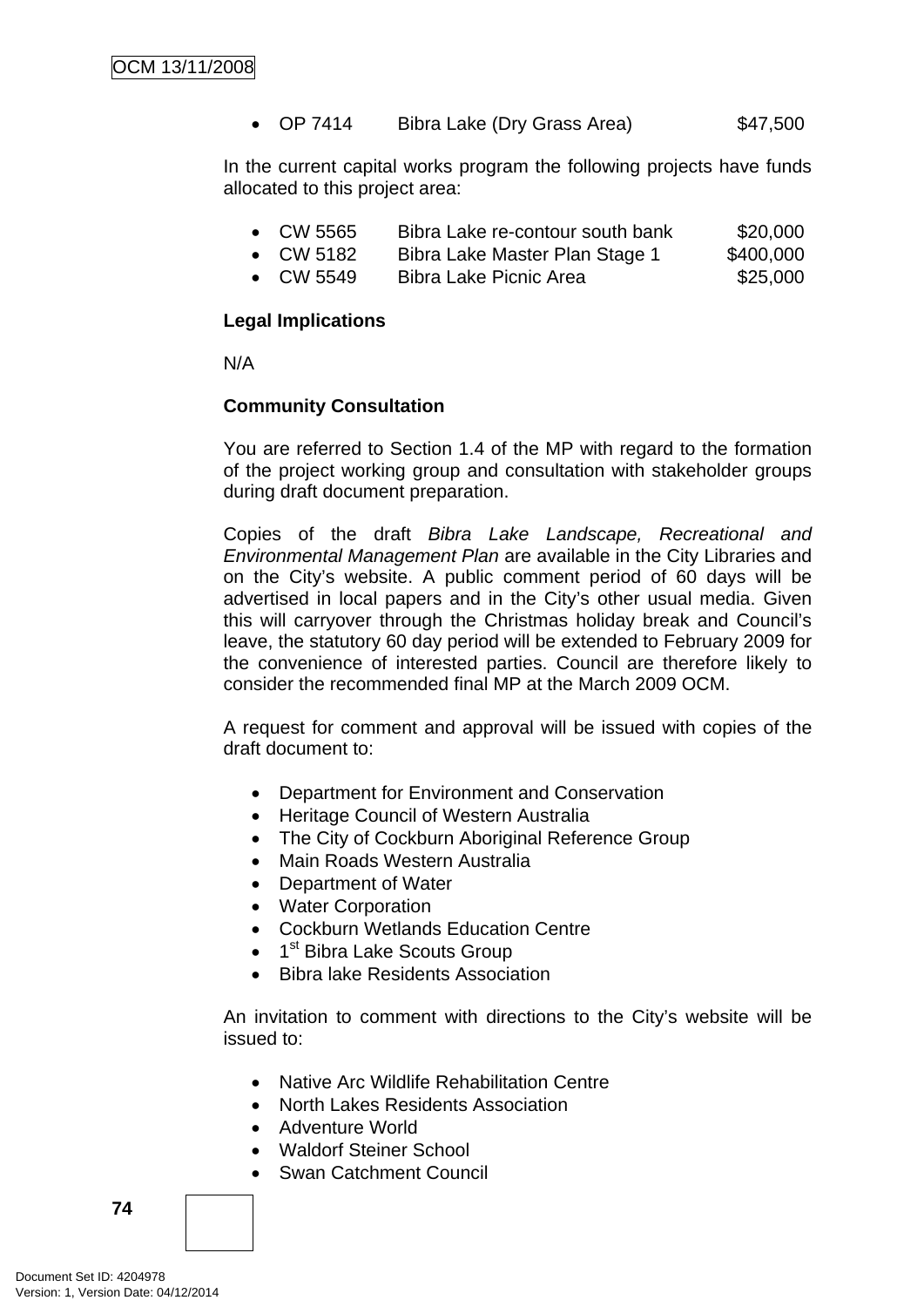- OP 7414 Bibra Lake (Dry Grass Area) $47,500

In the current capital works program the following projects have funds allocated to this project area:

- CW 5565 Bibra Lake re-contour south bank $20,000
- CW 5182 Bibra Lake Master Plan Stage 1 $400,000
- CW 5549 Bibra Lake Picnic Area $25,000

**Legal Implications**

N/A

**Community Consultation**

You are referred to Section 1.4 of the MP with regard to the formation of the project working group and consultation with stakeholder groups during draft document preparation.

Copies of the draft *Bibra Lake Landscape, Recreational and Environmental Management Plan* are available in the City Libraries and on the City's website. A public comment period of 60 days will be advertised in local papers and in the City's other usual media. Given this will carryover through the Christmas holiday break and Council's leave, the statutory 60 day period will be extended to February 2009 for the convenience of interested parties. Council are therefore likely to consider the recommended final MP at the March 2009 OCM.

A request for comment and approval will be issued with copies of the draft document to:

- Department for Environment and Conservation
- Heritage Council of Western Australia
- The City of Cockburn Aboriginal Reference Group
- Main Roads Western Australia
- Department of Water
- Water Corporation
- Cockburn Wetlands Education Centre
- 1st Bibra Lake Scouts Group
- Bibra lake Residents Association

An invitation to comment with directions to the City's website will be issued to:

- Native Arc Wildlife Rehabilitation Centre
- North Lakes Residents Association
- Adventure World
- Waldorf Steiner School
- Swan Catchment Council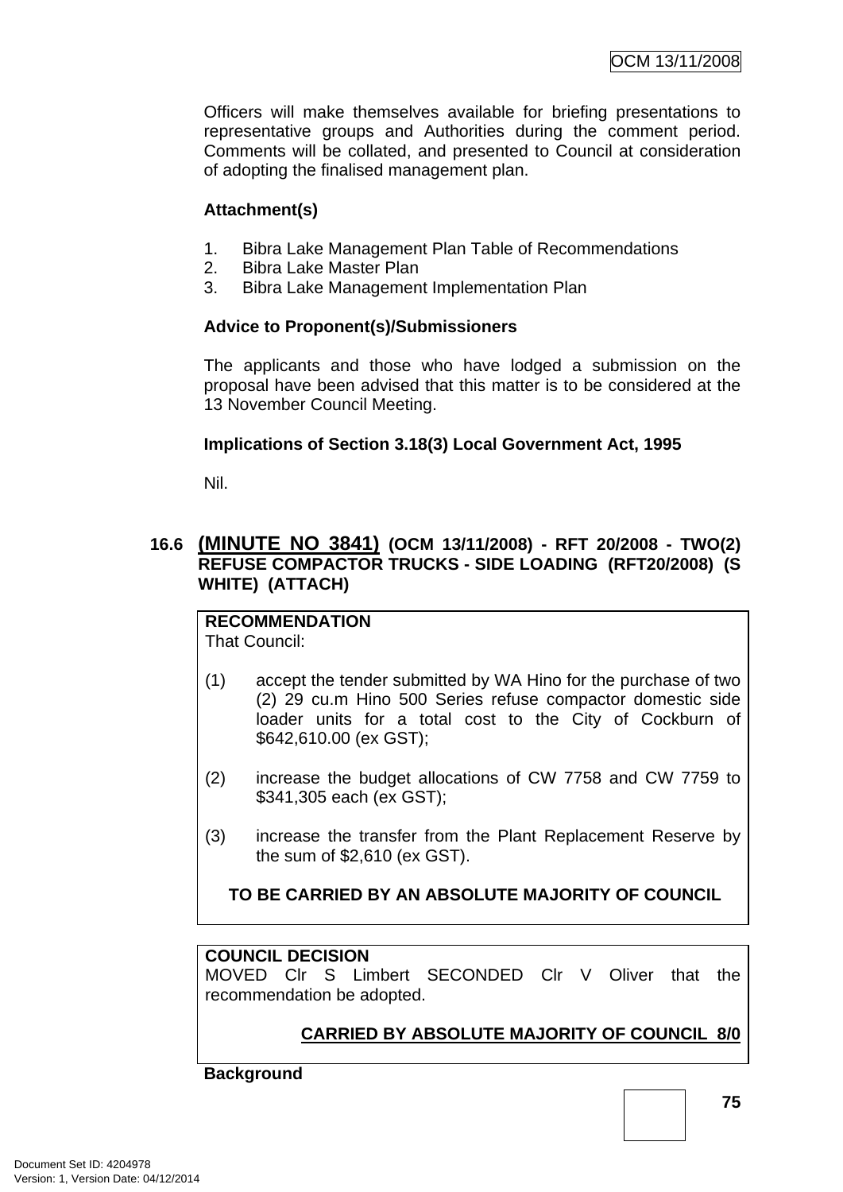Officers will make themselves available for briefing presentations to representative groups and Authorities during the comment period. Comments will be collated, and presented to Council at consideration of adopting the finalised management plan.

**Attachment(s)**

1. Bibra Lake Management Plan Table of Recommendations
2. Bibra Lake Master Plan
3. Bibra Lake Management Implementation Plan

**Advice to Proponent(s)/Submissioners**

The applicants and those who have lodged a submission on the proposal have been advised that this matter is to be considered at the 13 November Council Meeting.

**Implications of Section 3.18(3) Local Government Act, 1995**

Nil.

### 16.6 (MINUTE NO 3841) (OCM 13/11/2008) - RFT 20/2008 - TWO(2) REFUSE COMPACTOR TRUCKS - SIDE LOADING (RFT20/2008) (S WHITE) (ATTACH)

**RECOMMENDATION**
That Council:

(1) accept the tender submitted by WA Hino for the purchase of two (2) 29 cu.m Hino 500 Series refuse compactor domestic side loader units for a total cost to the City of Cockburn of $642,610.00 (ex GST);

(2) increase the budget allocations of CW 7758 and CW 7759 to $341,305 each (ex GST);

(3) increase the transfer from the Plant Replacement Reserve by the sum of $2,610 (ex GST).

**TO BE CARRIED BY AN ABSOLUTE MAJORITY OF COUNCIL**

**COUNCIL DECISION**
MOVED Clr S Limbert SECONDED Clr V Oliver that the recommendation be adopted.

**CARRIED BY ABSOLUTE MAJORITY OF COUNCIL 8/0**

**Background**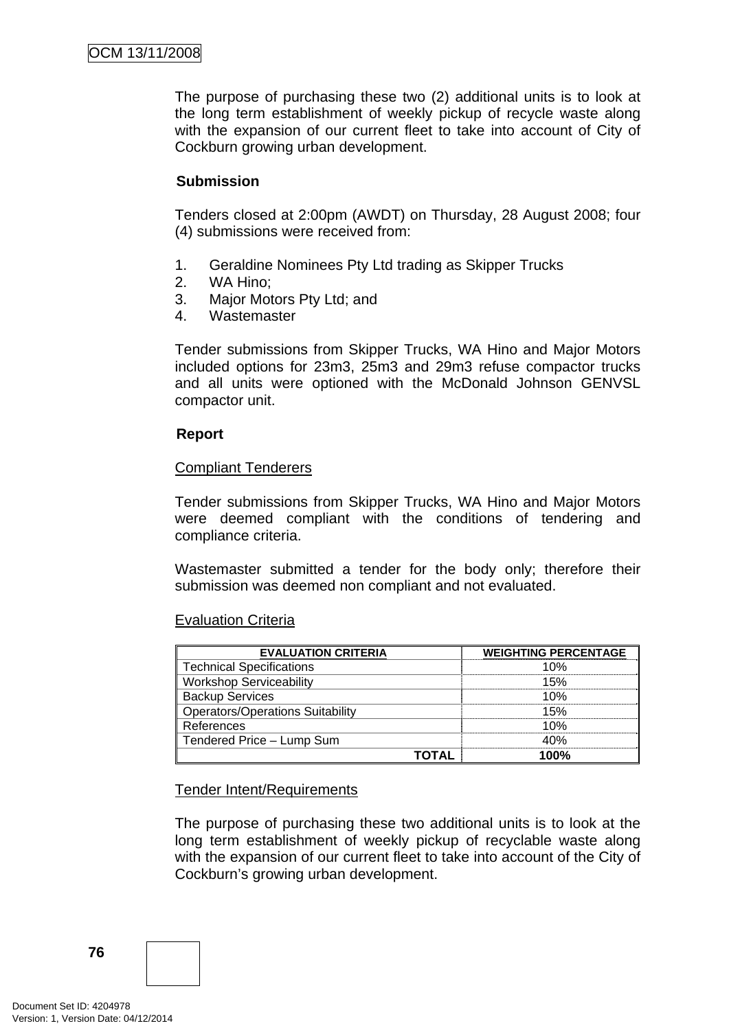The purpose of purchasing these two (2) additional units is to look at the long term establishment of weekly pickup of recycle waste along with the expansion of our current fleet to take into account of City of Cockburn growing urban development.

**Submission**

Tenders closed at 2:00pm (AWDT) on Thursday, 28 August 2008; four (4) submissions were received from:

1. Geraldine Nominees Pty Ltd trading as Skipper Trucks
2. WA Hino;
3. Major Motors Pty Ltd; and
4. Wastemaster

Tender submissions from Skipper Trucks, WA Hino and Major Motors included options for 23m3, 25m3 and 29m3 refuse compactor trucks and all units were optioned with the McDonald Johnson GENVSL compactor unit.

**Report**

Compliant Tenderers

Tender submissions from Skipper Trucks, WA Hino and Major Motors were deemed compliant with the conditions of tendering and compliance criteria.

Wastemaster submitted a tender for the body only; therefore their submission was deemed non compliant and not evaluated.

Evaluation Criteria

| EVALUATION CRITERIA | WEIGHTING PERCENTAGE |
|---|---|
| Technical Specifications | 10% |
| Workshop Serviceability | 15% |
| Backup Services | 10% |
| Operators/Operations Suitability | 15% |
| References | 10% |
| Tendered Price – Lump Sum | 40% |
| **TOTAL** | **100%** |

Tender Intent/Requirements

The purpose of purchasing these two additional units is to look at the long term establishment of weekly pickup of recyclable waste along with the expansion of our current fleet to take into account of the City of Cockburn's growing urban development.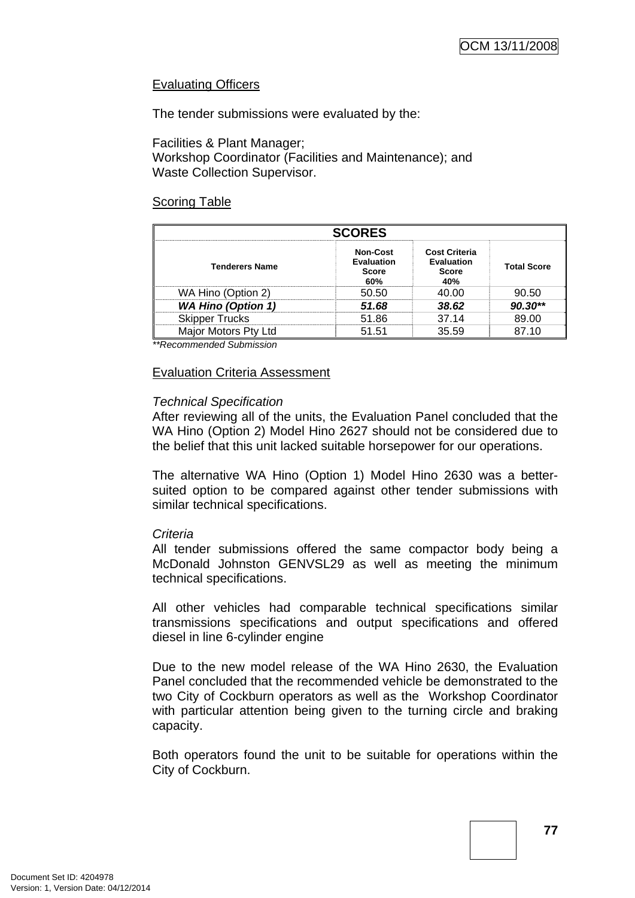Evaluating Officers

The tender submissions were evaluated by the:

Facilities & Plant Manager;
Workshop Coordinator (Facilities and Maintenance); and
Waste Collection Supervisor.

Scoring Table

| SCORES | | | |
|---|---|---|---|
| **Tenderers Name** | **Non-Cost Evaluation Score 60%** | **Cost Criteria Evaluation Score 40%** | **Total Score** |
| WA Hino (Option 2) | 50.50 | 40.00 | 90.50 |
| ***WA Hino (Option 1)*** | ***51.68*** | ***38.62*** | ***90.30\*\**** |
| Skipper Trucks | 51.86 | 37.14 | 89.00 |
| Major Motors Pty Ltd | 51.51 | 35.59 | 87.10 |

*\*\*Recommended Submission*

Evaluation Criteria Assessment

*Technical Specification*

After reviewing all of the units, the Evaluation Panel concluded that the WA Hino (Option 2) Model Hino 2627 should not be considered due to the belief that this unit lacked suitable horsepower for our operations.

The alternative WA Hino (Option 1) Model Hino 2630 was a better-suited option to be compared against other tender submissions with similar technical specifications.

*Criteria*

All tender submissions offered the same compactor body being a McDonald Johnston GENVSL29 as well as meeting the minimum technical specifications.

All other vehicles had comparable technical specifications similar transmissions specifications and output specifications and offered diesel in line 6-cylinder engine

Due to the new model release of the WA Hino 2630, the Evaluation Panel concluded that the recommended vehicle be demonstrated to the two City of Cockburn operators as well as the Workshop Coordinator with particular attention being given to the turning circle and braking capacity.

Both operators found the unit to be suitable for operations within the City of Cockburn.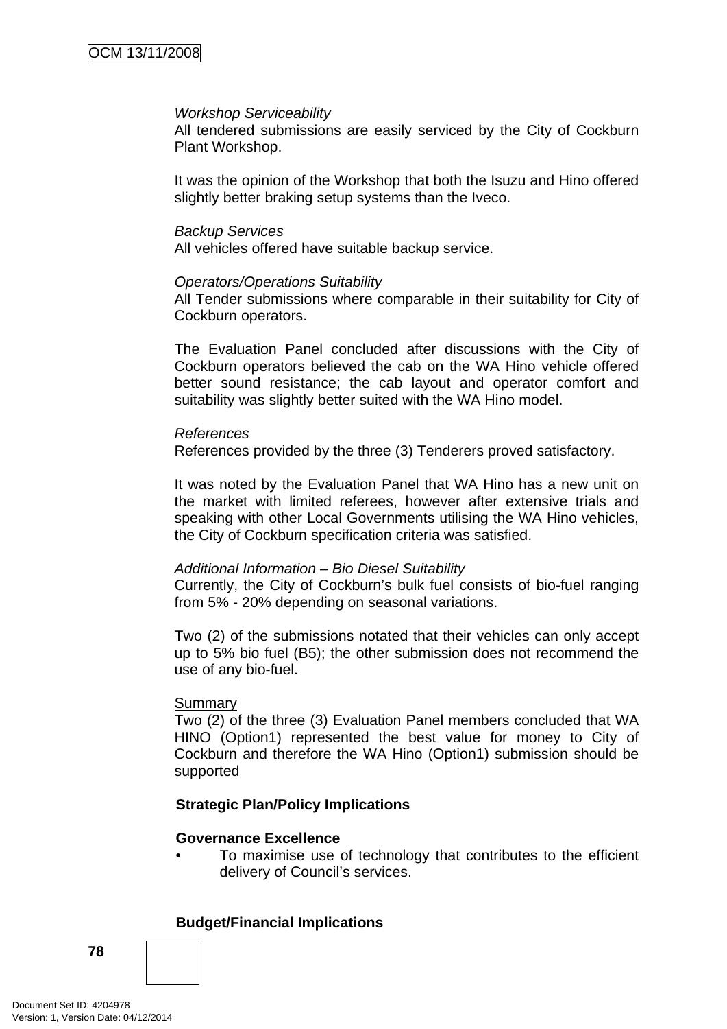*Workshop Serviceability*
All tendered submissions are easily serviced by the City of Cockburn Plant Workshop.

It was the opinion of the Workshop that both the Isuzu and Hino offered slightly better braking setup systems than the Iveco.

*Backup Services*
All vehicles offered have suitable backup service.

*Operators/Operations Suitability*
All Tender submissions where comparable in their suitability for City of Cockburn operators.

The Evaluation Panel concluded after discussions with the City of Cockburn operators believed the cab on the WA Hino vehicle offered better sound resistance; the cab layout and operator comfort and suitability was slightly better suited with the WA Hino model.

*References*
References provided by the three (3) Tenderers proved satisfactory.

It was noted by the Evaluation Panel that WA Hino has a new unit on the market with limited referees, however after extensive trials and speaking with other Local Governments utilising the WA Hino vehicles, the City of Cockburn specification criteria was satisfied.

*Additional Information – Bio Diesel Suitability*
Currently, the City of Cockburn's bulk fuel consists of bio-fuel ranging from 5% - 20% depending on seasonal variations.

Two (2) of the submissions notated that their vehicles can only accept up to 5% bio fuel (B5); the other submission does not recommend the use of any bio-fuel.

Summary
Two (2) of the three (3) Evaluation Panel members concluded that WA HINO (Option1) represented the best value for money to City of Cockburn and therefore the WA Hino (Option1) submission should be supported

**Strategic Plan/Policy Implications**

**Governance Excellence**

- To maximise use of technology that contributes to the efficient delivery of Council's services.

**Budget/Financial Implications**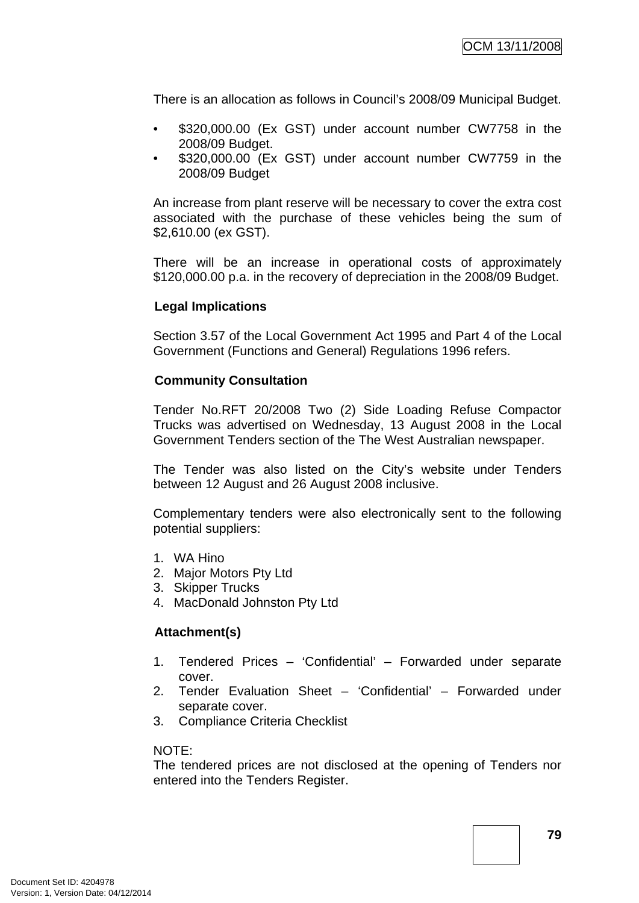There is an allocation as follows in Council's 2008/09 Municipal Budget.

- $320,000.00 (Ex GST) under account number CW7758 in the 2008/09 Budget.
- $320,000.00 (Ex GST) under account number CW7759 in the 2008/09 Budget

An increase from plant reserve will be necessary to cover the extra cost associated with the purchase of these vehicles being the sum of $2,610.00 (ex GST).

There will be an increase in operational costs of approximately $120,000.00 p.a. in the recovery of depreciation in the 2008/09 Budget.

**Legal Implications**

Section 3.57 of the Local Government Act 1995 and Part 4 of the Local Government (Functions and General) Regulations 1996 refers.

**Community Consultation**

Tender No.RFT 20/2008 Two (2) Side Loading Refuse Compactor Trucks was advertised on Wednesday, 13 August 2008 in the Local Government Tenders section of the The West Australian newspaper.

The Tender was also listed on the City's website under Tenders between 12 August and 26 August 2008 inclusive.

Complementary tenders were also electronically sent to the following potential suppliers:

1. WA Hino
2. Major Motors Pty Ltd
3. Skipper Trucks
4. MacDonald Johnston Pty Ltd

**Attachment(s)**

1. Tendered Prices – 'Confidential' – Forwarded under separate cover.
2. Tender Evaluation Sheet – 'Confidential' – Forwarded under separate cover.
3. Compliance Criteria Checklist

NOTE:
The tendered prices are not disclosed at the opening of Tenders nor entered into the Tenders Register.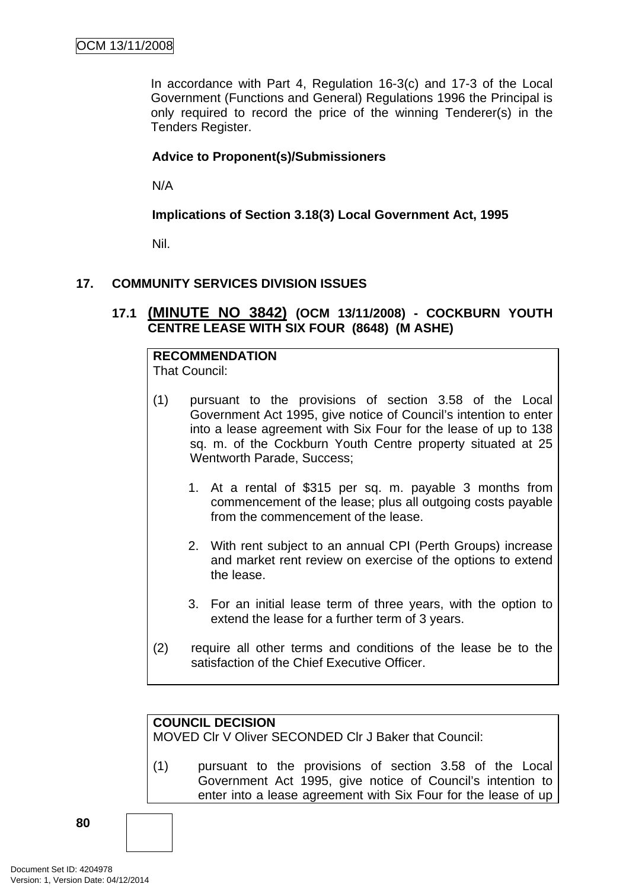In accordance with Part 4, Regulation 16-3(c) and 17-3 of the Local Government (Functions and General) Regulations 1996 the Principal is only required to record the price of the winning Tenderer(s) in the Tenders Register.

**Advice to Proponent(s)/Submissioners**

N/A

**Implications of Section 3.18(3) Local Government Act, 1995**

Nil.

## 17. COMMUNITY SERVICES DIVISION ISSUES

### 17.1 (MINUTE NO 3842) (OCM 13/11/2008) - COCKBURN YOUTH CENTRE LEASE WITH SIX FOUR (8648) (M ASHE)

**RECOMMENDATION**
That Council:

(1) pursuant to the provisions of section 3.58 of the Local Government Act 1995, give notice of Council's intention to enter into a lease agreement with Six Four for the lease of up to 138 sq. m. of the Cockburn Youth Centre property situated at 25 Wentworth Parade, Success;

1. At a rental of $315 per sq. m. payable 3 months from commencement of the lease; plus all outgoing costs payable from the commencement of the lease.

2. With rent subject to an annual CPI (Perth Groups) increase and market rent review on exercise of the options to extend the lease.

3. For an initial lease term of three years, with the option to extend the lease for a further term of 3 years.

(2) require all other terms and conditions of the lease be to the satisfaction of the Chief Executive Officer.

**COUNCIL DECISION**
MOVED Clr V Oliver SECONDED Clr J Baker that Council:

(1) pursuant to the provisions of section 3.58 of the Local Government Act 1995, give notice of Council's intention to enter into a lease agreement with Six Four for the lease of up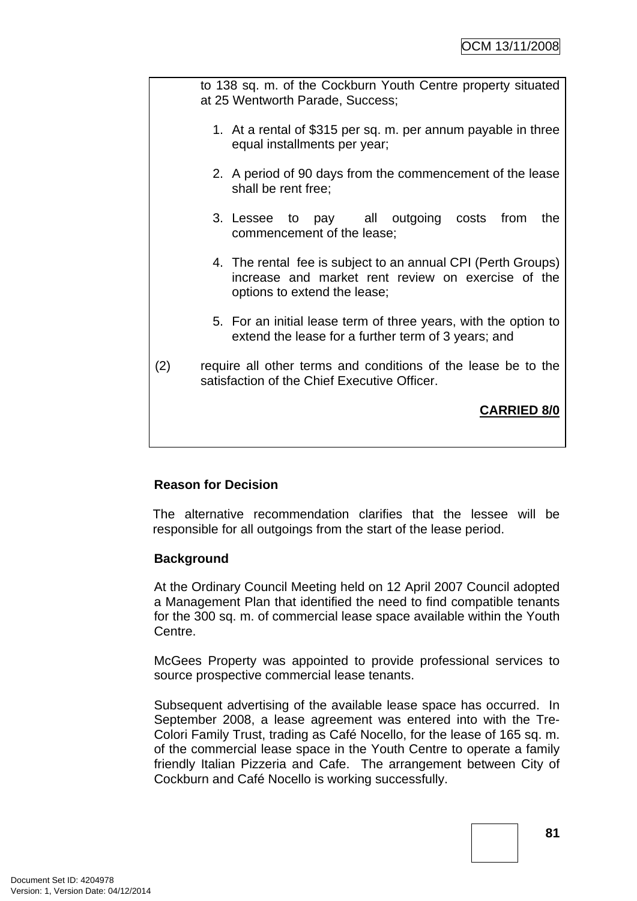to 138 sq. m. of the Cockburn Youth Centre property situated at 25 Wentworth Parade, Success;

1. At a rental of $315 per sq. m. per annum payable in three equal installments per year;

2. A period of 90 days from the commencement of the lease shall be rent free;

3. Lessee to pay all outgoing costs from the commencement of the lease;

4. The rental fee is subject to an annual CPI (Perth Groups) increase and market rent review on exercise of the options to extend the lease;

5. For an initial lease term of three years, with the option to extend the lease for a further term of 3 years; and

(2) require all other terms and conditions of the lease be to the satisfaction of the Chief Executive Officer.

**CARRIED 8/0**

**Reason for Decision**

The alternative recommendation clarifies that the lessee will be responsible for all outgoings from the start of the lease period.

**Background**

At the Ordinary Council Meeting held on 12 April 2007 Council adopted a Management Plan that identified the need to find compatible tenants for the 300 sq. m. of commercial lease space available within the Youth Centre.

McGees Property was appointed to provide professional services to source prospective commercial lease tenants.

Subsequent advertising of the available lease space has occurred. In September 2008, a lease agreement was entered into with the Tre-Colori Family Trust, trading as Café Nocello, for the lease of 165 sq. m. of the commercial lease space in the Youth Centre to operate a family friendly Italian Pizzeria and Cafe. The arrangement between City of Cockburn and Café Nocello is working successfully.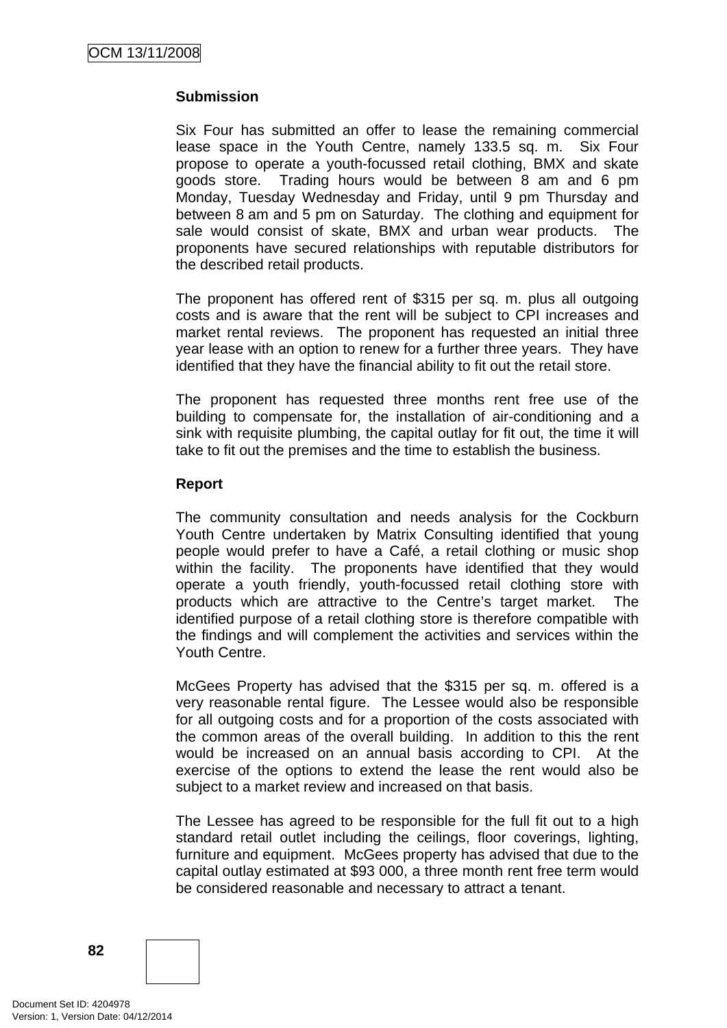**Submission**

Six Four has submitted an offer to lease the remaining commercial lease space in the Youth Centre, namely 133.5 sq. m. Six Four propose to operate a youth-focussed retail clothing, BMX and skate goods store. Trading hours would be between 8 am and 6 pm Monday, Tuesday Wednesday and Friday, until 9 pm Thursday and between 8 am and 5 pm on Saturday. The clothing and equipment for sale would consist of skate, BMX and urban wear products. The proponents have secured relationships with reputable distributors for the described retail products.

The proponent has offered rent of $315 per sq. m. plus all outgoing costs and is aware that the rent will be subject to CPI increases and market rental reviews. The proponent has requested an initial three year lease with an option to renew for a further three years. They have identified that they have the financial ability to fit out the retail store.

The proponent has requested three months rent free use of the building to compensate for, the installation of air-conditioning and a sink with requisite plumbing, the capital outlay for fit out, the time it will take to fit out the premises and the time to establish the business.

**Report**

The community consultation and needs analysis for the Cockburn Youth Centre undertaken by Matrix Consulting identified that young people would prefer to have a Café, a retail clothing or music shop within the facility. The proponents have identified that they would operate a youth friendly, youth-focussed retail clothing store with products which are attractive to the Centre's target market. The identified purpose of a retail clothing store is therefore compatible with the findings and will complement the activities and services within the Youth Centre.

McGees Property has advised that the $315 per sq. m. offered is a very reasonable rental figure. The Lessee would also be responsible for all outgoing costs and for a proportion of the costs associated with the common areas of the overall building. In addition to this the rent would be increased on an annual basis according to CPI. At the exercise of the options to extend the lease the rent would also be subject to a market review and increased on that basis.

The Lessee has agreed to be responsible for the full fit out to a high standard retail outlet including the ceilings, floor coverings, lighting, furniture and equipment. McGees property has advised that due to the capital outlay estimated at $93 000, a three month rent free term would be considered reasonable and necessary to attract a tenant.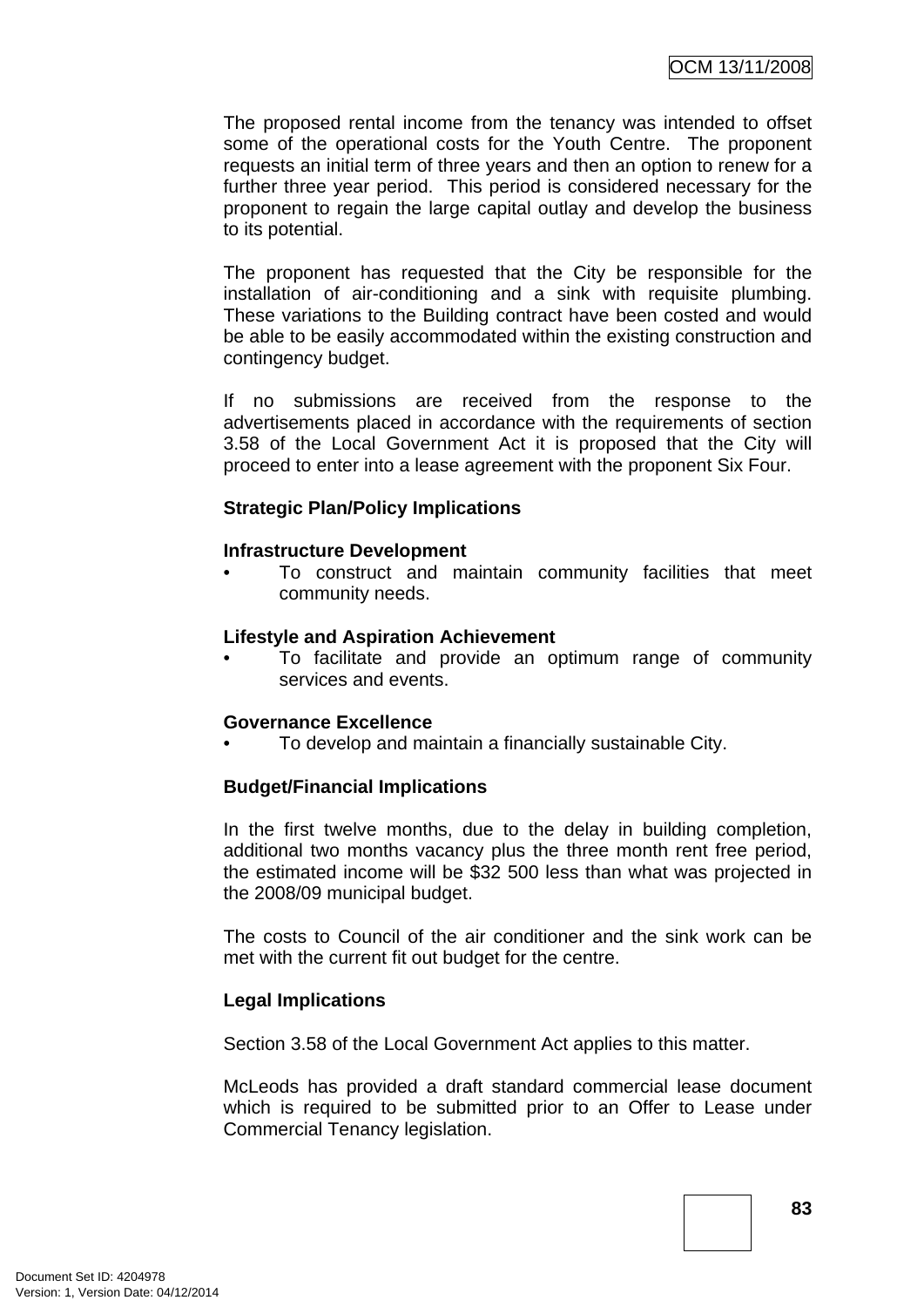The proposed rental income from the tenancy was intended to offset some of the operational costs for the Youth Centre. The proponent requests an initial term of three years and then an option to renew for a further three year period. This period is considered necessary for the proponent to regain the large capital outlay and develop the business to its potential.

The proponent has requested that the City be responsible for the installation of air-conditioning and a sink with requisite plumbing. These variations to the Building contract have been costed and would be able to be easily accommodated within the existing construction and contingency budget.

If no submissions are received from the response to the advertisements placed in accordance with the requirements of section 3.58 of the Local Government Act it is proposed that the City will proceed to enter into a lease agreement with the proponent Six Four.

**Strategic Plan/Policy Implications**

**Infrastructure Development**

- To construct and maintain community facilities that meet community needs.

**Lifestyle and Aspiration Achievement**

- To facilitate and provide an optimum range of community services and events.

**Governance Excellence**

- To develop and maintain a financially sustainable City.

**Budget/Financial Implications**

In the first twelve months, due to the delay in building completion, additional two months vacancy plus the three month rent free period, the estimated income will be $32 500 less than what was projected in the 2008/09 municipal budget.

The costs to Council of the air conditioner and the sink work can be met with the current fit out budget for the centre.

**Legal Implications**

Section 3.58 of the Local Government Act applies to this matter.

McLeods has provided a draft standard commercial lease document which is required to be submitted prior to an Offer to Lease under Commercial Tenancy legislation.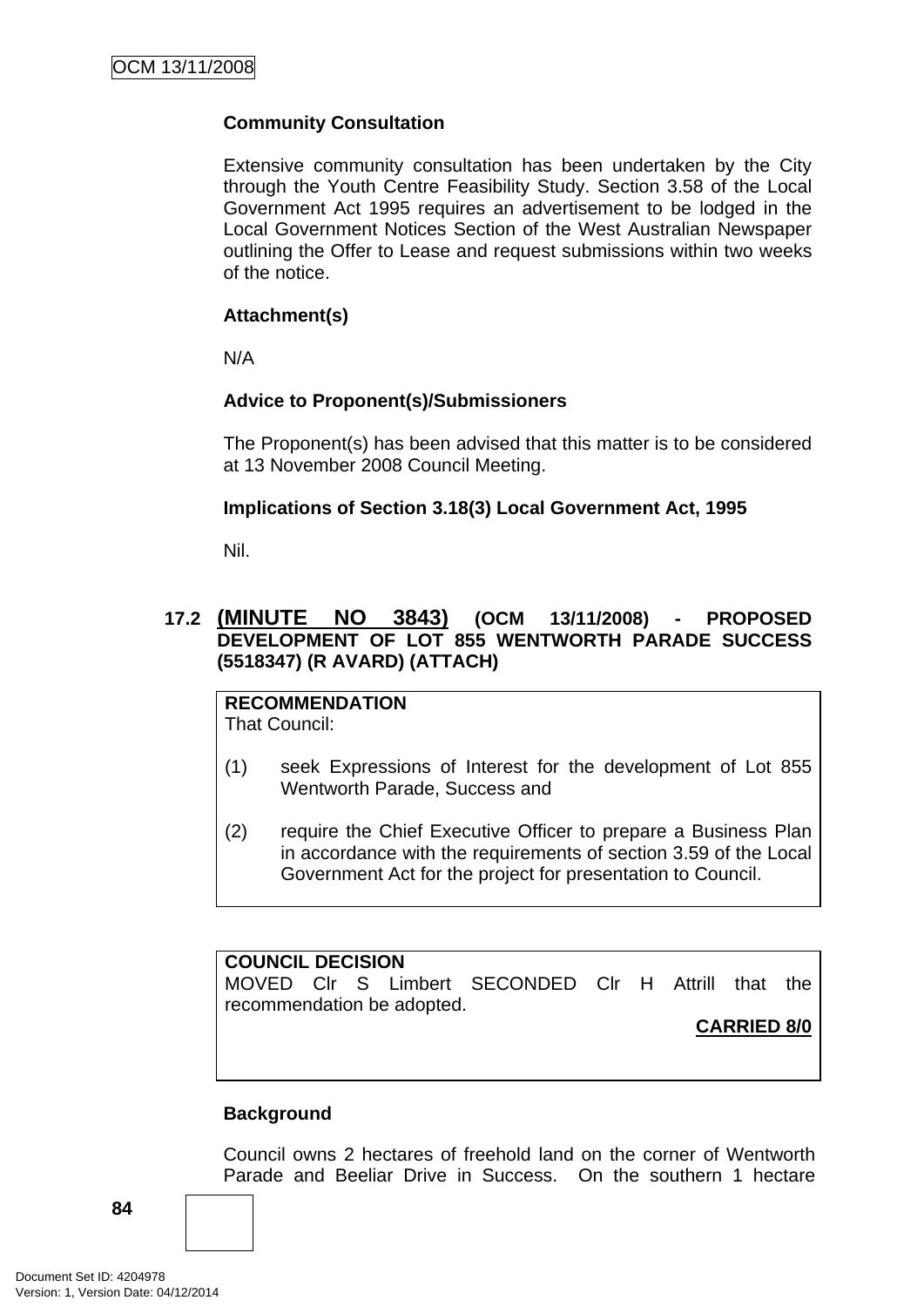**Community Consultation**

Extensive community consultation has been undertaken by the City through the Youth Centre Feasibility Study. Section 3.58 of the Local Government Act 1995 requires an advertisement to be lodged in the Local Government Notices Section of the West Australian Newspaper outlining the Offer to Lease and request submissions within two weeks of the notice.

**Attachment(s)**

N/A

**Advice to Proponent(s)/Submissioners**

The Proponent(s) has been advised that this matter is to be considered at 13 November 2008 Council Meeting.

**Implications of Section 3.18(3) Local Government Act, 1995**

Nil.

### 17.2 (MINUTE NO 3843) (OCM 13/11/2008) - PROPOSED DEVELOPMENT OF LOT 855 WENTWORTH PARADE SUCCESS (5518347) (R AVARD) (ATTACH)

**RECOMMENDATION**
That Council:

(1) seek Expressions of Interest for the development of Lot 855 Wentworth Parade, Success and

(2) require the Chief Executive Officer to prepare a Business Plan in accordance with the requirements of section 3.59 of the Local Government Act for the project for presentation to Council.

**COUNCIL DECISION**
MOVED Clr S Limbert SECONDED Clr H Attrill that the recommendation be adopted.

**CARRIED 8/0**

**Background**

Council owns 2 hectares of freehold land on the corner of Wentworth Parade and Beeliar Drive in Success. On the southern 1 hectare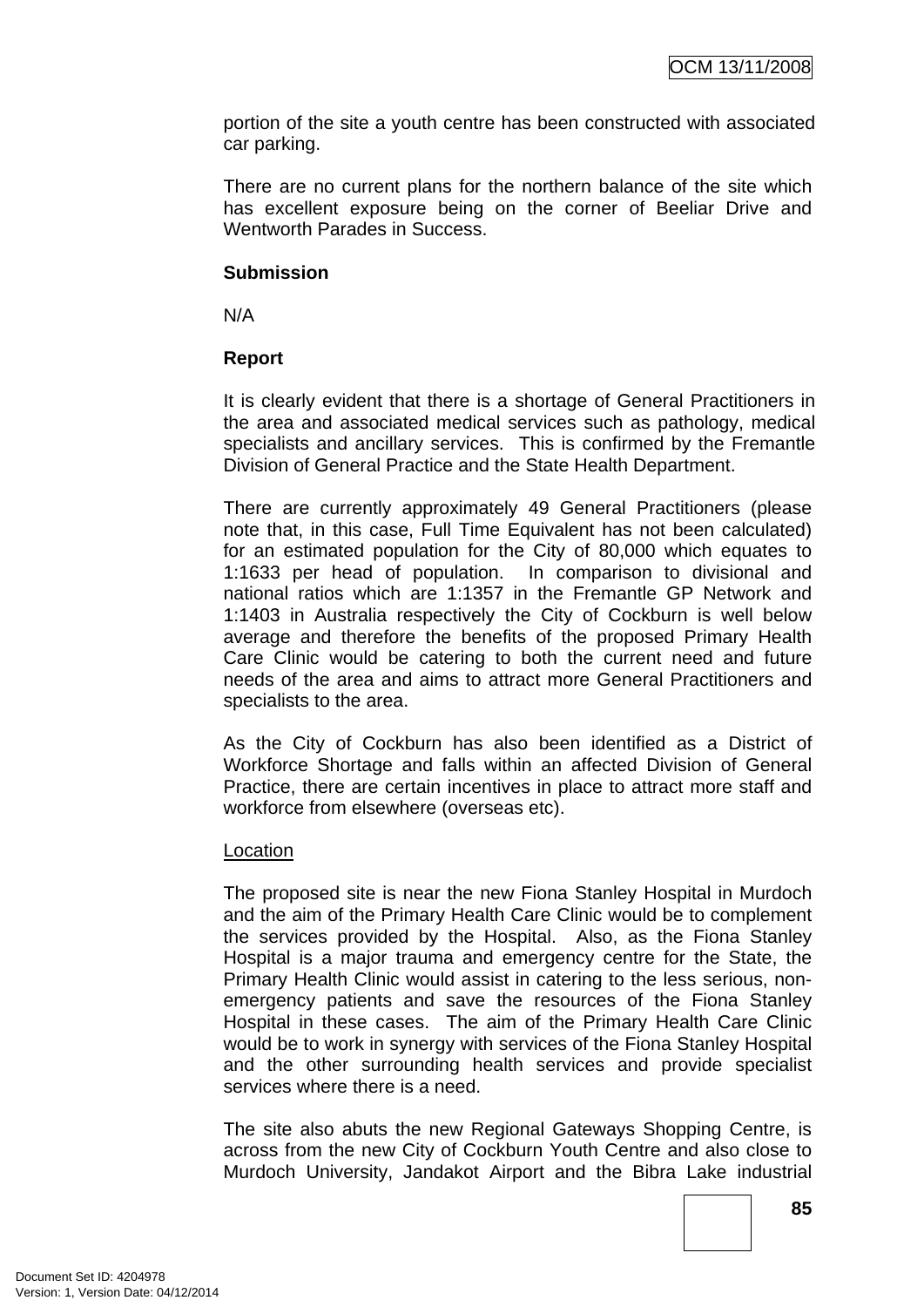portion of the site a youth centre has been constructed with associated car parking.

There are no current plans for the northern balance of the site which has excellent exposure being on the corner of Beeliar Drive and Wentworth Parades in Success.

**Submission**

N/A

**Report**

It is clearly evident that there is a shortage of General Practitioners in the area and associated medical services such as pathology, medical specialists and ancillary services. This is confirmed by the Fremantle Division of General Practice and the State Health Department.

There are currently approximately 49 General Practitioners (please note that, in this case, Full Time Equivalent has not been calculated) for an estimated population for the City of 80,000 which equates to 1:1633 per head of population. In comparison to divisional and national ratios which are 1:1357 in the Fremantle GP Network and 1:1403 in Australia respectively the City of Cockburn is well below average and therefore the benefits of the proposed Primary Health Care Clinic would be catering to both the current need and future needs of the area and aims to attract more General Practitioners and specialists to the area.

As the City of Cockburn has also been identified as a District of Workforce Shortage and falls within an affected Division of General Practice, there are certain incentives in place to attract more staff and workforce from elsewhere (overseas etc).

Location

The proposed site is near the new Fiona Stanley Hospital in Murdoch and the aim of the Primary Health Care Clinic would be to complement the services provided by the Hospital. Also, as the Fiona Stanley Hospital is a major trauma and emergency centre for the State, the Primary Health Clinic would assist in catering to the less serious, non-emergency patients and save the resources of the Fiona Stanley Hospital in these cases. The aim of the Primary Health Care Clinic would be to work in synergy with services of the Fiona Stanley Hospital and the other surrounding health services and provide specialist services where there is a need.

The site also abuts the new Regional Gateways Shopping Centre, is across from the new City of Cockburn Youth Centre and also close to Murdoch University, Jandakot Airport and the Bibra Lake industrial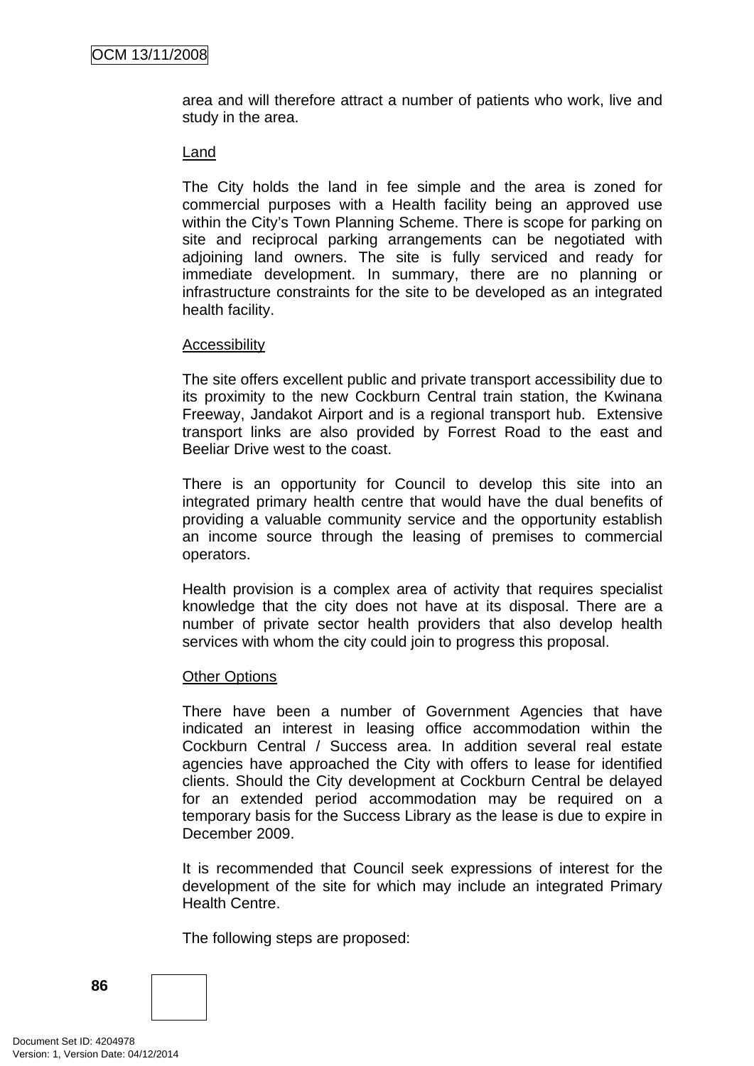area and will therefore attract a number of patients who work, live and study in the area.

Land

The City holds the land in fee simple and the area is zoned for commercial purposes with a Health facility being an approved use within the City's Town Planning Scheme. There is scope for parking on site and reciprocal parking arrangements can be negotiated with adjoining land owners. The site is fully serviced and ready for immediate development. In summary, there are no planning or infrastructure constraints for the site to be developed as an integrated health facility.

Accessibility

The site offers excellent public and private transport accessibility due to its proximity to the new Cockburn Central train station, the Kwinana Freeway, Jandakot Airport and is a regional transport hub. Extensive transport links are also provided by Forrest Road to the east and Beeliar Drive west to the coast.

There is an opportunity for Council to develop this site into an integrated primary health centre that would have the dual benefits of providing a valuable community service and the opportunity establish an income source through the leasing of premises to commercial operators.

Health provision is a complex area of activity that requires specialist knowledge that the city does not have at its disposal. There are a number of private sector health providers that also develop health services with whom the city could join to progress this proposal.

Other Options

There have been a number of Government Agencies that have indicated an interest in leasing office accommodation within the Cockburn Central / Success area. In addition several real estate agencies have approached the City with offers to lease for identified clients. Should the City development at Cockburn Central be delayed for an extended period accommodation may be required on a temporary basis for the Success Library as the lease is due to expire in December 2009.

It is recommended that Council seek expressions of interest for the development of the site for which may include an integrated Primary Health Centre.

The following steps are proposed: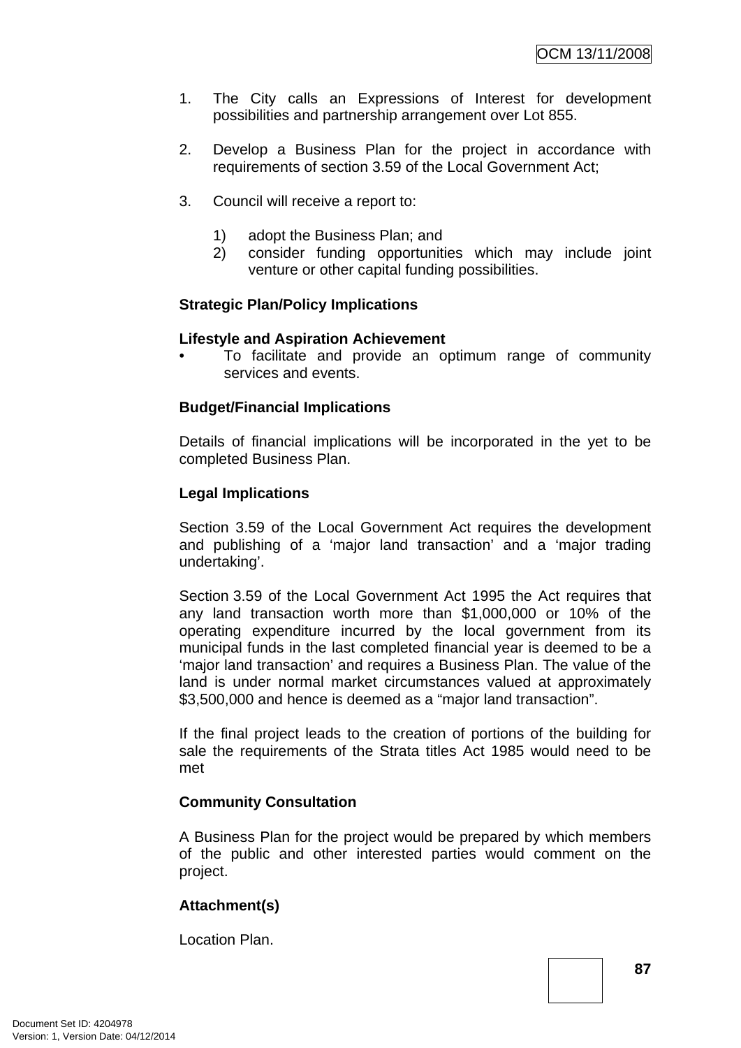1. The City calls an Expressions of Interest for development possibilities and partnership arrangement over Lot 855.

2. Develop a Business Plan for the project in accordance with requirements of section 3.59 of the Local Government Act;

3. Council will receive a report to:

   1) adopt the Business Plan; and
   2) consider funding opportunities which may include joint venture or other capital funding possibilities.

**Strategic Plan/Policy Implications**

**Lifestyle and Aspiration Achievement**

- To facilitate and provide an optimum range of community services and events.

**Budget/Financial Implications**

Details of financial implications will be incorporated in the yet to be completed Business Plan.

**Legal Implications**

Section 3.59 of the Local Government Act requires the development and publishing of a 'major land transaction' and a 'major trading undertaking'.

Section 3.59 of the Local Government Act 1995 the Act requires that any land transaction worth more than $1,000,000 or 10% of the operating expenditure incurred by the local government from its municipal funds in the last completed financial year is deemed to be a 'major land transaction' and requires a Business Plan. The value of the land is under normal market circumstances valued at approximately $3,500,000 and hence is deemed as a "major land transaction".

If the final project leads to the creation of portions of the building for sale the requirements of the Strata titles Act 1985 would need to be met

**Community Consultation**

A Business Plan for the project would be prepared by which members of the public and other interested parties would comment on the project.

**Attachment(s)**

Location Plan.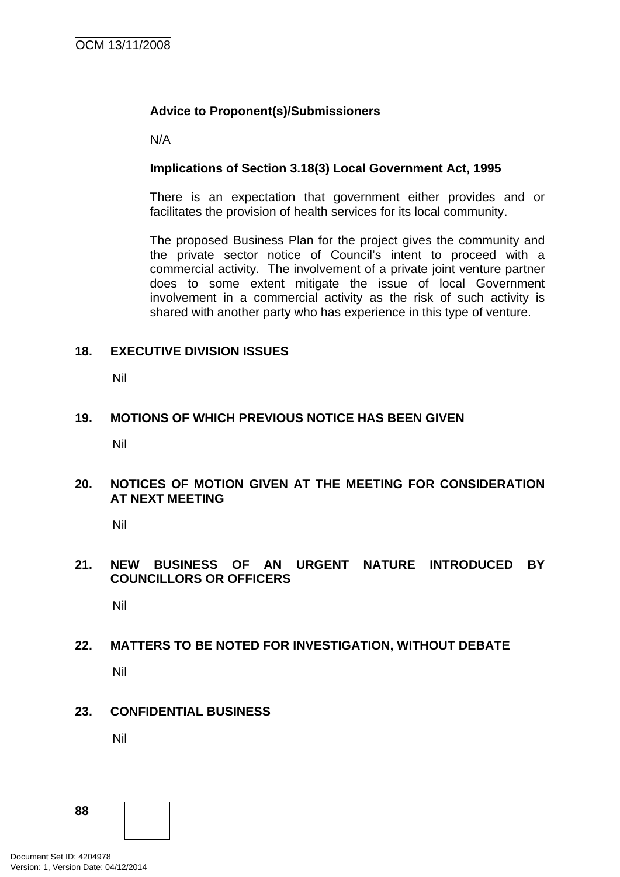**Advice to Proponent(s)/Submissioners**

N/A

**Implications of Section 3.18(3) Local Government Act, 1995**

There is an expectation that government either provides and or facilitates the provision of health services for its local community.

The proposed Business Plan for the project gives the community and the private sector notice of Council's intent to proceed with a commercial activity. The involvement of a private joint venture partner does to some extent mitigate the issue of local Government involvement in a commercial activity as the risk of such activity is shared with another party who has experience in this type of venture.

## 18. EXECUTIVE DIVISION ISSUES

Nil

## 19. MOTIONS OF WHICH PREVIOUS NOTICE HAS BEEN GIVEN

Nil

## 20. NOTICES OF MOTION GIVEN AT THE MEETING FOR CONSIDERATION AT NEXT MEETING

Nil

## 21. NEW BUSINESS OF AN URGENT NATURE INTRODUCED BY COUNCILLORS OR OFFICERS

Nil

## 22. MATTERS TO BE NOTED FOR INVESTIGATION, WITHOUT DEBATE

Nil

## 23. CONFIDENTIAL BUSINESS

Nil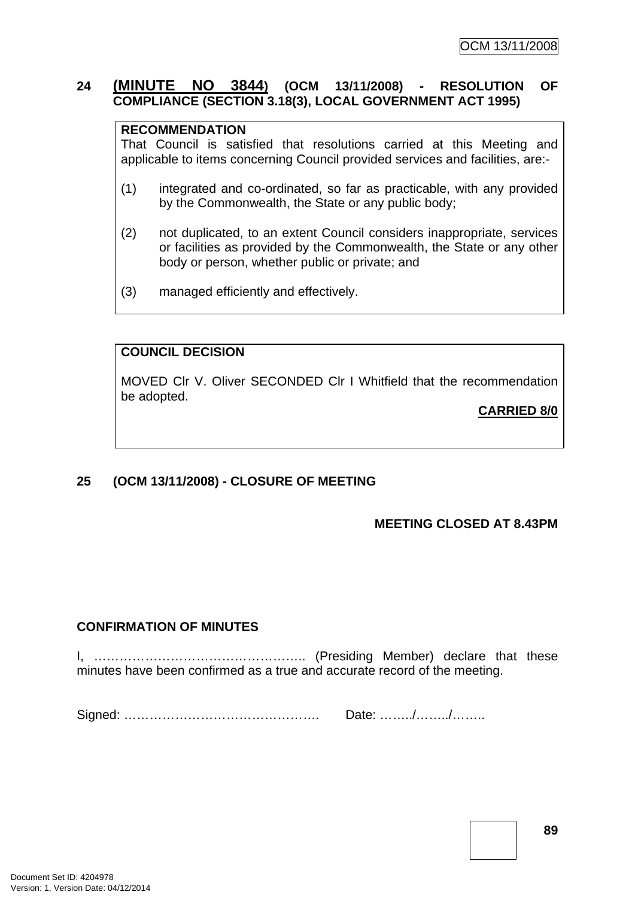## 24 (MINUTE NO 3844) (OCM 13/11/2008) - RESOLUTION OF COMPLIANCE (SECTION 3.18(3), LOCAL GOVERNMENT ACT 1995)

**RECOMMENDATION**

That Council is satisfied that resolutions carried at this Meeting and applicable to items concerning Council provided services and facilities, are:-

(1) integrated and co-ordinated, so far as practicable, with any provided by the Commonwealth, the State or any public body;

(2) not duplicated, to an extent Council considers inappropriate, services or facilities as provided by the Commonwealth, the State or any other body or person, whether public or private; and

(3) managed efficiently and effectively.

**COUNCIL DECISION**

MOVED Clr V. Oliver SECONDED Clr I Whitfield that the recommendation be adopted.

**CARRIED 8/0**

## 25 (OCM 13/11/2008) - CLOSURE OF MEETING

**MEETING CLOSED AT 8.43PM**

**CONFIRMATION OF MINUTES**

I, ………………………………………….. (Presiding Member) declare that these minutes have been confirmed as a true and accurate record of the meeting.

Signed: ……………………………………… Date: ……../……../……..

Document Set ID: 4204978
Version: 1, Version Date: 04/12/2014